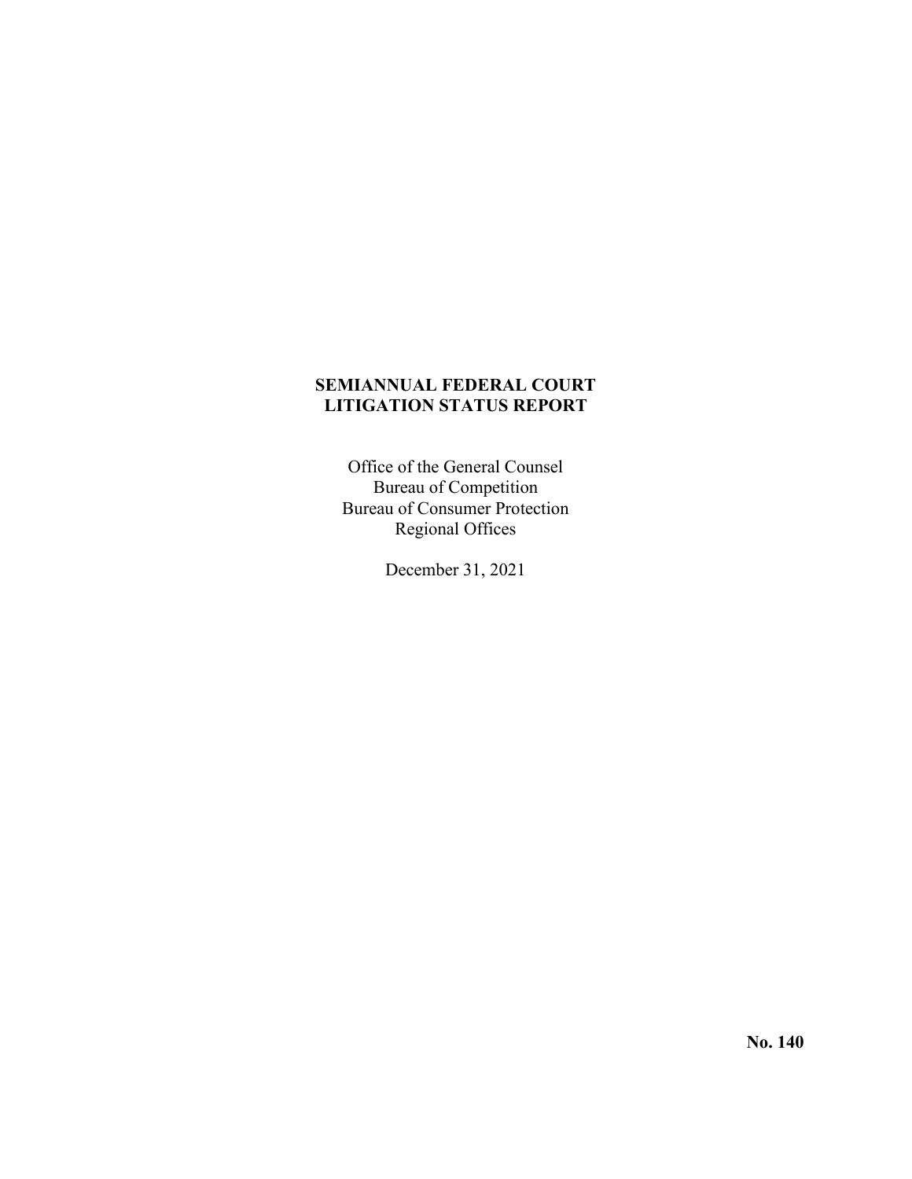# SEMIANNUAL FEDERAL COURT LITIGATION STATUS REPORT

Office of the General Counsel
Bureau of Competition
Bureau of Consumer Protection
Regional Offices

December 31, 2021

**No. 140**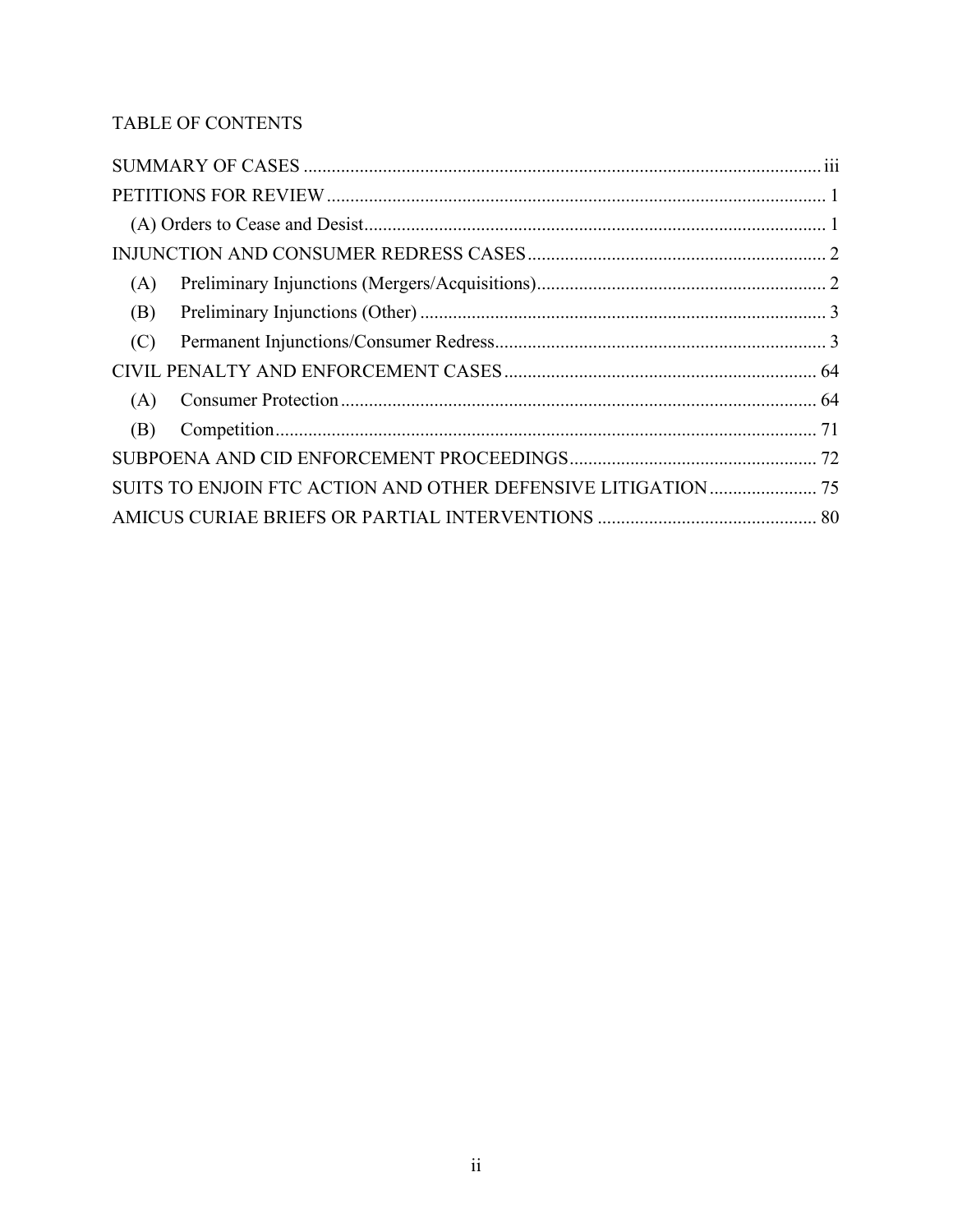## TABLE OF CONTENTS

- SUMMARY OF CASES ..... iii
- PETITIONS FOR REVIEW ..... 1
  - (A) Orders to Cease and Desist ..... 1
- INJUNCTION AND CONSUMER REDRESS CASES ..... 2
  - (A) Preliminary Injunctions (Mergers/Acquisitions) ..... 2
  - (B) Preliminary Injunctions (Other) ..... 3
  - (C) Permanent Injunctions/Consumer Redress ..... 3
- CIVIL PENALTY AND ENFORCEMENT CASES ..... 64
  - (A) Consumer Protection ..... 64
  - (B) Competition ..... 71
- SUBPOENA AND CID ENFORCEMENT PROCEEDINGS ..... 72
- SUITS TO ENJOIN FTC ACTION AND OTHER DEFENSIVE LITIGATION ..... 75
- AMICUS CURIAE BRIEFS OR PARTIAL INTERVENTIONS ..... 80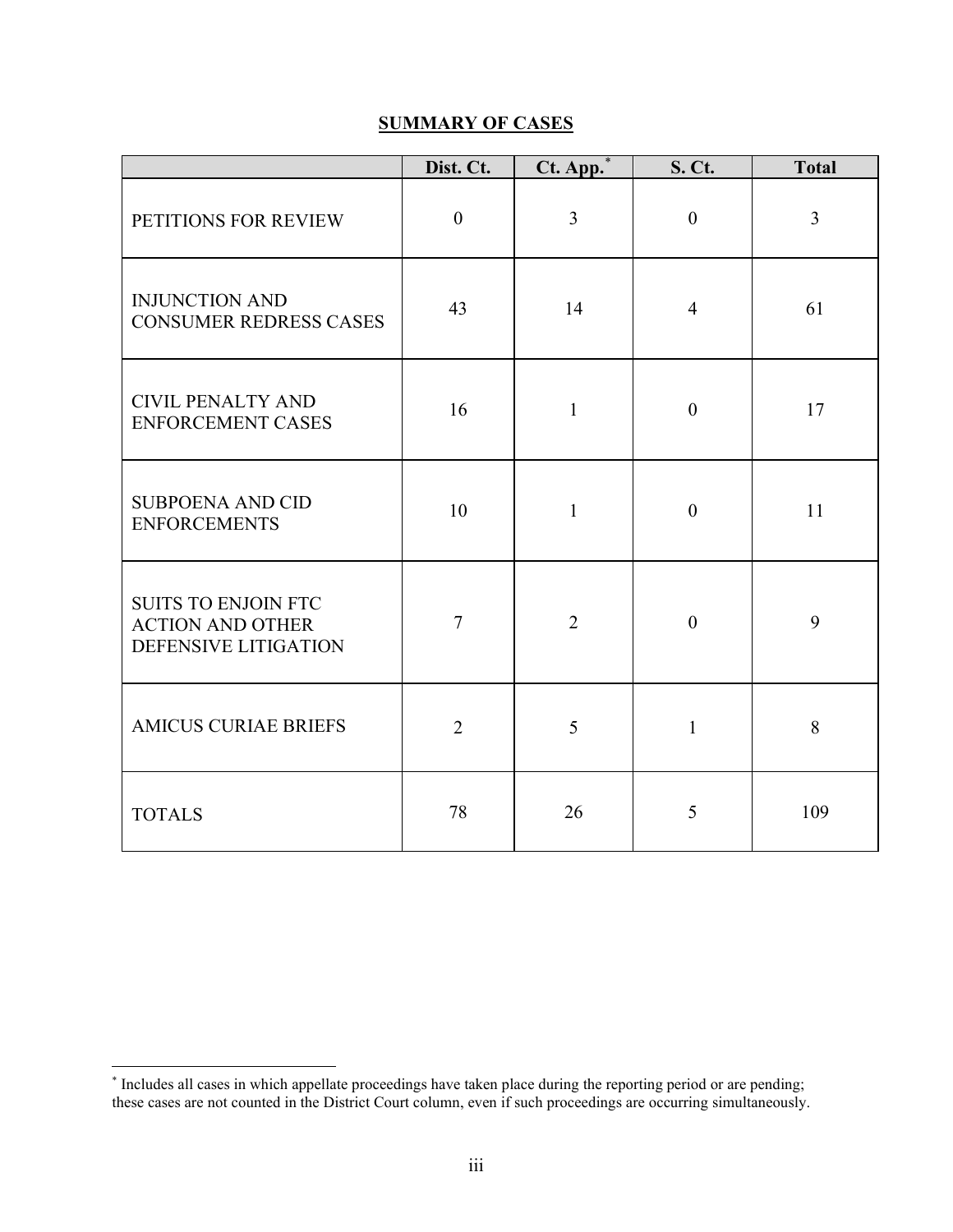## SUMMARY OF CASES

| | Dist. Ct. | Ct. App.* | S. Ct. | Total |
|---|---|---|---|---|
| PETITIONS FOR REVIEW | 0 | 3 | 0 | 3 |
| INJUNCTION AND CONSUMER REDRESS CASES | 43 | 14 | 4 | 61 |
| CIVIL PENALTY AND ENFORCEMENT CASES | 16 | 1 | 0 | 17 |
| SUBPOENA AND CID ENFORCEMENTS | 10 | 1 | 0 | 11 |
| SUITS TO ENJOIN FTC ACTION AND OTHER DEFENSIVE LITIGATION | 7 | 2 | 0 | 9 |
| AMICUS CURIAE BRIEFS | 2 | 5 | 1 | 8 |
| TOTALS | 78 | 26 | 5 | 109 |

* Includes all cases in which appellate proceedings have taken place during the reporting period or are pending; these cases are not counted in the District Court column, even if such proceedings are occurring simultaneously.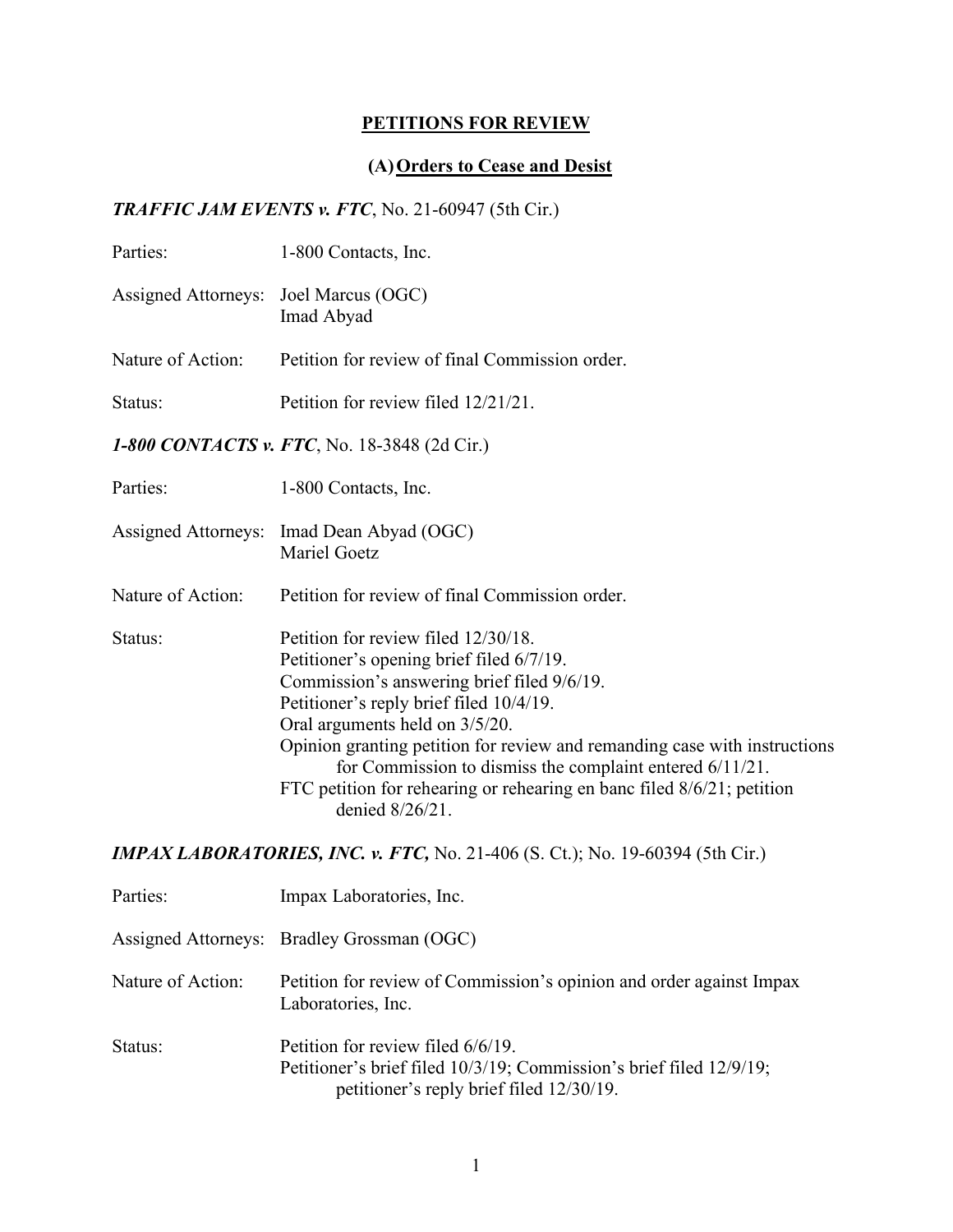## PETITIONS FOR REVIEW

### (A) Orders to Cease and Desist

***TRAFFIC JAM EVENTS v. FTC***, No. 21-60947 (5th Cir.)

Parties: 1-800 Contacts, Inc.

Assigned Attorneys: Joel Marcus (OGC)
Imad Abyad

Nature of Action: Petition for review of final Commission order.

Status: Petition for review filed 12/21/21.

***1-800 CONTACTS v. FTC***, No. 18-3848 (2d Cir.)

Parties: 1-800 Contacts, Inc.

Assigned Attorneys: Imad Dean Abyad (OGC)
Mariel Goetz

Nature of Action: Petition for review of final Commission order.

Status: Petition for review filed 12/30/18.
Petitioner's opening brief filed 6/7/19.
Commission's answering brief filed 9/6/19.
Petitioner's reply brief filed 10/4/19.
Oral arguments held on 3/5/20.
Opinion granting petition for review and remanding case with instructions for Commission to dismiss the complaint entered 6/11/21.
FTC petition for rehearing or rehearing en banc filed 8/6/21; petition denied 8/26/21.

***IMPAX LABORATORIES, INC. v. FTC,*** No. 21-406 (S. Ct.); No. 19-60394 (5th Cir.)

Parties: Impax Laboratories, Inc.

Assigned Attorneys: Bradley Grossman (OGC)

Nature of Action: Petition for review of Commission's opinion and order against Impax Laboratories, Inc.

Status: Petition for review filed 6/6/19.
Petitioner's brief filed 10/3/19; Commission's brief filed 12/9/19; petitioner's reply brief filed 12/30/19.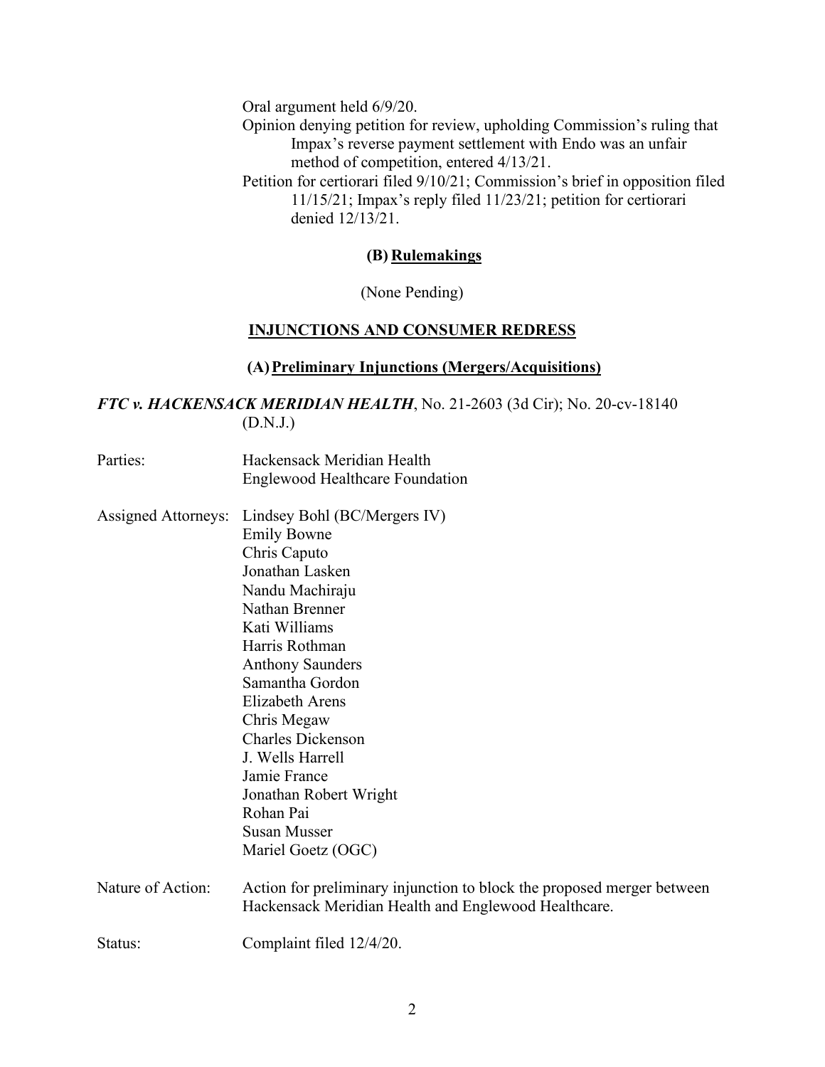Oral argument held 6/9/20.

Opinion denying petition for review, upholding Commission's ruling that Impax's reverse payment settlement with Endo was an unfair method of competition, entered 4/13/21.

Petition for certiorari filed 9/10/21; Commission's brief in opposition filed 11/15/21; Impax's reply filed 11/23/21; petition for certiorari denied 12/13/21.

### (B) Rulemakings

(None Pending)

## INJUNCTIONS AND CONSUMER REDRESS

### (A) Preliminary Injunctions (Mergers/Acquisitions)

***FTC v. HACKENSACK MERIDIAN HEALTH***, No. 21-2603 (3d Cir); No. 20-cv-18140 (D.N.J.)

Parties: Hackensack Meridian Health
Englewood Healthcare Foundation

Assigned Attorneys: Lindsey Bohl (BC/Mergers IV)
Emily Bowne
Chris Caputo
Jonathan Lasken
Nandu Machiraju
Nathan Brenner
Kati Williams
Harris Rothman
Anthony Saunders
Samantha Gordon
Elizabeth Arens
Chris Megaw
Charles Dickenson
J. Wells Harrell
Jamie France
Jonathan Robert Wright
Rohan Pai
Susan Musser
Mariel Goetz (OGC)

Nature of Action: Action for preliminary injunction to block the proposed merger between Hackensack Meridian Health and Englewood Healthcare.

Status: Complaint filed 12/4/20.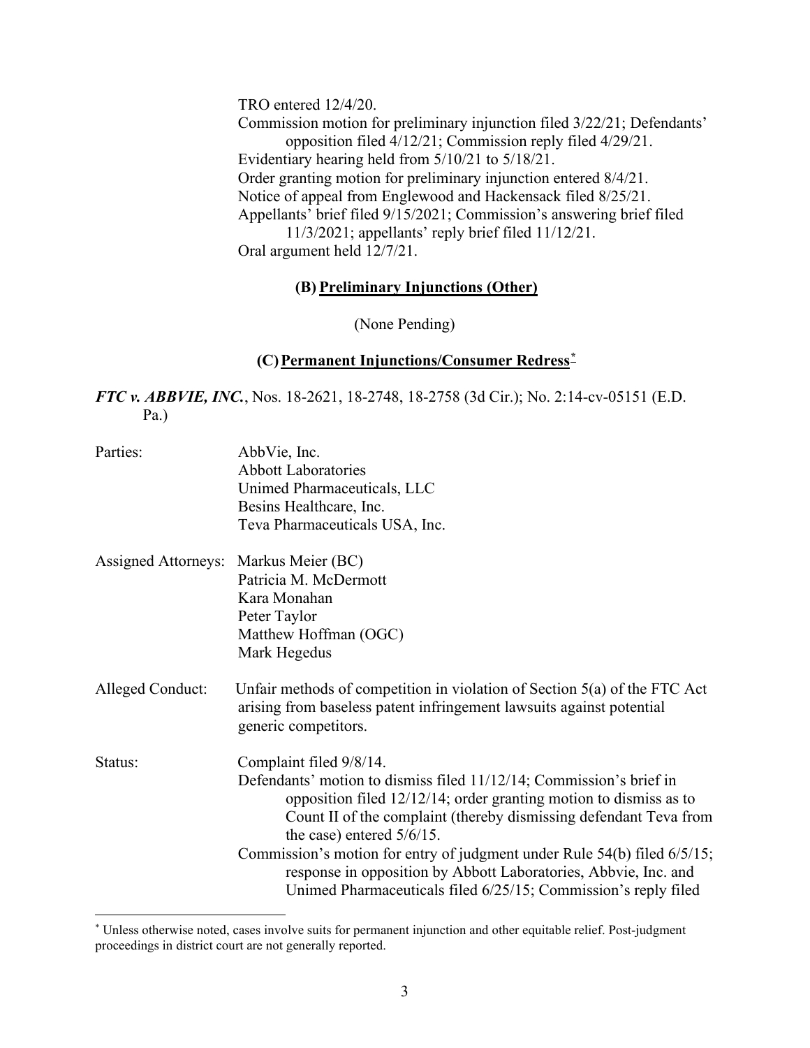TRO entered 12/4/20.
Commission motion for preliminary injunction filed 3/22/21; Defendants' opposition filed 4/12/21; Commission reply filed 4/29/21.
Evidentiary hearing held from 5/10/21 to 5/18/21.
Order granting motion for preliminary injunction entered 8/4/21.
Notice of appeal from Englewood and Hackensack filed 8/25/21.
Appellants' brief filed 9/15/2021; Commission's answering brief filed 11/3/2021; appellants' reply brief filed 11/12/21.
Oral argument held 12/7/21.

### (B) Preliminary Injunctions (Other)

(None Pending)

### (C) Permanent Injunctions/Consumer Redress*

***FTC v. ABBVIE, INC.***, Nos. 18-2621, 18-2748, 18-2758 (3d Cir.); No. 2:14-cv-05151 (E.D. Pa.)

Parties: AbbVie, Inc.
Abbott Laboratories
Unimed Pharmaceuticals, LLC
Besins Healthcare, Inc.
Teva Pharmaceuticals USA, Inc.

Assigned Attorneys: Markus Meier (BC)
Patricia M. McDermott
Kara Monahan
Peter Taylor
Matthew Hoffman (OGC)
Mark Hegedus

Alleged Conduct: Unfair methods of competition in violation of Section 5(a) of the FTC Act arising from baseless patent infringement lawsuits against potential generic competitors.

Status: Complaint filed 9/8/14.
Defendants' motion to dismiss filed 11/12/14; Commission's brief in opposition filed 12/12/14; order granting motion to dismiss as to Count II of the complaint (thereby dismissing defendant Teva from the case) entered 5/6/15.
Commission's motion for entry of judgment under Rule 54(b) filed 6/5/15; response in opposition by Abbott Laboratories, Abbvie, Inc. and Unimed Pharmaceuticals filed 6/25/15; Commission's reply filed

* Unless otherwise noted, cases involve suits for permanent injunction and other equitable relief. Post-judgment proceedings in district court are not generally reported.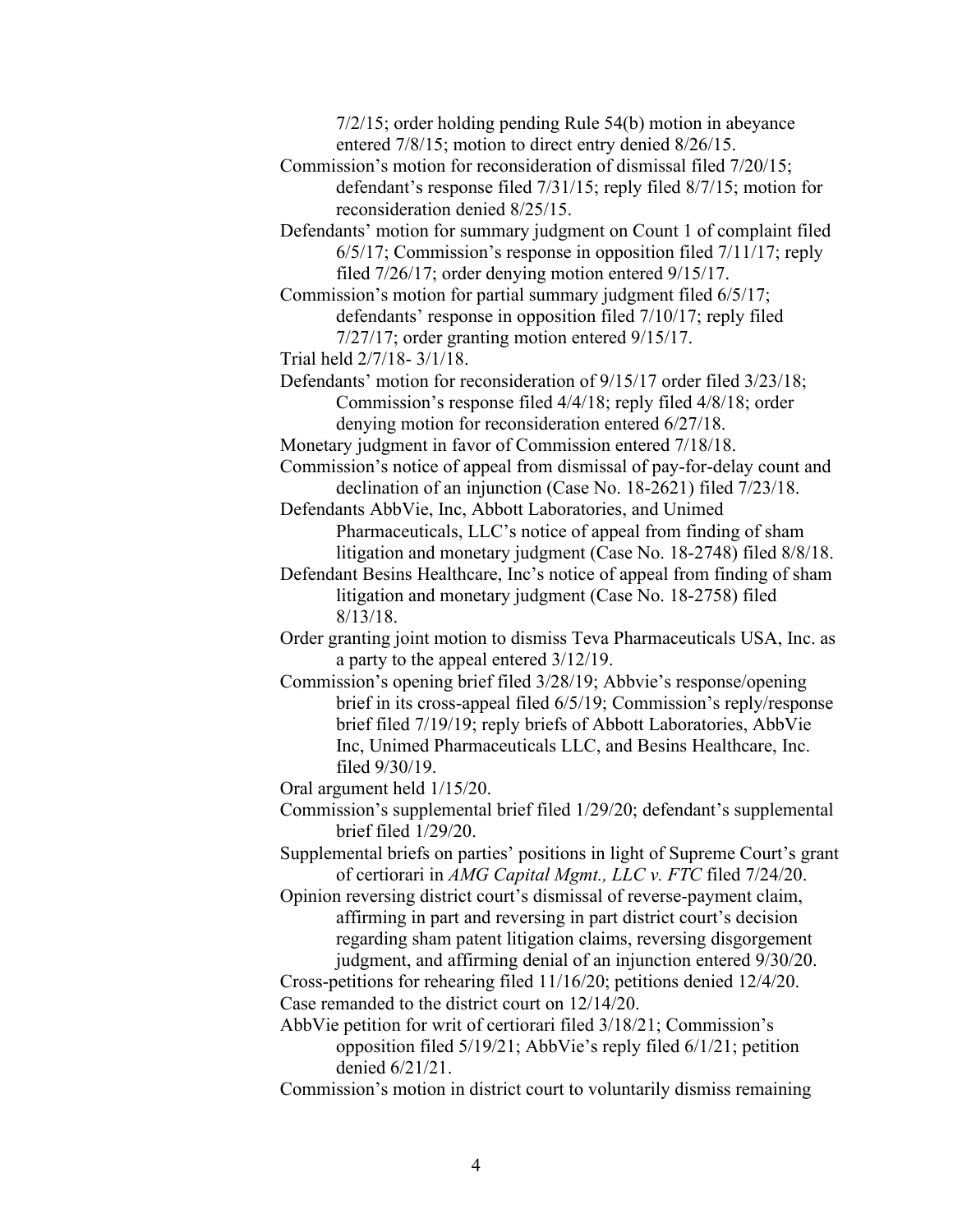7/2/15; order holding pending Rule 54(b) motion in abeyance entered 7/8/15; motion to direct entry denied 8/26/15.

Commission's motion for reconsideration of dismissal filed 7/20/15; defendant's response filed 7/31/15; reply filed 8/7/15; motion for reconsideration denied 8/25/15.

Defendants' motion for summary judgment on Count 1 of complaint filed 6/5/17; Commission's response in opposition filed 7/11/17; reply filed 7/26/17; order denying motion entered 9/15/17.

Commission's motion for partial summary judgment filed 6/5/17; defendants' response in opposition filed 7/10/17; reply filed 7/27/17; order granting motion entered 9/15/17.

Trial held 2/7/18- 3/1/18.

Defendants' motion for reconsideration of 9/15/17 order filed 3/23/18; Commission's response filed 4/4/18; reply filed 4/8/18; order denying motion for reconsideration entered 6/27/18.

Monetary judgment in favor of Commission entered 7/18/18.

Commission's notice of appeal from dismissal of pay-for-delay count and declination of an injunction (Case No. 18-2621) filed 7/23/18.

Defendants AbbVie, Inc, Abbott Laboratories, and Unimed Pharmaceuticals, LLC's notice of appeal from finding of sham litigation and monetary judgment (Case No. 18-2748) filed 8/8/18.

Defendant Besins Healthcare, Inc's notice of appeal from finding of sham litigation and monetary judgment (Case No. 18-2758) filed 8/13/18.

Order granting joint motion to dismiss Teva Pharmaceuticals USA, Inc. as a party to the appeal entered 3/12/19.

Commission's opening brief filed 3/28/19; Abbvie's response/opening brief in its cross-appeal filed 6/5/19; Commission's reply/response brief filed 7/19/19; reply briefs of Abbott Laboratories, AbbVie Inc, Unimed Pharmaceuticals LLC, and Besins Healthcare, Inc. filed 9/30/19.

Oral argument held 1/15/20.

Commission's supplemental brief filed 1/29/20; defendant's supplemental brief filed 1/29/20.

Supplemental briefs on parties' positions in light of Supreme Court's grant of certiorari in *AMG Capital Mgmt., LLC v. FTC* filed 7/24/20.

Opinion reversing district court's dismissal of reverse-payment claim, affirming in part and reversing in part district court's decision regarding sham patent litigation claims, reversing disgorgement judgment, and affirming denial of an injunction entered 9/30/20.

Cross-petitions for rehearing filed 11/16/20; petitions denied 12/4/20.

Case remanded to the district court on 12/14/20.

AbbVie petition for writ of certiorari filed 3/18/21; Commission's opposition filed 5/19/21; AbbVie's reply filed 6/1/21; petition denied 6/21/21.

Commission's motion in district court to voluntarily dismiss remaining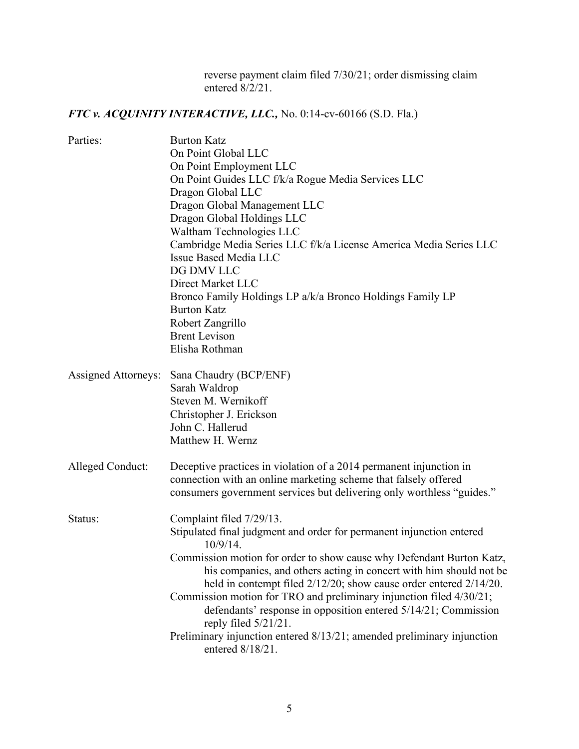reverse payment claim filed 7/30/21; order dismissing claim entered 8/2/21.

***FTC v. ACQUINITY INTERACTIVE, LLC.,*** No. 0:14-cv-60166 (S.D. Fla.)

Parties:
Burton Katz
On Point Global LLC
On Point Employment LLC
On Point Guides LLC f/k/a Rogue Media Services LLC
Dragon Global LLC
Dragon Global Management LLC
Dragon Global Holdings LLC
Waltham Technologies LLC
Cambridge Media Series LLC f/k/a License America Media Series LLC
Issue Based Media LLC
DG DMV LLC
Direct Market LLC
Bronco Family Holdings LP a/k/a Bronco Holdings Family LP
Burton Katz
Robert Zangrillo
Brent Levison
Elisha Rothman

Assigned Attorneys:
Sana Chaudry (BCP/ENF)
Sarah Waldrop
Steven M. Wernikoff
Christopher J. Erickson
John C. Hallerud
Matthew H. Wernz

Alleged Conduct: Deceptive practices in violation of a 2014 permanent injunction in connection with an online marketing scheme that falsely offered consumers government services but delivering only worthless "guides."

Status:
Complaint filed 7/29/13.
Stipulated final judgment and order for permanent injunction entered 10/9/14.
Commission motion for order to show cause why Defendant Burton Katz, his companies, and others acting in concert with him should not be held in contempt filed 2/12/20; show cause order entered 2/14/20.
Commission motion for TRO and preliminary injunction filed 4/30/21; defendants' response in opposition entered 5/14/21; Commission reply filed 5/21/21.
Preliminary injunction entered 8/13/21; amended preliminary injunction entered 8/18/21.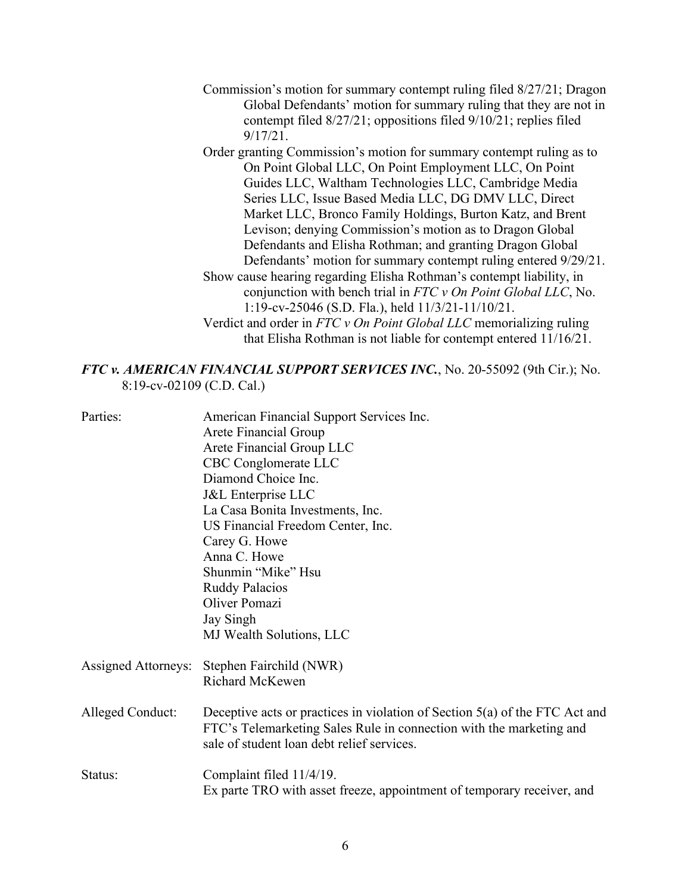Commission's motion for summary contempt ruling filed 8/27/21; Dragon Global Defendants' motion for summary ruling that they are not in contempt filed 8/27/21; oppositions filed 9/10/21; replies filed 9/17/21.

Order granting Commission's motion for summary contempt ruling as to On Point Global LLC, On Point Employment LLC, On Point Guides LLC, Waltham Technologies LLC, Cambridge Media Series LLC, Issue Based Media LLC, DG DMV LLC, Direct Market LLC, Bronco Family Holdings, Burton Katz, and Brent Levison; denying Commission's motion as to Dragon Global Defendants and Elisha Rothman; and granting Dragon Global Defendants' motion for summary contempt ruling entered 9/29/21.

Show cause hearing regarding Elisha Rothman's contempt liability, in conjunction with bench trial in *FTC v On Point Global LLC*, No. 1:19-cv-25046 (S.D. Fla.), held 11/3/21-11/10/21.

Verdict and order in *FTC v On Point Global LLC* memorializing ruling that Elisha Rothman is not liable for contempt entered 11/16/21.

***FTC v. AMERICAN FINANCIAL SUPPORT SERVICES INC.***, No. 20-55092 (9th Cir.); No. 8:19-cv-02109 (C.D. Cal.)

Parties: American Financial Support Services Inc.
Arete Financial Group
Arete Financial Group LLC
CBC Conglomerate LLC
Diamond Choice Inc.
J&L Enterprise LLC
La Casa Bonita Investments, Inc.
US Financial Freedom Center, Inc.
Carey G. Howe
Anna C. Howe
Shunmin "Mike" Hsu
Ruddy Palacios
Oliver Pomazi
Jay Singh
MJ Wealth Solutions, LLC

Assigned Attorneys: Stephen Fairchild (NWR)
Richard McKewen

Alleged Conduct: Deceptive acts or practices in violation of Section 5(a) of the FTC Act and FTC's Telemarketing Sales Rule in connection with the marketing and sale of student loan debt relief services.

Status: Complaint filed 11/4/19.
Ex parte TRO with asset freeze, appointment of temporary receiver, and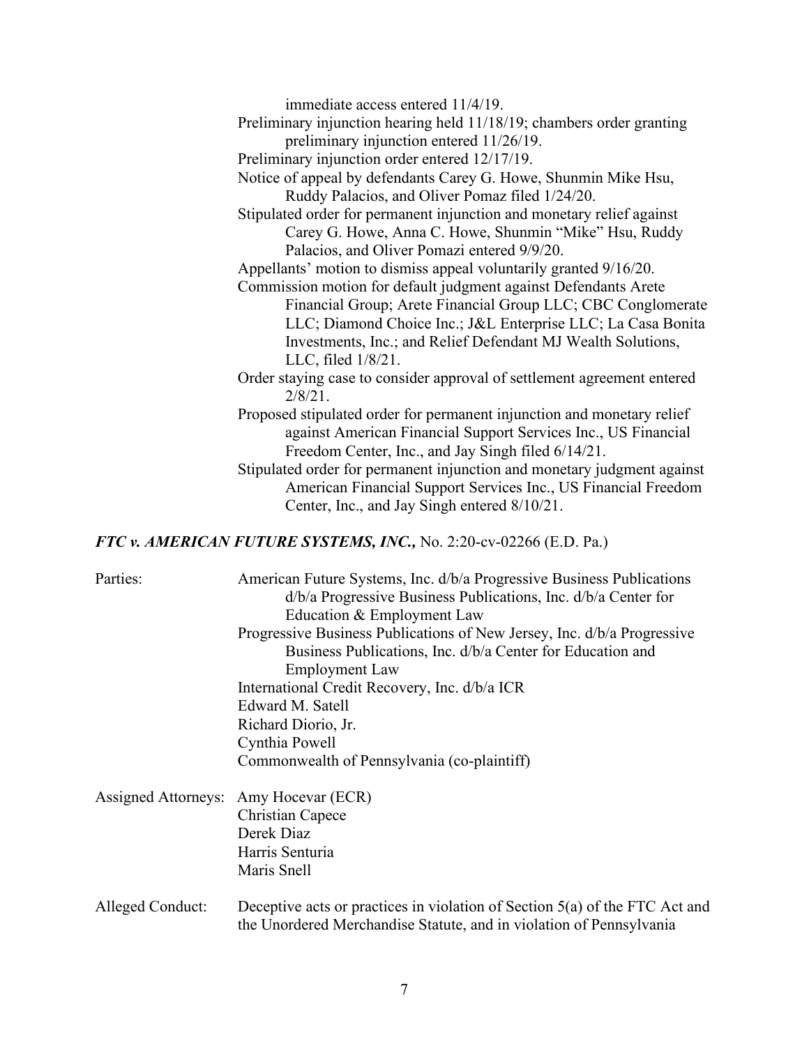immediate access entered 11/4/19.

Preliminary injunction hearing held 11/18/19; chambers order granting preliminary injunction entered 11/26/19.

Preliminary injunction order entered 12/17/19.

Notice of appeal by defendants Carey G. Howe, Shunmin Mike Hsu, Ruddy Palacios, and Oliver Pomaz filed 1/24/20.

Stipulated order for permanent injunction and monetary relief against Carey G. Howe, Anna C. Howe, Shunmin "Mike" Hsu, Ruddy Palacios, and Oliver Pomazi entered 9/9/20.

Appellants' motion to dismiss appeal voluntarily granted 9/16/20.

Commission motion for default judgment against Defendants Arete Financial Group; Arete Financial Group LLC; CBC Conglomerate LLC; Diamond Choice Inc.; J&L Enterprise LLC; La Casa Bonita Investments, Inc.; and Relief Defendant MJ Wealth Solutions, LLC, filed 1/8/21.

Order staying case to consider approval of settlement agreement entered 2/8/21.

Proposed stipulated order for permanent injunction and monetary relief against American Financial Support Services Inc., US Financial Freedom Center, Inc., and Jay Singh filed 6/14/21.

Stipulated order for permanent injunction and monetary judgment against American Financial Support Services Inc., US Financial Freedom Center, Inc., and Jay Singh entered 8/10/21.

### *FTC v. AMERICAN FUTURE SYSTEMS, INC.,* No. 2:20-cv-02266 (E.D. Pa.)

Parties:

American Future Systems, Inc. d/b/a Progressive Business Publications d/b/a Progressive Business Publications, Inc. d/b/a Center for Education & Employment Law

Progressive Business Publications of New Jersey, Inc. d/b/a Progressive Business Publications, Inc. d/b/a Center for Education and Employment Law

International Credit Recovery, Inc. d/b/a ICR

Edward M. Satell

Richard Diorio, Jr.

Cynthia Powell

Commonwealth of Pennsylvania (co-plaintiff)

Assigned Attorneys:

Amy Hocevar (ECR)

Christian Capece

Derek Diaz

Harris Senturia

Maris Snell

Alleged Conduct:

Deceptive acts or practices in violation of Section 5(a) of the FTC Act and the Unordered Merchandise Statute, and in violation of Pennsylvania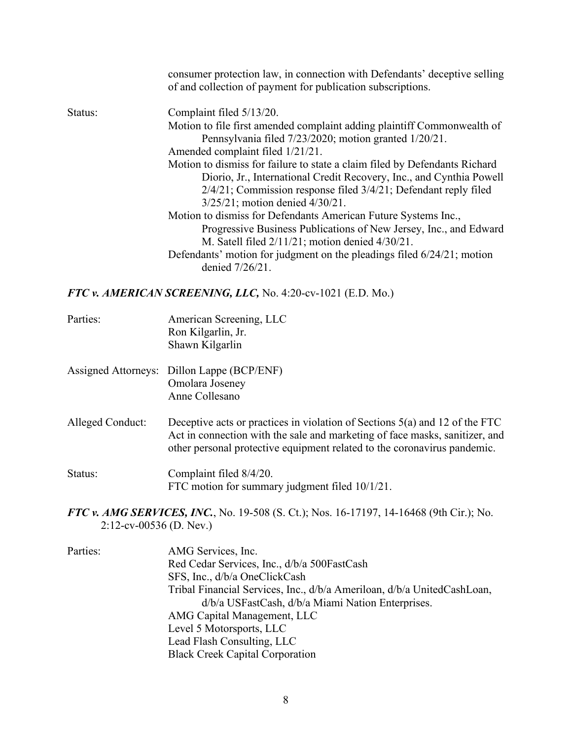consumer protection law, in connection with Defendants' deceptive selling of and collection of payment for publication subscriptions.

Status: Complaint filed 5/13/20.
Motion to file first amended complaint adding plaintiff Commonwealth of Pennsylvania filed 7/23/2020; motion granted 1/20/21.
Amended complaint filed 1/21/21.
Motion to dismiss for failure to state a claim filed by Defendants Richard Diorio, Jr., International Credit Recovery, Inc., and Cynthia Powell 2/4/21; Commission response filed 3/4/21; Defendant reply filed 3/25/21; motion denied 4/30/21.
Motion to dismiss for Defendants American Future Systems Inc., Progressive Business Publications of New Jersey, Inc., and Edward M. Satell filed 2/11/21; motion denied 4/30/21.
Defendants' motion for judgment on the pleadings filed 6/24/21; motion denied 7/26/21.

***FTC v. AMERICAN SCREENING, LLC,*** No. 4:20-cv-1021 (E.D. Mo.)

Parties: American Screening, LLC
Ron Kilgarlin, Jr.
Shawn Kilgarlin

Assigned Attorneys: Dillon Lappe (BCP/ENF)
Omolara Joseney
Anne Collesano

Alleged Conduct: Deceptive acts or practices in violation of Sections 5(a) and 12 of the FTC Act in connection with the sale and marketing of face masks, sanitizer, and other personal protective equipment related to the coronavirus pandemic.

Status: Complaint filed 8/4/20.
FTC motion for summary judgment filed 10/1/21.

***FTC v. AMG SERVICES, INC.***, No. 19-508 (S. Ct.); Nos. 16-17197, 14-16468 (9th Cir.); No. 2:12-cv-00536 (D. Nev.)

Parties: AMG Services, Inc.
Red Cedar Services, Inc., d/b/a 500FastCash
SFS, Inc., d/b/a OneClickCash
Tribal Financial Services, Inc., d/b/a Ameriloan, d/b/a UnitedCashLoan, d/b/a USFastCash, d/b/a Miami Nation Enterprises.
AMG Capital Management, LLC
Level 5 Motorsports, LLC
Lead Flash Consulting, LLC
Black Creek Capital Corporation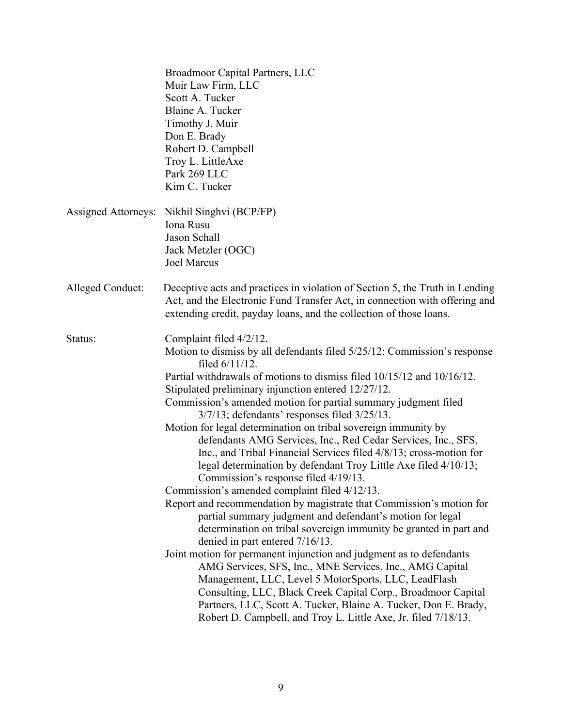Broadmoor Capital Partners, LLC
Muir Law Firm, LLC
Scott A. Tucker
Blaine A. Tucker
Timothy J. Muir
Don E. Brady
Robert D. Campbell
Troy L. LittleAxe
Park 269 LLC
Kim C. Tucker

Assigned Attorneys: Nikhil Singhvi (BCP/FP)
Iona Rusu
Jason Schall
Jack Metzler (OGC)
Joel Marcus

Alleged Conduct: Deceptive acts and practices in violation of Section 5, the Truth in Lending Act, and the Electronic Fund Transfer Act, in connection with offering and extending credit, payday loans, and the collection of those loans.

Status: Complaint filed 4/2/12.
Motion to dismiss by all defendants filed 5/25/12; Commission's response filed 6/11/12.
Partial withdrawals of motions to dismiss filed 10/15/12 and 10/16/12.
Stipulated preliminary injunction entered 12/27/12.
Commission's amended motion for partial summary judgment filed 3/7/13; defendants' responses filed 3/25/13.
Motion for legal determination on tribal sovereign immunity by defendants AMG Services, Inc., Red Cedar Services, Inc., SFS, Inc., and Tribal Financial Services filed 4/8/13; cross-motion for legal determination by defendant Troy Little Axe filed 4/10/13; Commission's response filed 4/19/13.
Commission's amended complaint filed 4/12/13.
Report and recommendation by magistrate that Commission's motion for partial summary judgment and defendant's motion for legal determination on tribal sovereign immunity be granted in part and denied in part entered 7/16/13.
Joint motion for permanent injunction and judgment as to defendants AMG Services, SFS, Inc., MNE Services, Inc., AMG Capital Management, LLC, Level 5 MotorSports, LLC, LeadFlash Consulting, LLC, Black Creek Capital Corp., Broadmoor Capital Partners, LLC, Scott A. Tucker, Blaine A. Tucker, Don E. Brady, Robert D. Campbell, and Troy L. Little Axe, Jr. filed 7/18/13.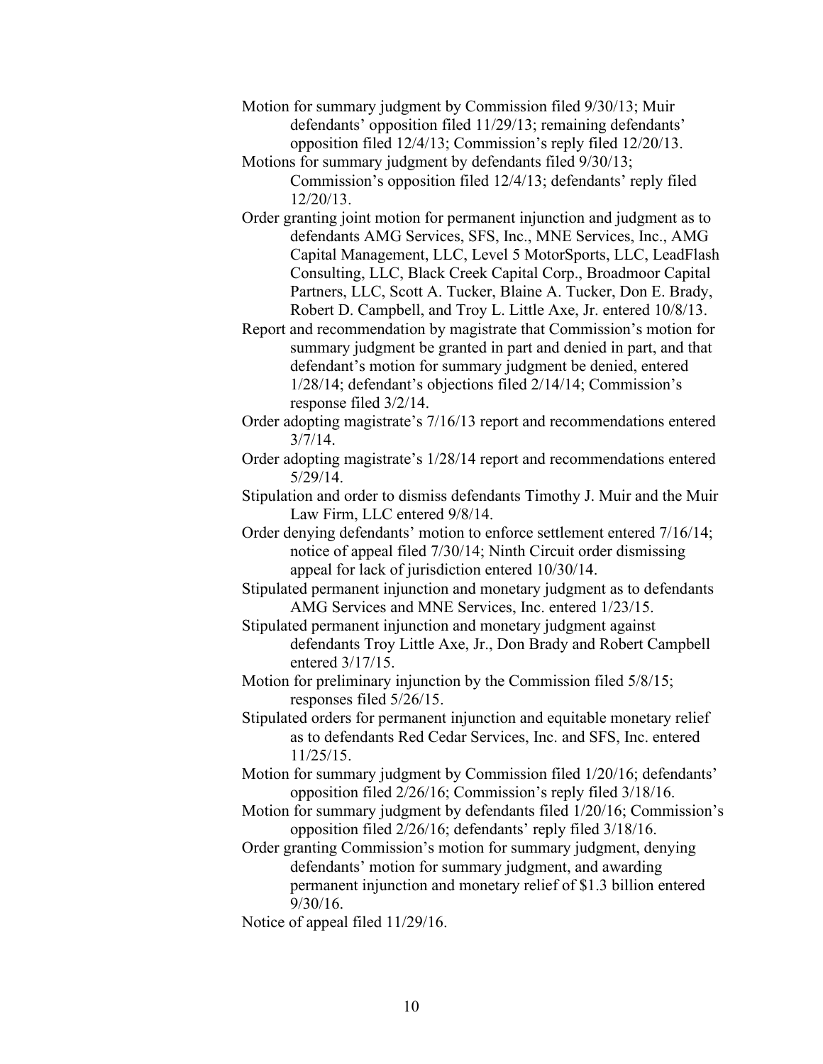Motion for summary judgment by Commission filed 9/30/13; Muir defendants' opposition filed 11/29/13; remaining defendants' opposition filed 12/4/13; Commission's reply filed 12/20/13.

Motions for summary judgment by defendants filed 9/30/13; Commission's opposition filed 12/4/13; defendants' reply filed 12/20/13.

Order granting joint motion for permanent injunction and judgment as to defendants AMG Services, SFS, Inc., MNE Services, Inc., AMG Capital Management, LLC, Level 5 MotorSports, LLC, LeadFlash Consulting, LLC, Black Creek Capital Corp., Broadmoor Capital Partners, LLC, Scott A. Tucker, Blaine A. Tucker, Don E. Brady, Robert D. Campbell, and Troy L. Little Axe, Jr. entered 10/8/13.

Report and recommendation by magistrate that Commission's motion for summary judgment be granted in part and denied in part, and that defendant's motion for summary judgment be denied, entered 1/28/14; defendant's objections filed 2/14/14; Commission's response filed 3/2/14.

Order adopting magistrate's 7/16/13 report and recommendations entered 3/7/14.

Order adopting magistrate's 1/28/14 report and recommendations entered 5/29/14.

Stipulation and order to dismiss defendants Timothy J. Muir and the Muir Law Firm, LLC entered 9/8/14.

Order denying defendants' motion to enforce settlement entered 7/16/14; notice of appeal filed 7/30/14; Ninth Circuit order dismissing appeal for lack of jurisdiction entered 10/30/14.

Stipulated permanent injunction and monetary judgment as to defendants AMG Services and MNE Services, Inc. entered 1/23/15.

Stipulated permanent injunction and monetary judgment against defendants Troy Little Axe, Jr., Don Brady and Robert Campbell entered 3/17/15.

Motion for preliminary injunction by the Commission filed 5/8/15; responses filed 5/26/15.

Stipulated orders for permanent injunction and equitable monetary relief as to defendants Red Cedar Services, Inc. and SFS, Inc. entered 11/25/15.

Motion for summary judgment by Commission filed 1/20/16; defendants' opposition filed 2/26/16; Commission's reply filed 3/18/16.

Motion for summary judgment by defendants filed 1/20/16; Commission's opposition filed 2/26/16; defendants' reply filed 3/18/16.

Order granting Commission's motion for summary judgment, denying defendants' motion for summary judgment, and awarding permanent injunction and monetary relief of $1.3 billion entered 9/30/16.

Notice of appeal filed 11/29/16.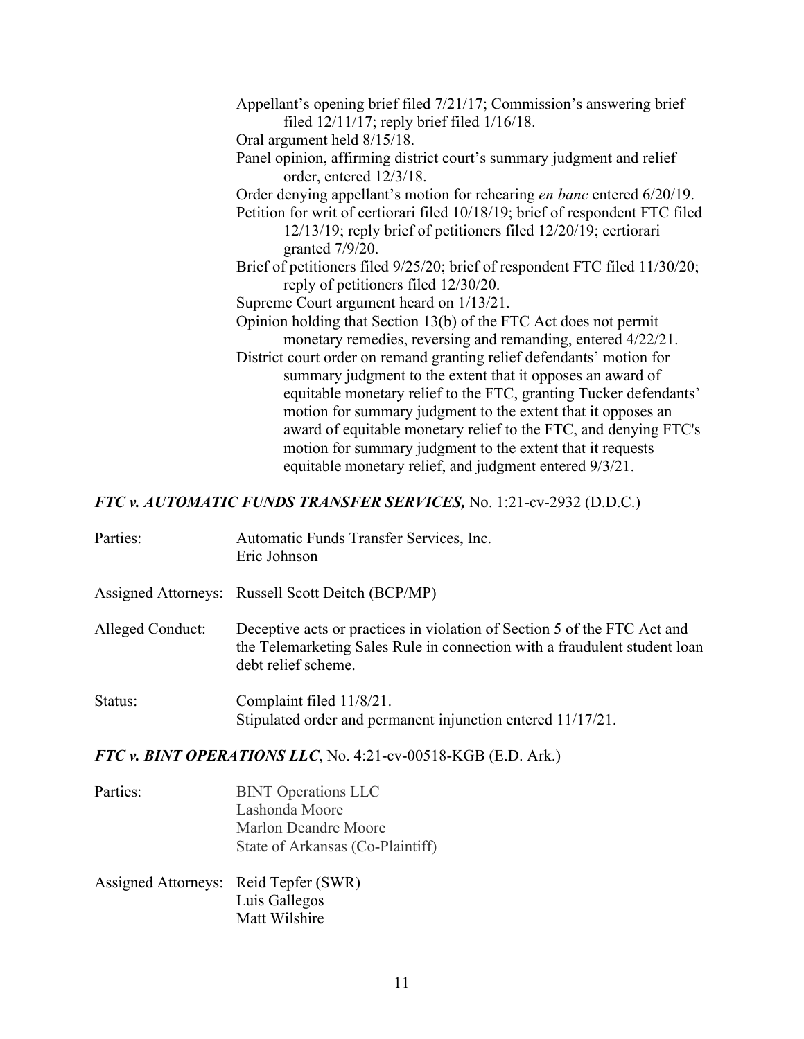Appellant's opening brief filed 7/21/17; Commission's answering brief filed 12/11/17; reply brief filed 1/16/18.
Oral argument held 8/15/18.
Panel opinion, affirming district court's summary judgment and relief order, entered 12/3/18.
Order denying appellant's motion for rehearing *en banc* entered 6/20/19.
Petition for writ of certiorari filed 10/18/19; brief of respondent FTC filed 12/13/19; reply brief of petitioners filed 12/20/19; certiorari granted 7/9/20.
Brief of petitioners filed 9/25/20; brief of respondent FTC filed 11/30/20; reply of petitioners filed 12/30/20.
Supreme Court argument heard on 1/13/21.
Opinion holding that Section 13(b) of the FTC Act does not permit monetary remedies, reversing and remanding, entered 4/22/21.
District court order on remand granting relief defendants' motion for summary judgment to the extent that it opposes an award of equitable monetary relief to the FTC, granting Tucker defendants' motion for summary judgment to the extent that it opposes an award of equitable monetary relief to the FTC, and denying FTC's motion for summary judgment to the extent that it requests equitable monetary relief, and judgment entered 9/3/21.

### *FTC v. AUTOMATIC FUNDS TRANSFER SERVICES,* No. 1:21-cv-2932 (D.D.C.)

Parties: Automatic Funds Transfer Services, Inc.
Eric Johnson

Assigned Attorneys: Russell Scott Deitch (BCP/MP)

Alleged Conduct: Deceptive acts or practices in violation of Section 5 of the FTC Act and the Telemarketing Sales Rule in connection with a fraudulent student loan debt relief scheme.

Status: Complaint filed 11/8/21.
Stipulated order and permanent injunction entered 11/17/21.

### *FTC v. BINT OPERATIONS LLC*, No. 4:21-cv-00518-KGB (E.D. Ark.)

Parties: BINT Operations LLC
Lashonda Moore
Marlon Deandre Moore
State of Arkansas (Co-Plaintiff)

Assigned Attorneys: Reid Tepfer (SWR)
Luis Gallegos
Matt Wilshire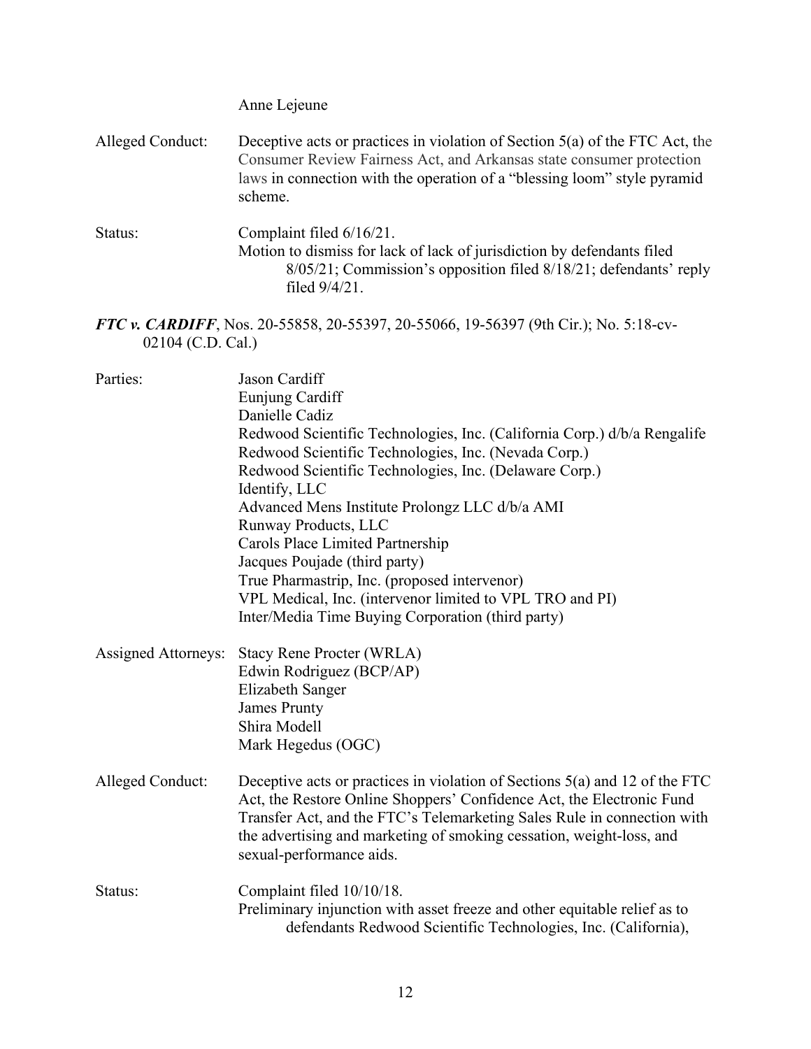Anne Lejeune

Alleged Conduct: Deceptive acts or practices in violation of Section 5(a) of the FTC Act, the Consumer Review Fairness Act, and Arkansas state consumer protection laws in connection with the operation of a "blessing loom" style pyramid scheme.

Status: Complaint filed 6/16/21.
Motion to dismiss for lack of lack of jurisdiction by defendants filed 8/05/21; Commission's opposition filed 8/18/21; defendants' reply filed 9/4/21.

***FTC v. CARDIFF***, Nos. 20-55858, 20-55397, 20-55066, 19-56397 (9th Cir.); No. 5:18-cv-02104 (C.D. Cal.)

Parties:
Jason Cardiff
Eunjung Cardiff
Danielle Cadiz
Redwood Scientific Technologies, Inc. (California Corp.) d/b/a Rengalife
Redwood Scientific Technologies, Inc. (Nevada Corp.)
Redwood Scientific Technologies, Inc. (Delaware Corp.)
Identify, LLC
Advanced Mens Institute Prolongz LLC d/b/a AMI
Runway Products, LLC
Carols Place Limited Partnership
Jacques Poujade (third party)
True Pharmastrip, Inc. (proposed intervenor)
VPL Medical, Inc. (intervenor limited to VPL TRO and PI)
Inter/Media Time Buying Corporation (third party)

Assigned Attorneys:
Stacy Rene Procter (WRLA)
Edwin Rodriguez (BCP/AP)
Elizabeth Sanger
James Prunty
Shira Modell
Mark Hegedus (OGC)

Alleged Conduct: Deceptive acts or practices in violation of Sections 5(a) and 12 of the FTC Act, the Restore Online Shoppers' Confidence Act, the Electronic Fund Transfer Act, and the FTC's Telemarketing Sales Rule in connection with the advertising and marketing of smoking cessation, weight-loss, and sexual-performance aids.

Status: Complaint filed 10/10/18.
Preliminary injunction with asset freeze and other equitable relief as to defendants Redwood Scientific Technologies, Inc. (California),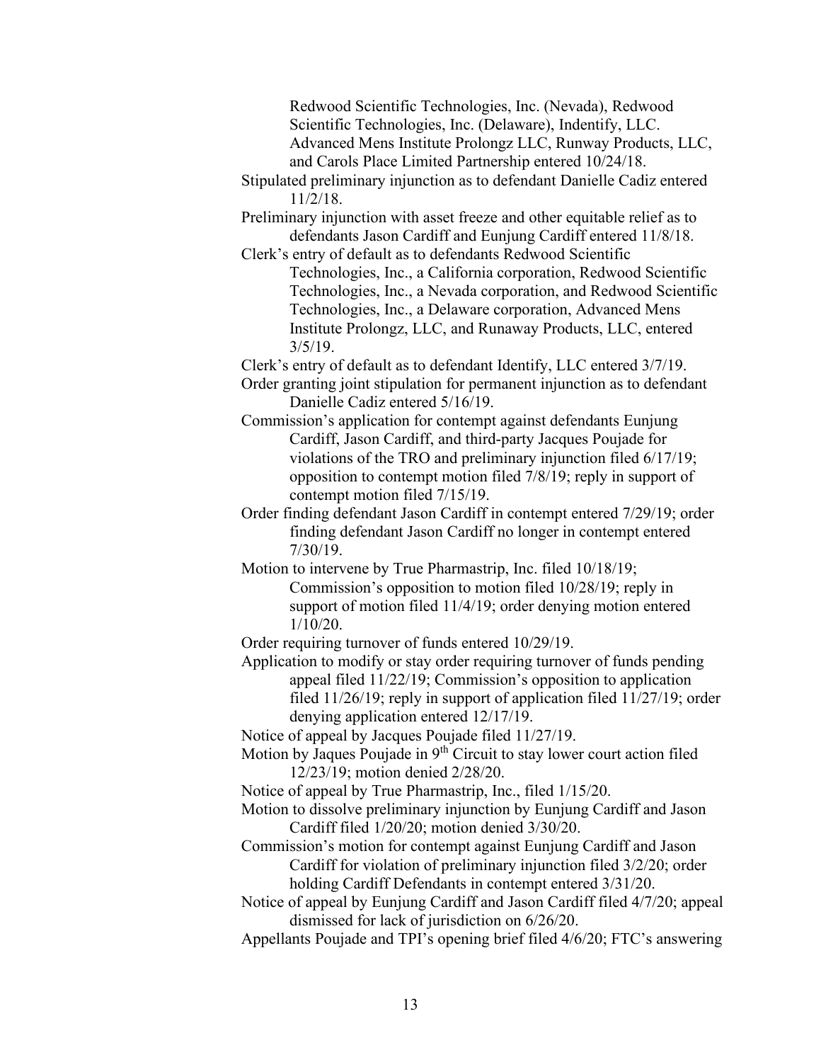Redwood Scientific Technologies, Inc. (Nevada), Redwood Scientific Technologies, Inc. (Delaware), Indentify, LLC. Advanced Mens Institute Prolongz LLC, Runway Products, LLC, and Carols Place Limited Partnership entered 10/24/18.

Stipulated preliminary injunction as to defendant Danielle Cadiz entered 11/2/18.

Preliminary injunction with asset freeze and other equitable relief as to defendants Jason Cardiff and Eunjung Cardiff entered 11/8/18.

Clerk's entry of default as to defendants Redwood Scientific Technologies, Inc., a California corporation, Redwood Scientific Technologies, Inc., a Nevada corporation, and Redwood Scientific Technologies, Inc., a Delaware corporation, Advanced Mens Institute Prolongz, LLC, and Runaway Products, LLC, entered 3/5/19.

Clerk's entry of default as to defendant Identify, LLC entered 3/7/19.

Order granting joint stipulation for permanent injunction as to defendant Danielle Cadiz entered 5/16/19.

Commission's application for contempt against defendants Eunjung Cardiff, Jason Cardiff, and third-party Jacques Poujade for violations of the TRO and preliminary injunction filed 6/17/19; opposition to contempt motion filed 7/8/19; reply in support of contempt motion filed 7/15/19.

Order finding defendant Jason Cardiff in contempt entered 7/29/19; order finding defendant Jason Cardiff no longer in contempt entered 7/30/19.

Motion to intervene by True Pharmastrip, Inc. filed 10/18/19; Commission's opposition to motion filed 10/28/19; reply in support of motion filed 11/4/19; order denying motion entered 1/10/20.

Order requiring turnover of funds entered 10/29/19.

Application to modify or stay order requiring turnover of funds pending appeal filed 11/22/19; Commission's opposition to application filed 11/26/19; reply in support of application filed 11/27/19; order denying application entered 12/17/19.

Notice of appeal by Jacques Poujade filed 11/27/19.

Motion by Jaques Poujade in 9th Circuit to stay lower court action filed 12/23/19; motion denied 2/28/20.

Notice of appeal by True Pharmastrip, Inc., filed 1/15/20.

Motion to dissolve preliminary injunction by Eunjung Cardiff and Jason Cardiff filed 1/20/20; motion denied 3/30/20.

Commission's motion for contempt against Eunjung Cardiff and Jason Cardiff for violation of preliminary injunction filed 3/2/20; order holding Cardiff Defendants in contempt entered 3/31/20.

Notice of appeal by Eunjung Cardiff and Jason Cardiff filed 4/7/20; appeal dismissed for lack of jurisdiction on 6/26/20.

Appellants Poujade and TPI's opening brief filed 4/6/20; FTC's answering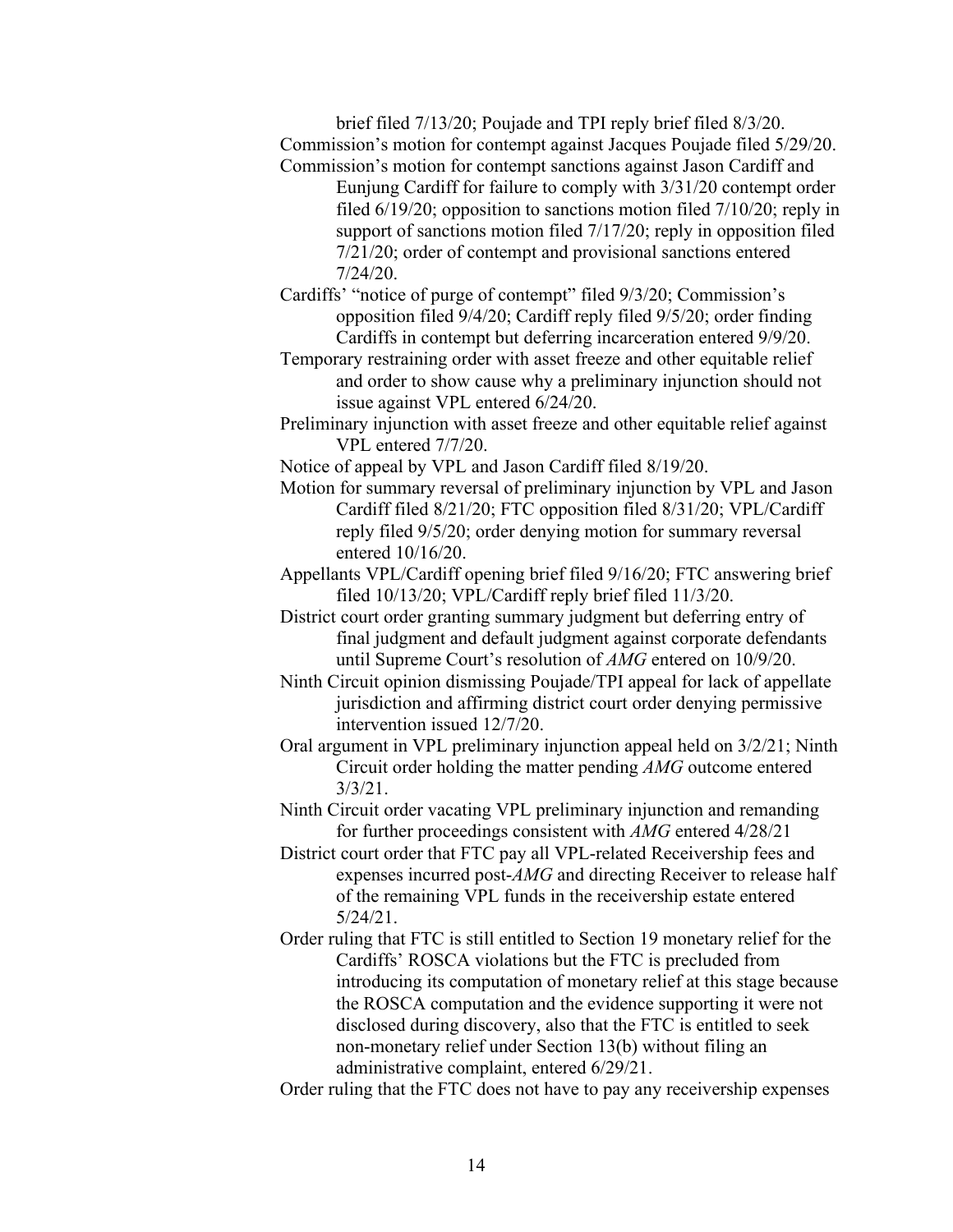brief filed 7/13/20; Poujade and TPI reply brief filed 8/3/20.

Commission's motion for contempt against Jacques Poujade filed 5/29/20.

Commission's motion for contempt sanctions against Jason Cardiff and Eunjung Cardiff for failure to comply with 3/31/20 contempt order filed 6/19/20; opposition to sanctions motion filed 7/10/20; reply in support of sanctions motion filed 7/17/20; reply in opposition filed 7/21/20; order of contempt and provisional sanctions entered 7/24/20.

Cardiffs' "notice of purge of contempt" filed 9/3/20; Commission's opposition filed 9/4/20; Cardiff reply filed 9/5/20; order finding Cardiffs in contempt but deferring incarceration entered 9/9/20.

Temporary restraining order with asset freeze and other equitable relief and order to show cause why a preliminary injunction should not issue against VPL entered 6/24/20.

Preliminary injunction with asset freeze and other equitable relief against VPL entered 7/7/20.

Notice of appeal by VPL and Jason Cardiff filed 8/19/20.

Motion for summary reversal of preliminary injunction by VPL and Jason Cardiff filed 8/21/20; FTC opposition filed 8/31/20; VPL/Cardiff reply filed 9/5/20; order denying motion for summary reversal entered 10/16/20.

Appellants VPL/Cardiff opening brief filed 9/16/20; FTC answering brief filed 10/13/20; VPL/Cardiff reply brief filed 11/3/20.

District court order granting summary judgment but deferring entry of final judgment and default judgment against corporate defendants until Supreme Court's resolution of *AMG* entered on 10/9/20.

Ninth Circuit opinion dismissing Poujade/TPI appeal for lack of appellate jurisdiction and affirming district court order denying permissive intervention issued 12/7/20.

Oral argument in VPL preliminary injunction appeal held on 3/2/21; Ninth Circuit order holding the matter pending *AMG* outcome entered 3/3/21.

Ninth Circuit order vacating VPL preliminary injunction and remanding for further proceedings consistent with *AMG* entered 4/28/21

District court order that FTC pay all VPL-related Receivership fees and expenses incurred post-*AMG* and directing Receiver to release half of the remaining VPL funds in the receivership estate entered 5/24/21.

Order ruling that FTC is still entitled to Section 19 monetary relief for the Cardiffs' ROSCA violations but the FTC is precluded from introducing its computation of monetary relief at this stage because the ROSCA computation and the evidence supporting it were not disclosed during discovery, also that the FTC is entitled to seek non-monetary relief under Section 13(b) without filing an administrative complaint, entered 6/29/21.

Order ruling that the FTC does not have to pay any receivership expenses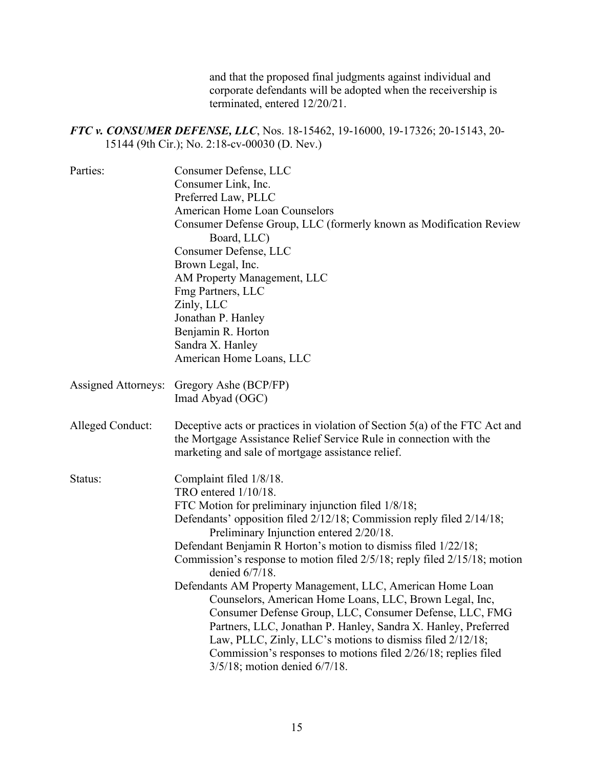and that the proposed final judgments against individual and corporate defendants will be adopted when the receivership is terminated, entered 12/20/21.

***FTC v. CONSUMER DEFENSE, LLC***, Nos. 18-15462, 19-16000, 19-17326; 20-15143, 20-15144 (9th Cir.); No. 2:18-cv-00030 (D. Nev.)

Parties:
Consumer Defense, LLC
Consumer Link, Inc.
Preferred Law, PLLC
American Home Loan Counselors
Consumer Defense Group, LLC (formerly known as Modification Review Board, LLC)
Consumer Defense, LLC
Brown Legal, Inc.
AM Property Management, LLC
Fmg Partners, LLC
Zinly, LLC
Jonathan P. Hanley
Benjamin R. Horton
Sandra X. Hanley
American Home Loans, LLC

Assigned Attorneys:
Gregory Ashe (BCP/FP)
Imad Abyad (OGC)

Alleged Conduct:
Deceptive acts or practices in violation of Section 5(a) of the FTC Act and the Mortgage Assistance Relief Service Rule in connection with the marketing and sale of mortgage assistance relief.

Status:
Complaint filed 1/8/18.
TRO entered 1/10/18.
FTC Motion for preliminary injunction filed 1/8/18;
Defendants' opposition filed 2/12/18; Commission reply filed 2/14/18; Preliminary Injunction entered 2/20/18.
Defendant Benjamin R Horton's motion to dismiss filed 1/22/18;
Commission's response to motion filed 2/5/18; reply filed 2/15/18; motion denied 6/7/18.
Defendants AM Property Management, LLC, American Home Loan Counselors, American Home Loans, LLC, Brown Legal, Inc, Consumer Defense Group, LLC, Consumer Defense, LLC, FMG Partners, LLC, Jonathan P. Hanley, Sandra X. Hanley, Preferred Law, PLLC, Zinly, LLC's motions to dismiss filed 2/12/18; Commission's responses to motions filed 2/26/18; replies filed 3/5/18; motion denied 6/7/18.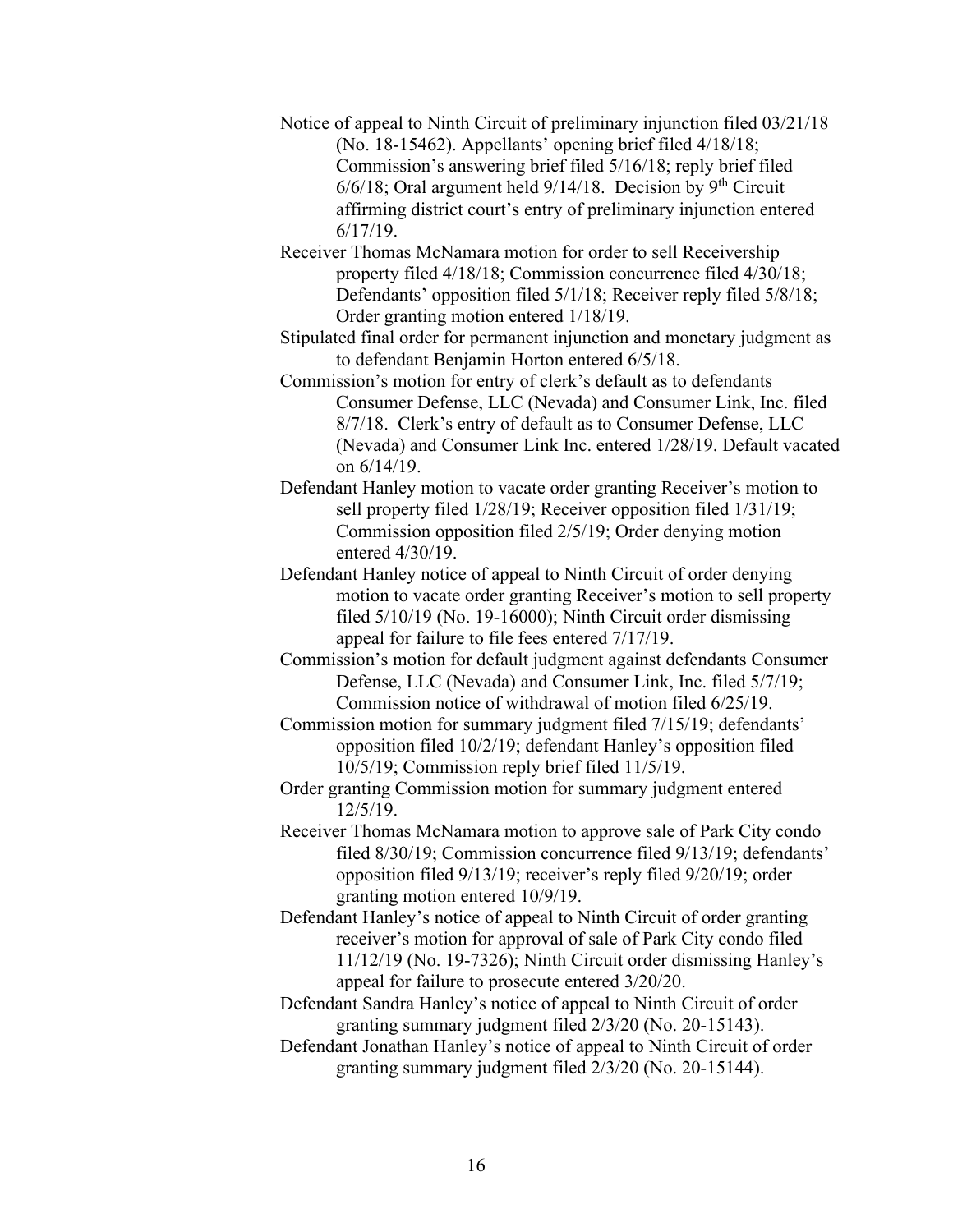Notice of appeal to Ninth Circuit of preliminary injunction filed 03/21/18 (No. 18-15462). Appellants' opening brief filed 4/18/18; Commission's answering brief filed 5/16/18; reply brief filed 6/6/18; Oral argument held 9/14/18. Decision by 9th Circuit affirming district court's entry of preliminary injunction entered 6/17/19.

Receiver Thomas McNamara motion for order to sell Receivership property filed 4/18/18; Commission concurrence filed 4/30/18; Defendants' opposition filed 5/1/18; Receiver reply filed 5/8/18; Order granting motion entered 1/18/19.

Stipulated final order for permanent injunction and monetary judgment as to defendant Benjamin Horton entered 6/5/18.

Commission's motion for entry of clerk's default as to defendants Consumer Defense, LLC (Nevada) and Consumer Link, Inc. filed 8/7/18. Clerk's entry of default as to Consumer Defense, LLC (Nevada) and Consumer Link Inc. entered 1/28/19. Default vacated on 6/14/19.

Defendant Hanley motion to vacate order granting Receiver's motion to sell property filed 1/28/19; Receiver opposition filed 1/31/19; Commission opposition filed 2/5/19; Order denying motion entered 4/30/19.

Defendant Hanley notice of appeal to Ninth Circuit of order denying motion to vacate order granting Receiver's motion to sell property filed 5/10/19 (No. 19-16000); Ninth Circuit order dismissing appeal for failure to file fees entered 7/17/19.

Commission's motion for default judgment against defendants Consumer Defense, LLC (Nevada) and Consumer Link, Inc. filed 5/7/19; Commission notice of withdrawal of motion filed 6/25/19.

Commission motion for summary judgment filed 7/15/19; defendants' opposition filed 10/2/19; defendant Hanley's opposition filed 10/5/19; Commission reply brief filed 11/5/19.

Order granting Commission motion for summary judgment entered 12/5/19.

Receiver Thomas McNamara motion to approve sale of Park City condo filed 8/30/19; Commission concurrence filed 9/13/19; defendants' opposition filed 9/13/19; receiver's reply filed 9/20/19; order granting motion entered 10/9/19.

Defendant Hanley's notice of appeal to Ninth Circuit of order granting receiver's motion for approval of sale of Park City condo filed 11/12/19 (No. 19-7326); Ninth Circuit order dismissing Hanley's appeal for failure to prosecute entered 3/20/20.

Defendant Sandra Hanley's notice of appeal to Ninth Circuit of order granting summary judgment filed 2/3/20 (No. 20-15143).

Defendant Jonathan Hanley's notice of appeal to Ninth Circuit of order granting summary judgment filed 2/3/20 (No. 20-15144).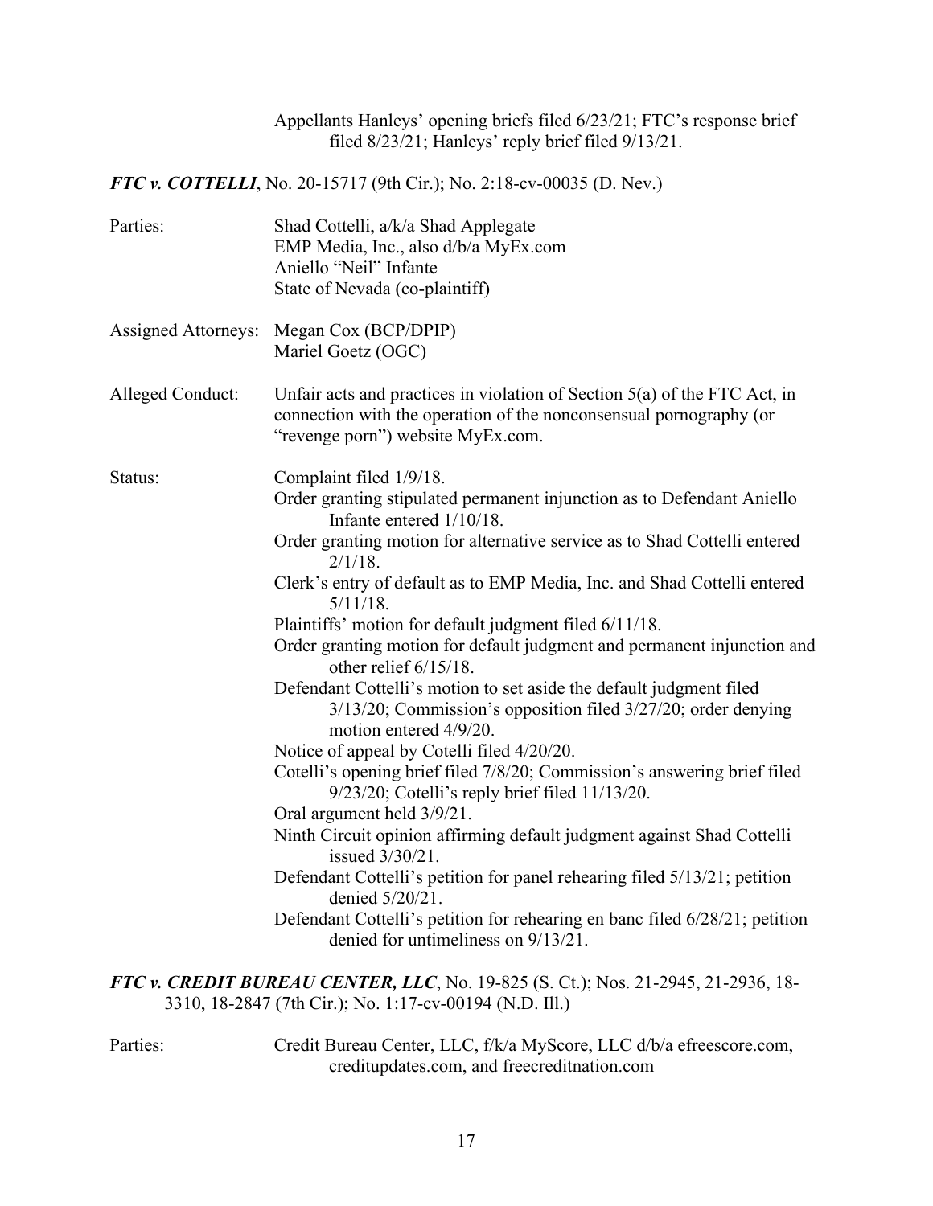Appellants Hanleys' opening briefs filed 6/23/21; FTC's response brief filed 8/23/21; Hanleys' reply brief filed 9/13/21.

***FTC v. COTTELLI***, No. 20-15717 (9th Cir.); No. 2:18-cv-00035 (D. Nev.)

Parties: Shad Cottelli, a/k/a Shad Applegate
EMP Media, Inc., also d/b/a MyEx.com
Aniello "Neil" Infante
State of Nevada (co-plaintiff)

Assigned Attorneys: Megan Cox (BCP/DPIP)
Mariel Goetz (OGC)

Alleged Conduct: Unfair acts and practices in violation of Section 5(a) of the FTC Act, in connection with the operation of the nonconsensual pornography (or "revenge porn") website MyEx.com.

Status: Complaint filed 1/9/18.
Order granting stipulated permanent injunction as to Defendant Aniello Infante entered 1/10/18.
Order granting motion for alternative service as to Shad Cottelli entered 2/1/18.
Clerk's entry of default as to EMP Media, Inc. and Shad Cottelli entered 5/11/18.
Plaintiffs' motion for default judgment filed 6/11/18.
Order granting motion for default judgment and permanent injunction and other relief 6/15/18.
Defendant Cottelli's motion to set aside the default judgment filed 3/13/20; Commission's opposition filed 3/27/20; order denying motion entered 4/9/20.
Notice of appeal by Cotelli filed 4/20/20.
Cotelli's opening brief filed 7/8/20; Commission's answering brief filed 9/23/20; Cotelli's reply brief filed 11/13/20.
Oral argument held 3/9/21.
Ninth Circuit opinion affirming default judgment against Shad Cottelli issued 3/30/21.
Defendant Cottelli's petition for panel rehearing filed 5/13/21; petition denied 5/20/21.
Defendant Cottelli's petition for rehearing en banc filed 6/28/21; petition denied for untimeliness on 9/13/21.

***FTC v. CREDIT BUREAU CENTER, LLC***, No. 19-825 (S. Ct.); Nos. 21-2945, 21-2936, 18-3310, 18-2847 (7th Cir.); No. 1:17-cv-00194 (N.D. Ill.)

Parties: Credit Bureau Center, LLC, f/k/a MyScore, LLC d/b/a efreescore.com, creditupdates.com, and freecreditnation.com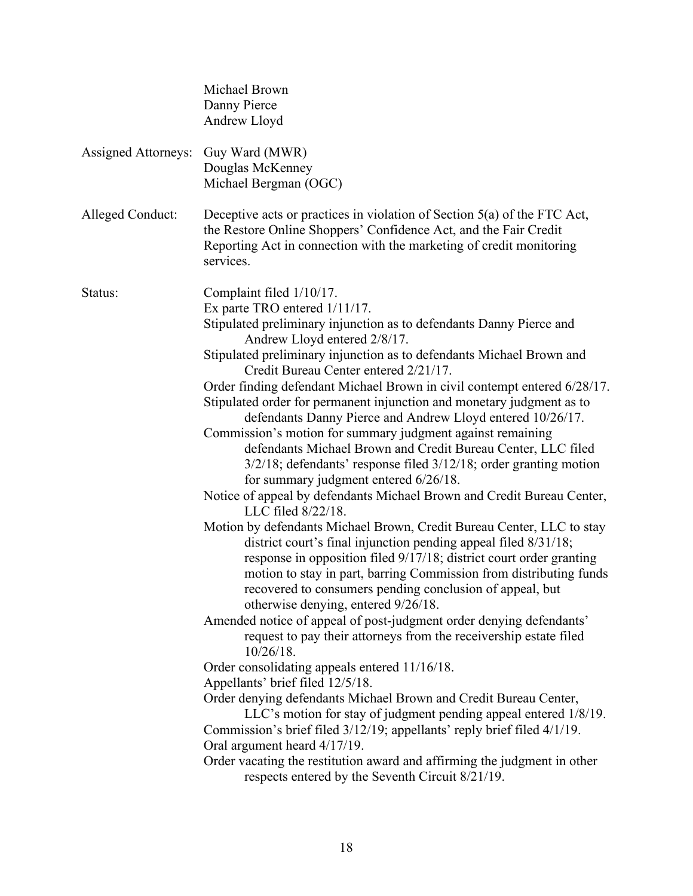Michael Brown
Danny Pierce
Andrew Lloyd

Assigned Attorneys: Guy Ward (MWR)
Douglas McKenney
Michael Bergman (OGC)

Alleged Conduct: Deceptive acts or practices in violation of Section 5(a) of the FTC Act, the Restore Online Shoppers' Confidence Act, and the Fair Credit Reporting Act in connection with the marketing of credit monitoring services.

Status: Complaint filed 1/10/17.
Ex parte TRO entered 1/11/17.
Stipulated preliminary injunction as to defendants Danny Pierce and Andrew Lloyd entered 2/8/17.
Stipulated preliminary injunction as to defendants Michael Brown and Credit Bureau Center entered 2/21/17.
Order finding defendant Michael Brown in civil contempt entered 6/28/17.
Stipulated order for permanent injunction and monetary judgment as to defendants Danny Pierce and Andrew Lloyd entered 10/26/17.
Commission's motion for summary judgment against remaining defendants Michael Brown and Credit Bureau Center, LLC filed 3/2/18; defendants' response filed 3/12/18; order granting motion for summary judgment entered 6/26/18.
Notice of appeal by defendants Michael Brown and Credit Bureau Center, LLC filed 8/22/18.
Motion by defendants Michael Brown, Credit Bureau Center, LLC to stay district court's final injunction pending appeal filed 8/31/18; response in opposition filed 9/17/18; district court order granting motion to stay in part, barring Commission from distributing funds recovered to consumers pending conclusion of appeal, but otherwise denying, entered 9/26/18.
Amended notice of appeal of post-judgment order denying defendants' request to pay their attorneys from the receivership estate filed 10/26/18.
Order consolidating appeals entered 11/16/18.
Appellants' brief filed 12/5/18.
Order denying defendants Michael Brown and Credit Bureau Center, LLC's motion for stay of judgment pending appeal entered 1/8/19.
Commission's brief filed 3/12/19; appellants' reply brief filed 4/1/19.
Oral argument heard 4/17/19.
Order vacating the restitution award and affirming the judgment in other respects entered by the Seventh Circuit 8/21/19.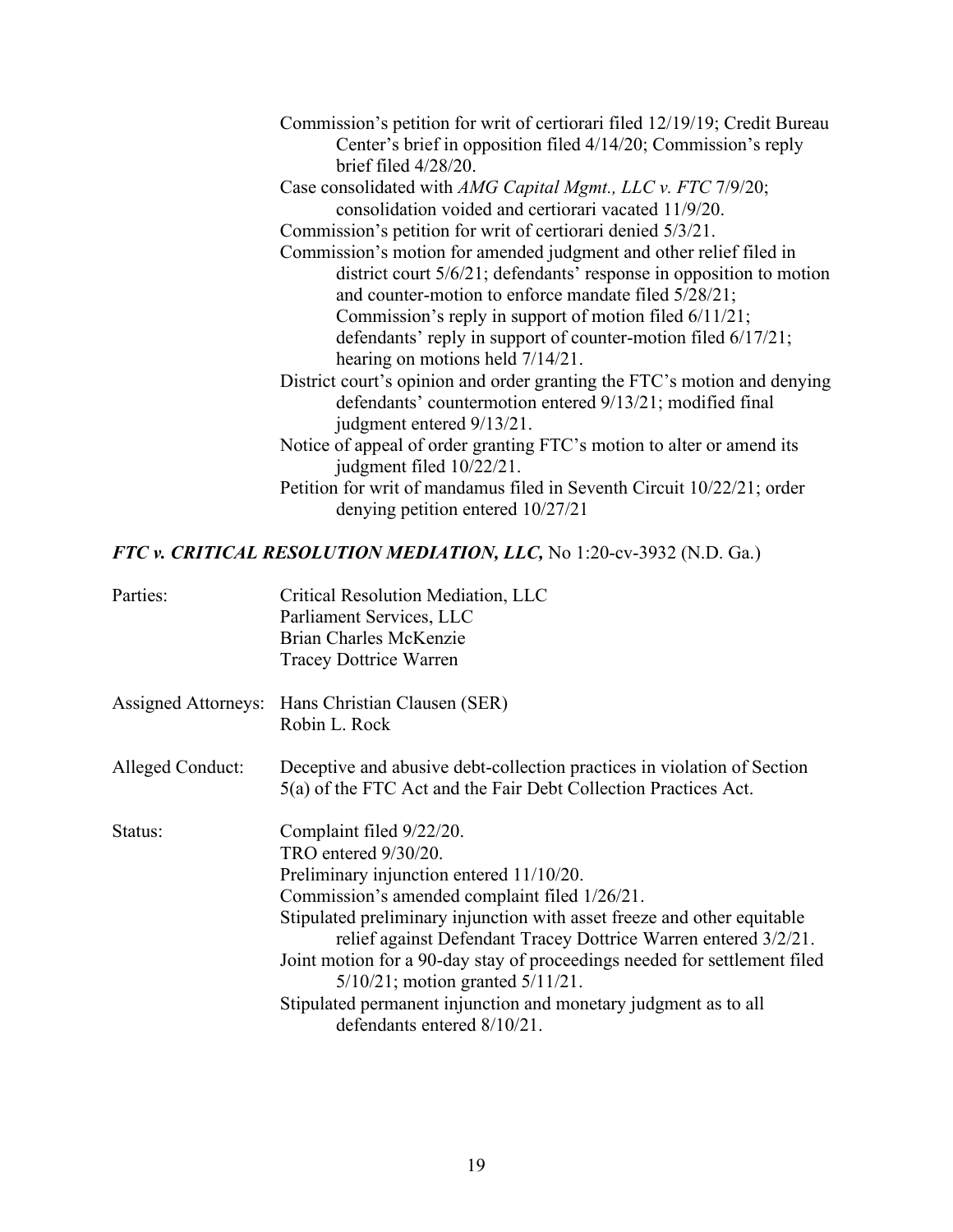Commission's petition for writ of certiorari filed 12/19/19; Credit Bureau Center's brief in opposition filed 4/14/20; Commission's reply brief filed 4/28/20.

Case consolidated with *AMG Capital Mgmt., LLC v. FTC* 7/9/20; consolidation voided and certiorari vacated 11/9/20.

Commission's petition for writ of certiorari denied 5/3/21.

Commission's motion for amended judgment and other relief filed in district court 5/6/21; defendants' response in opposition to motion and counter-motion to enforce mandate filed 5/28/21; Commission's reply in support of motion filed 6/11/21; defendants' reply in support of counter-motion filed 6/17/21; hearing on motions held 7/14/21.

District court's opinion and order granting the FTC's motion and denying defendants' countermotion entered 9/13/21; modified final judgment entered 9/13/21.

Notice of appeal of order granting FTC's motion to alter or amend its judgment filed 10/22/21.

Petition for writ of mandamus filed in Seventh Circuit 10/22/21; order denying petition entered 10/27/21

### *FTC v. CRITICAL RESOLUTION MEDIATION, LLC,* No 1:20-cv-3932 (N.D. Ga.)

Parties:
- Critical Resolution Mediation, LLC
- Parliament Services, LLC
- Brian Charles McKenzie
- Tracey Dottrice Warren

Assigned Attorneys:
- Hans Christian Clausen (SER)
- Robin L. Rock

Alleged Conduct: Deceptive and abusive debt-collection practices in violation of Section 5(a) of the FTC Act and the Fair Debt Collection Practices Act.

Status:

Complaint filed 9/22/20.

TRO entered 9/30/20.

Preliminary injunction entered 11/10/20.

Commission's amended complaint filed 1/26/21.

Stipulated preliminary injunction with asset freeze and other equitable relief against Defendant Tracey Dottrice Warren entered 3/2/21.

Joint motion for a 90-day stay of proceedings needed for settlement filed 5/10/21; motion granted 5/11/21.

Stipulated permanent injunction and monetary judgment as to all defendants entered 8/10/21.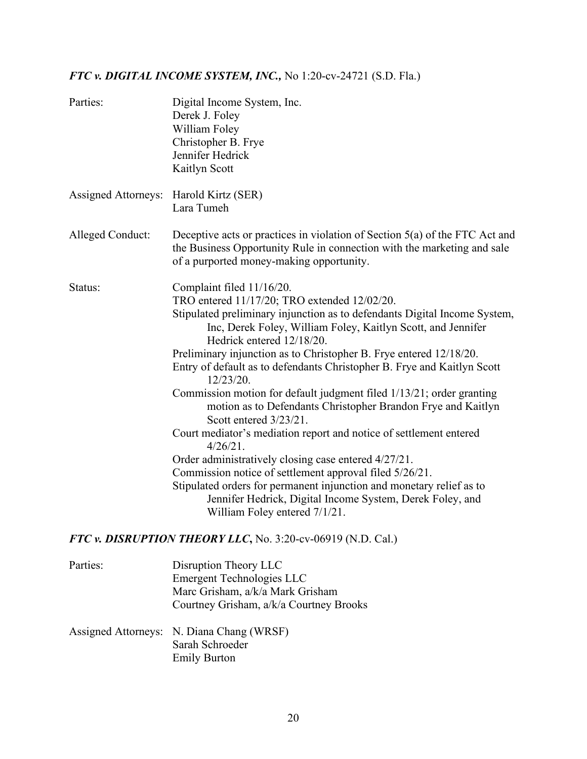***FTC v. DIGITAL INCOME SYSTEM, INC.,*** No 1:20-cv-24721 (S.D. Fla.)

| | |
|---|---|
| Parties: | Digital Income System, Inc.<br>Derek J. Foley<br>William Foley<br>Christopher B. Frye<br>Jennifer Hedrick<br>Kaitlyn Scott |
| Assigned Attorneys: | Harold Kirtz (SER)<br>Lara Tumeh |
| Alleged Conduct: | Deceptive acts or practices in violation of Section 5(a) of the FTC Act and the Business Opportunity Rule in connection with the marketing and sale of a purported money-making opportunity. |
| Status: | Complaint filed 11/16/20.<br>TRO entered 11/17/20; TRO extended 12/02/20.<br>Stipulated preliminary injunction as to defendants Digital Income System, Inc, Derek Foley, William Foley, Kaitlyn Scott, and Jennifer Hedrick entered 12/18/20.<br>Preliminary injunction as to Christopher B. Frye entered 12/18/20.<br>Entry of default as to defendants Christopher B. Frye and Kaitlyn Scott 12/23/20.<br>Commission motion for default judgment filed 1/13/21; order granting motion as to Defendants Christopher Brandon Frye and Kaitlyn Scott entered 3/23/21.<br>Court mediator's mediation report and notice of settlement entered 4/26/21.<br>Order administratively closing case entered 4/27/21.<br>Commission notice of settlement approval filed 5/26/21.<br>Stipulated orders for permanent injunction and monetary relief as to Jennifer Hedrick, Digital Income System, Derek Foley, and William Foley entered 7/1/21. |

***FTC v. DISRUPTION THEORY LLC***, No. 3:20-cv-06919 (N.D. Cal.)

| | |
|---|---|
| Parties: | Disruption Theory LLC<br>Emergent Technologies LLC<br>Marc Grisham, a/k/a Mark Grisham<br>Courtney Grisham, a/k/a Courtney Brooks |
| Assigned Attorneys: | N. Diana Chang (WRSF)<br>Sarah Schroeder<br>Emily Burton |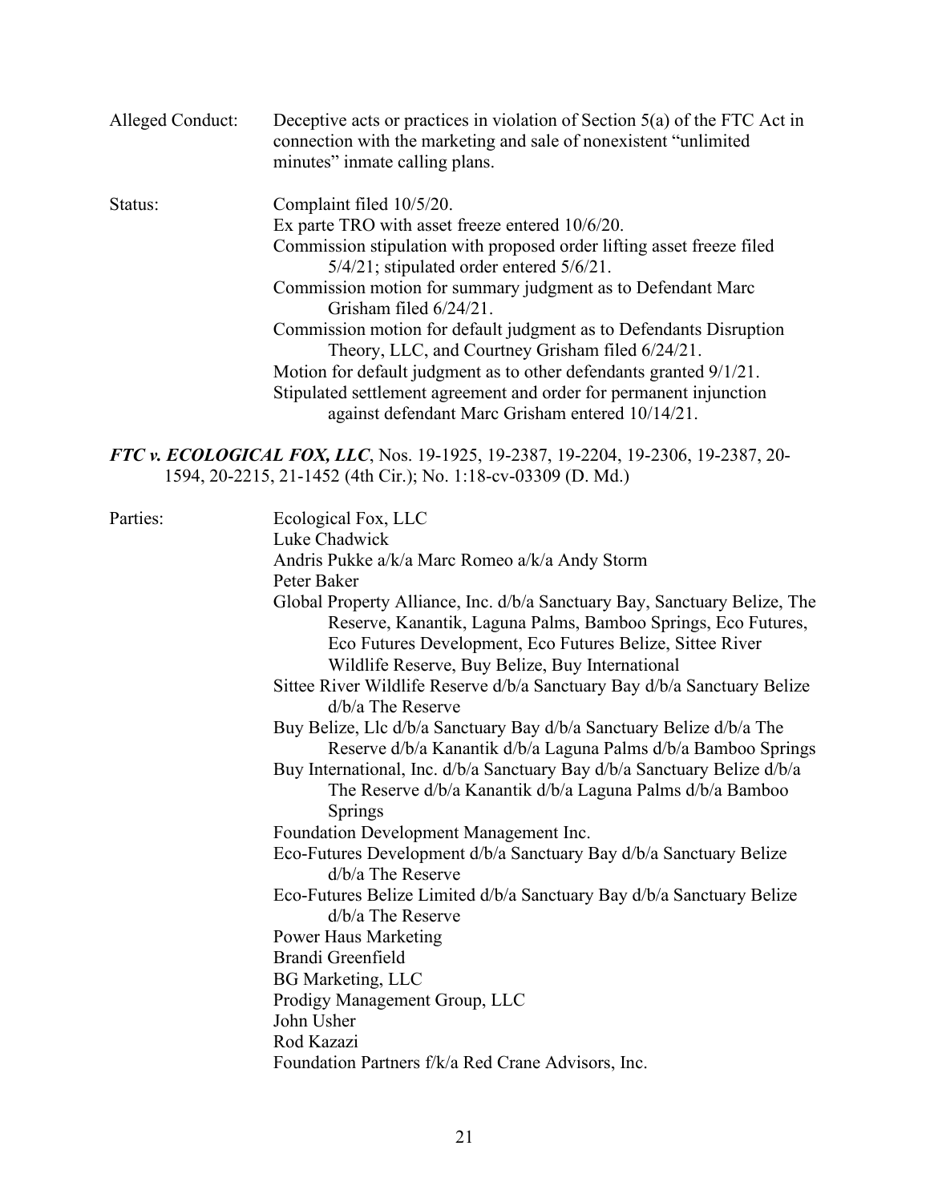Alleged Conduct: Deceptive acts or practices in violation of Section 5(a) of the FTC Act in connection with the marketing and sale of nonexistent "unlimited minutes" inmate calling plans.

Status: Complaint filed 10/5/20.
Ex parte TRO with asset freeze entered 10/6/20.
Commission stipulation with proposed order lifting asset freeze filed 5/4/21; stipulated order entered 5/6/21.
Commission motion for summary judgment as to Defendant Marc Grisham filed 6/24/21.
Commission motion for default judgment as to Defendants Disruption Theory, LLC, and Courtney Grisham filed 6/24/21.
Motion for default judgment as to other defendants granted 9/1/21.
Stipulated settlement agreement and order for permanent injunction against defendant Marc Grisham entered 10/14/21.

***FTC v. ECOLOGICAL FOX, LLC***, Nos. 19-1925, 19-2387, 19-2204, 19-2306, 19-2387, 20-1594, 20-2215, 21-1452 (4th Cir.); No. 1:18-cv-03309 (D. Md.)

Parties: Ecological Fox, LLC
Luke Chadwick
Andris Pukke a/k/a Marc Romeo a/k/a Andy Storm
Peter Baker
Global Property Alliance, Inc. d/b/a Sanctuary Bay, Sanctuary Belize, The Reserve, Kanantik, Laguna Palms, Bamboo Springs, Eco Futures, Eco Futures Development, Eco Futures Belize, Sittee River Wildlife Reserve, Buy Belize, Buy International
Sittee River Wildlife Reserve d/b/a Sanctuary Bay d/b/a Sanctuary Belize d/b/a The Reserve
Buy Belize, Llc d/b/a Sanctuary Bay d/b/a Sanctuary Belize d/b/a The Reserve d/b/a Kanantik d/b/a Laguna Palms d/b/a Bamboo Springs
Buy International, Inc. d/b/a Sanctuary Bay d/b/a Sanctuary Belize d/b/a The Reserve d/b/a Kanantik d/b/a Laguna Palms d/b/a Bamboo Springs
Foundation Development Management Inc.
Eco-Futures Development d/b/a Sanctuary Bay d/b/a Sanctuary Belize d/b/a The Reserve
Eco-Futures Belize Limited d/b/a Sanctuary Bay d/b/a Sanctuary Belize d/b/a The Reserve
Power Haus Marketing
Brandi Greenfield
BG Marketing, LLC
Prodigy Management Group, LLC
John Usher
Rod Kazazi
Foundation Partners f/k/a Red Crane Advisors, Inc.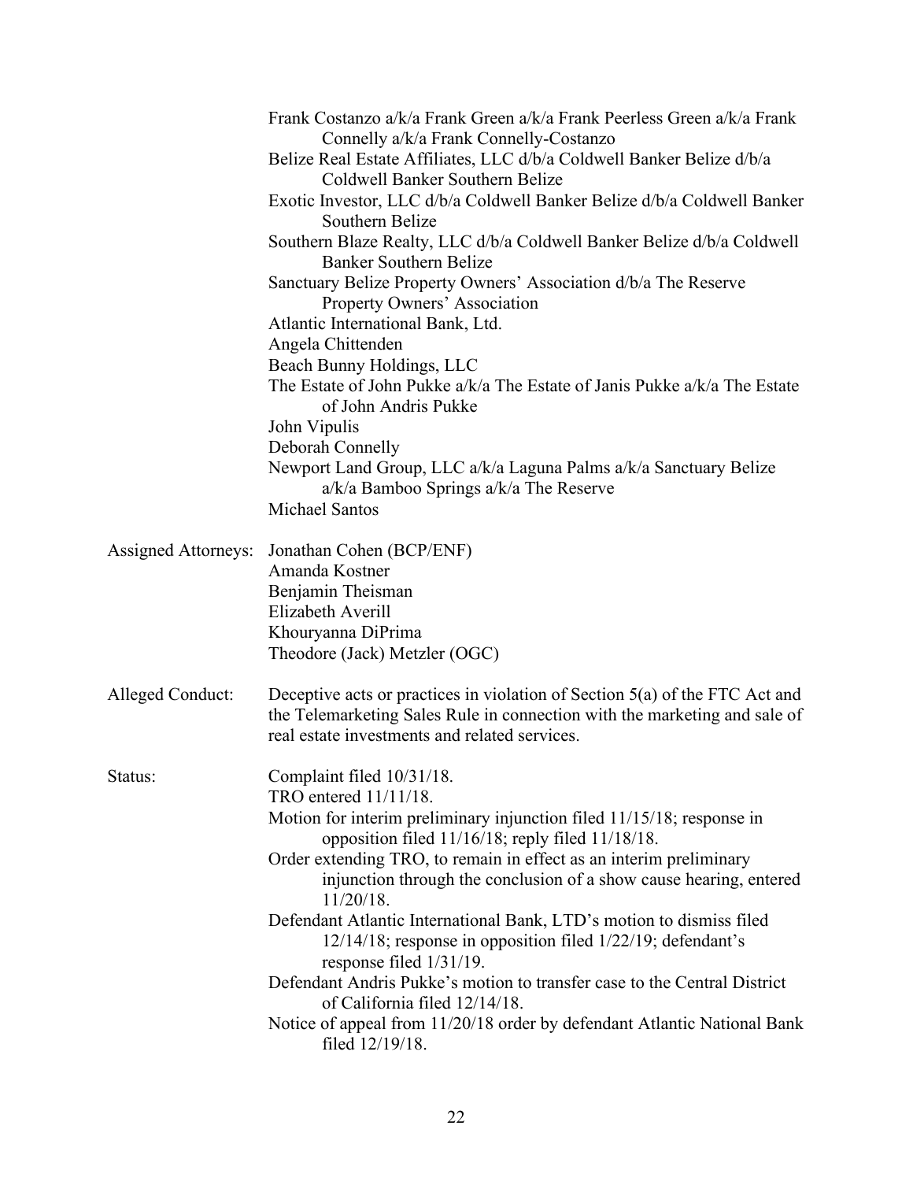Frank Costanzo a/k/a Frank Green a/k/a Frank Peerless Green a/k/a Frank Connelly a/k/a Frank Connelly-Costanzo
Belize Real Estate Affiliates, LLC d/b/a Coldwell Banker Belize d/b/a Coldwell Banker Southern Belize
Exotic Investor, LLC d/b/a Coldwell Banker Belize d/b/a Coldwell Banker Southern Belize
Southern Blaze Realty, LLC d/b/a Coldwell Banker Belize d/b/a Coldwell Banker Southern Belize
Sanctuary Belize Property Owners' Association d/b/a The Reserve Property Owners' Association
Atlantic International Bank, Ltd.
Angela Chittenden
Beach Bunny Holdings, LLC
The Estate of John Pukke a/k/a The Estate of Janis Pukke a/k/a The Estate of John Andris Pukke
John Vipulis
Deborah Connelly
Newport Land Group, LLC a/k/a Laguna Palms a/k/a Sanctuary Belize a/k/a Bamboo Springs a/k/a The Reserve
Michael Santos

Assigned Attorneys: Jonathan Cohen (BCP/ENF)
Amanda Kostner
Benjamin Theisman
Elizabeth Averill
Khouryanna DiPrima
Theodore (Jack) Metzler (OGC)

Alleged Conduct: Deceptive acts or practices in violation of Section 5(a) of the FTC Act and the Telemarketing Sales Rule in connection with the marketing and sale of real estate investments and related services.

Status: Complaint filed 10/31/18.
TRO entered 11/11/18.
Motion for interim preliminary injunction filed 11/15/18; response in opposition filed 11/16/18; reply filed 11/18/18.
Order extending TRO, to remain in effect as an interim preliminary injunction through the conclusion of a show cause hearing, entered 11/20/18.
Defendant Atlantic International Bank, LTD's motion to dismiss filed 12/14/18; response in opposition filed 1/22/19; defendant's response filed 1/31/19.
Defendant Andris Pukke's motion to transfer case to the Central District of California filed 12/14/18.
Notice of appeal from 11/20/18 order by defendant Atlantic National Bank filed 12/19/18.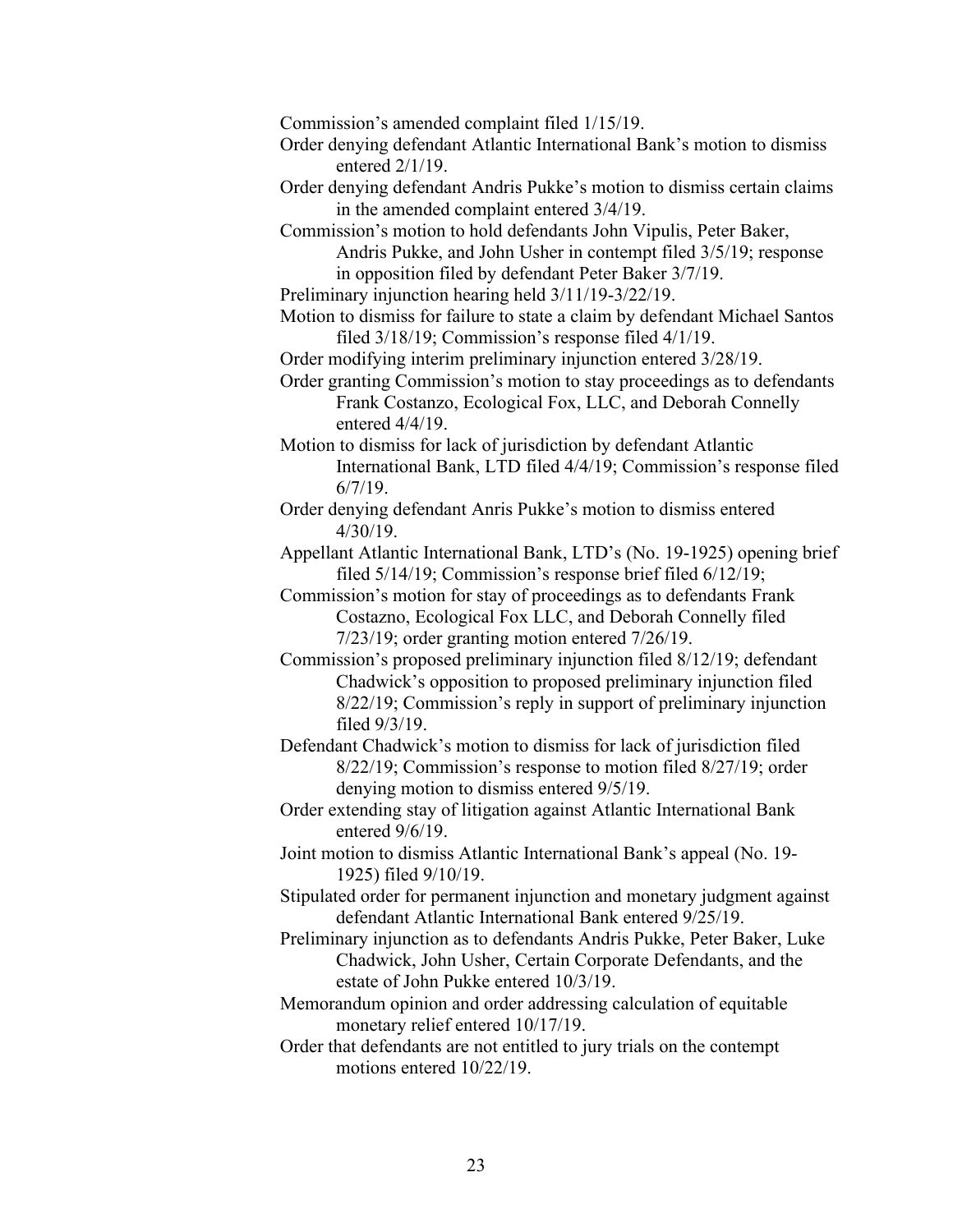Commission's amended complaint filed 1/15/19.

Order denying defendant Atlantic International Bank's motion to dismiss entered 2/1/19.

Order denying defendant Andris Pukke's motion to dismiss certain claims in the amended complaint entered 3/4/19.

Commission's motion to hold defendants John Vipulis, Peter Baker, Andris Pukke, and John Usher in contempt filed 3/5/19; response in opposition filed by defendant Peter Baker 3/7/19.

Preliminary injunction hearing held 3/11/19-3/22/19.

Motion to dismiss for failure to state a claim by defendant Michael Santos filed 3/18/19; Commission's response filed 4/1/19.

Order modifying interim preliminary injunction entered 3/28/19.

Order granting Commission's motion to stay proceedings as to defendants Frank Costanzo, Ecological Fox, LLC, and Deborah Connelly entered 4/4/19.

Motion to dismiss for lack of jurisdiction by defendant Atlantic International Bank, LTD filed 4/4/19; Commission's response filed 6/7/19.

Order denying defendant Anris Pukke's motion to dismiss entered 4/30/19.

Appellant Atlantic International Bank, LTD's (No. 19-1925) opening brief filed 5/14/19; Commission's response brief filed 6/12/19;

Commission's motion for stay of proceedings as to defendants Frank Costazno, Ecological Fox LLC, and Deborah Connelly filed 7/23/19; order granting motion entered 7/26/19.

Commission's proposed preliminary injunction filed 8/12/19; defendant Chadwick's opposition to proposed preliminary injunction filed 8/22/19; Commission's reply in support of preliminary injunction filed 9/3/19.

Defendant Chadwick's motion to dismiss for lack of jurisdiction filed 8/22/19; Commission's response to motion filed 8/27/19; order denying motion to dismiss entered 9/5/19.

Order extending stay of litigation against Atlantic International Bank entered 9/6/19.

Joint motion to dismiss Atlantic International Bank's appeal (No. 19-1925) filed 9/10/19.

Stipulated order for permanent injunction and monetary judgment against defendant Atlantic International Bank entered 9/25/19.

Preliminary injunction as to defendants Andris Pukke, Peter Baker, Luke Chadwick, John Usher, Certain Corporate Defendants, and the estate of John Pukke entered 10/3/19.

Memorandum opinion and order addressing calculation of equitable monetary relief entered 10/17/19.

Order that defendants are not entitled to jury trials on the contempt motions entered 10/22/19.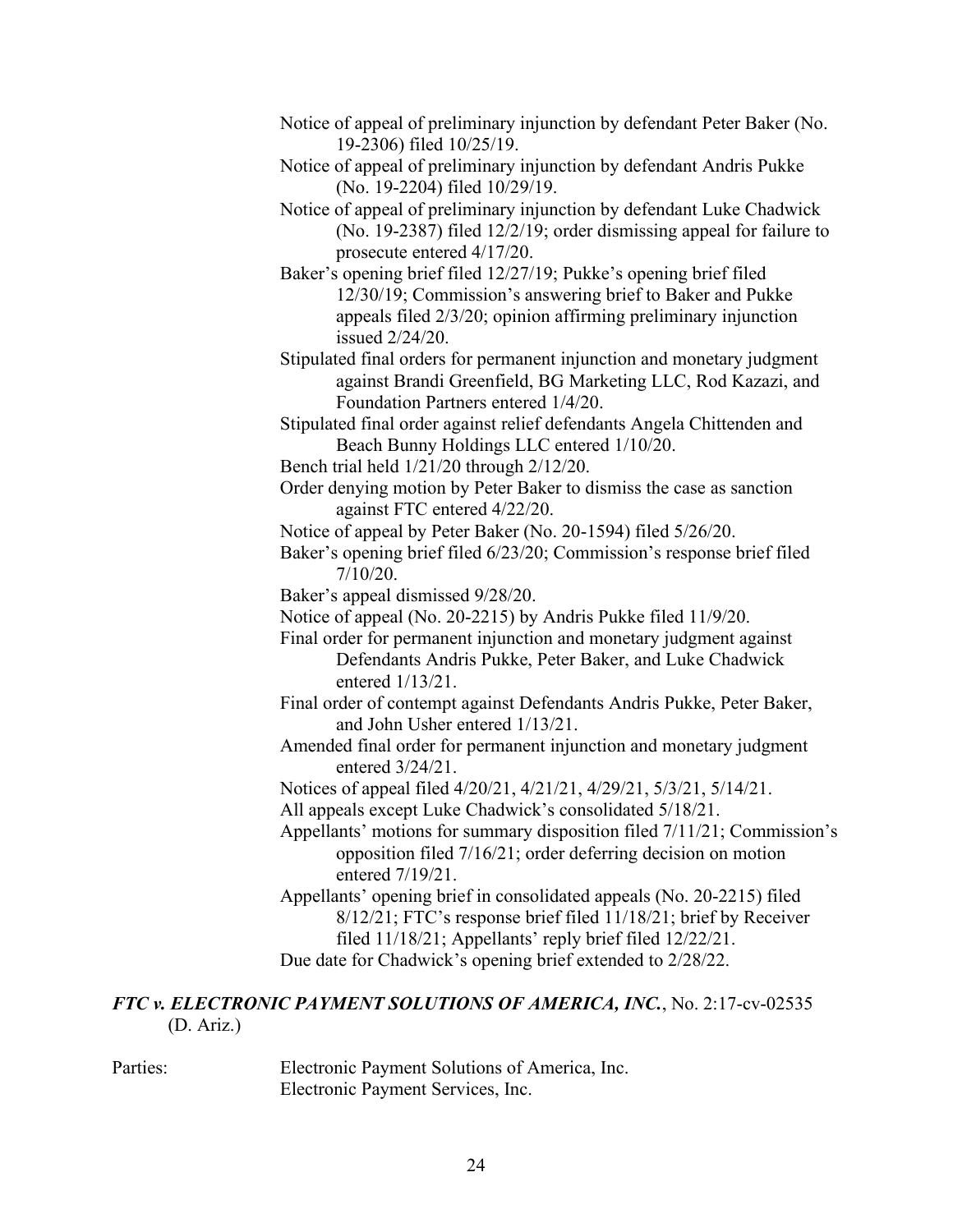Notice of appeal of preliminary injunction by defendant Peter Baker (No. 19-2306) filed 10/25/19.

Notice of appeal of preliminary injunction by defendant Andris Pukke (No. 19-2204) filed 10/29/19.

Notice of appeal of preliminary injunction by defendant Luke Chadwick (No. 19-2387) filed 12/2/19; order dismissing appeal for failure to prosecute entered 4/17/20.

Baker's opening brief filed 12/27/19; Pukke's opening brief filed 12/30/19; Commission's answering brief to Baker and Pukke appeals filed 2/3/20; opinion affirming preliminary injunction issued 2/24/20.

Stipulated final orders for permanent injunction and monetary judgment against Brandi Greenfield, BG Marketing LLC, Rod Kazazi, and Foundation Partners entered 1/4/20.

Stipulated final order against relief defendants Angela Chittenden and Beach Bunny Holdings LLC entered 1/10/20.

Bench trial held 1/21/20 through 2/12/20.

Order denying motion by Peter Baker to dismiss the case as sanction against FTC entered 4/22/20.

Notice of appeal by Peter Baker (No. 20-1594) filed 5/26/20.

Baker's opening brief filed 6/23/20; Commission's response brief filed 7/10/20.

Baker's appeal dismissed 9/28/20.

Notice of appeal (No. 20-2215) by Andris Pukke filed 11/9/20.

Final order for permanent injunction and monetary judgment against Defendants Andris Pukke, Peter Baker, and Luke Chadwick entered 1/13/21.

Final order of contempt against Defendants Andris Pukke, Peter Baker, and John Usher entered 1/13/21.

Amended final order for permanent injunction and monetary judgment entered 3/24/21.

Notices of appeal filed 4/20/21, 4/21/21, 4/29/21, 5/3/21, 5/14/21.

All appeals except Luke Chadwick's consolidated 5/18/21.

Appellants' motions for summary disposition filed 7/11/21; Commission's opposition filed 7/16/21; order deferring decision on motion entered 7/19/21.

Appellants' opening brief in consolidated appeals (No. 20-2215) filed 8/12/21; FTC's response brief filed 11/18/21; brief by Receiver filed 11/18/21; Appellants' reply brief filed 12/22/21.

Due date for Chadwick's opening brief extended to 2/28/22.

***FTC v. ELECTRONIC PAYMENT SOLUTIONS OF AMERICA, INC.***, No. 2:17-cv-02535 (D. Ariz.)

Parties: Electronic Payment Solutions of America, Inc.
Electronic Payment Services, Inc.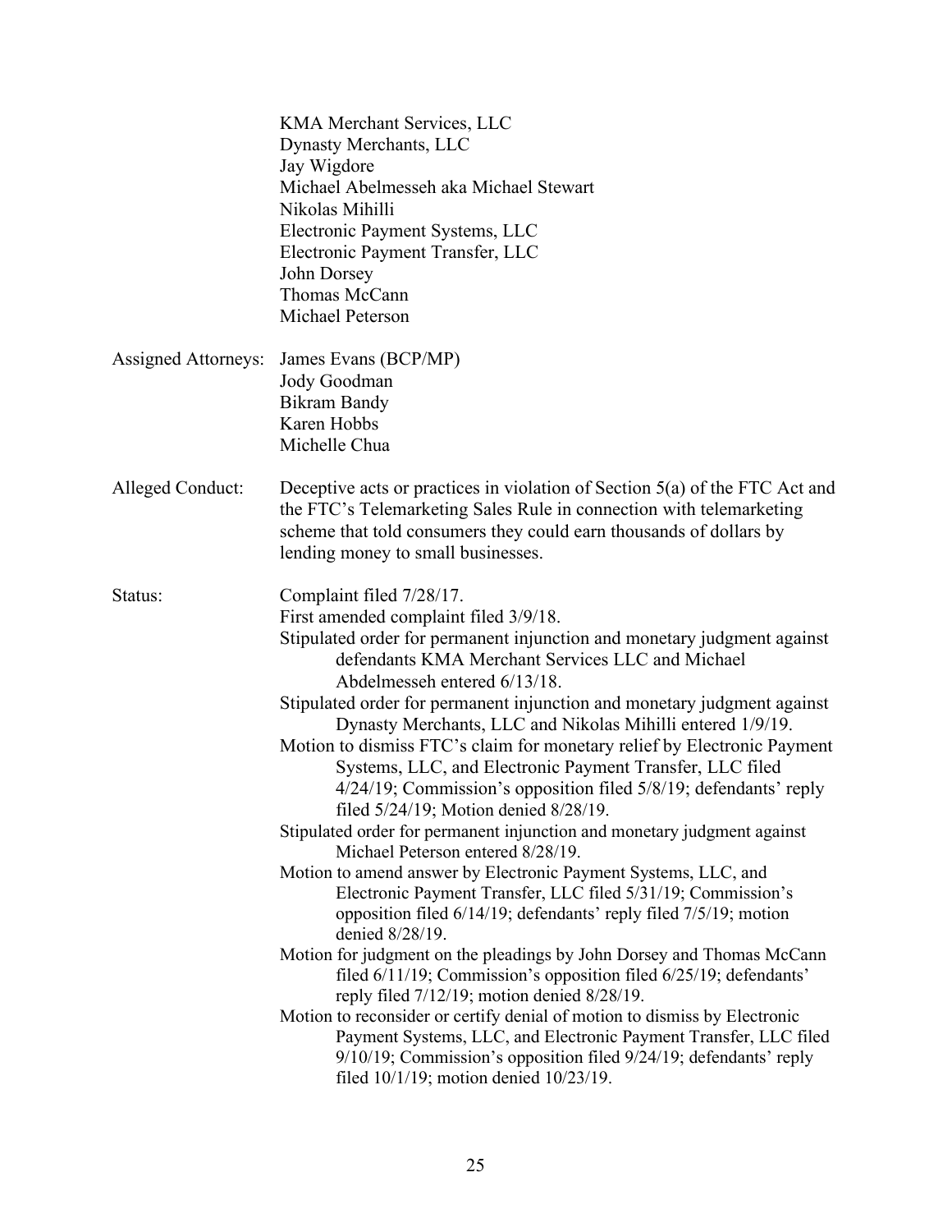KMA Merchant Services, LLC
Dynasty Merchants, LLC
Jay Wigdore
Michael Abelmesseh aka Michael Stewart
Nikolas Mihilli
Electronic Payment Systems, LLC
Electronic Payment Transfer, LLC
John Dorsey
Thomas McCann
Michael Peterson

Assigned Attorneys: James Evans (BCP/MP)
Jody Goodman
Bikram Bandy
Karen Hobbs
Michelle Chua

Alleged Conduct: Deceptive acts or practices in violation of Section 5(a) of the FTC Act and the FTC's Telemarketing Sales Rule in connection with telemarketing scheme that told consumers they could earn thousands of dollars by lending money to small businesses.

Status: Complaint filed 7/28/17.
First amended complaint filed 3/9/18.
Stipulated order for permanent injunction and monetary judgment against defendants KMA Merchant Services LLC and Michael Abdelmesseh entered 6/13/18.
Stipulated order for permanent injunction and monetary judgment against Dynasty Merchants, LLC and Nikolas Mihilli entered 1/9/19.
Motion to dismiss FTC's claim for monetary relief by Electronic Payment Systems, LLC, and Electronic Payment Transfer, LLC filed 4/24/19; Commission's opposition filed 5/8/19; defendants' reply filed 5/24/19; Motion denied 8/28/19.
Stipulated order for permanent injunction and monetary judgment against Michael Peterson entered 8/28/19.
Motion to amend answer by Electronic Payment Systems, LLC, and Electronic Payment Transfer, LLC filed 5/31/19; Commission's opposition filed 6/14/19; defendants' reply filed 7/5/19; motion denied 8/28/19.
Motion for judgment on the pleadings by John Dorsey and Thomas McCann filed 6/11/19; Commission's opposition filed 6/25/19; defendants' reply filed 7/12/19; motion denied 8/28/19.
Motion to reconsider or certify denial of motion to dismiss by Electronic Payment Systems, LLC, and Electronic Payment Transfer, LLC filed 9/10/19; Commission's opposition filed 9/24/19; defendants' reply filed 10/1/19; motion denied 10/23/19.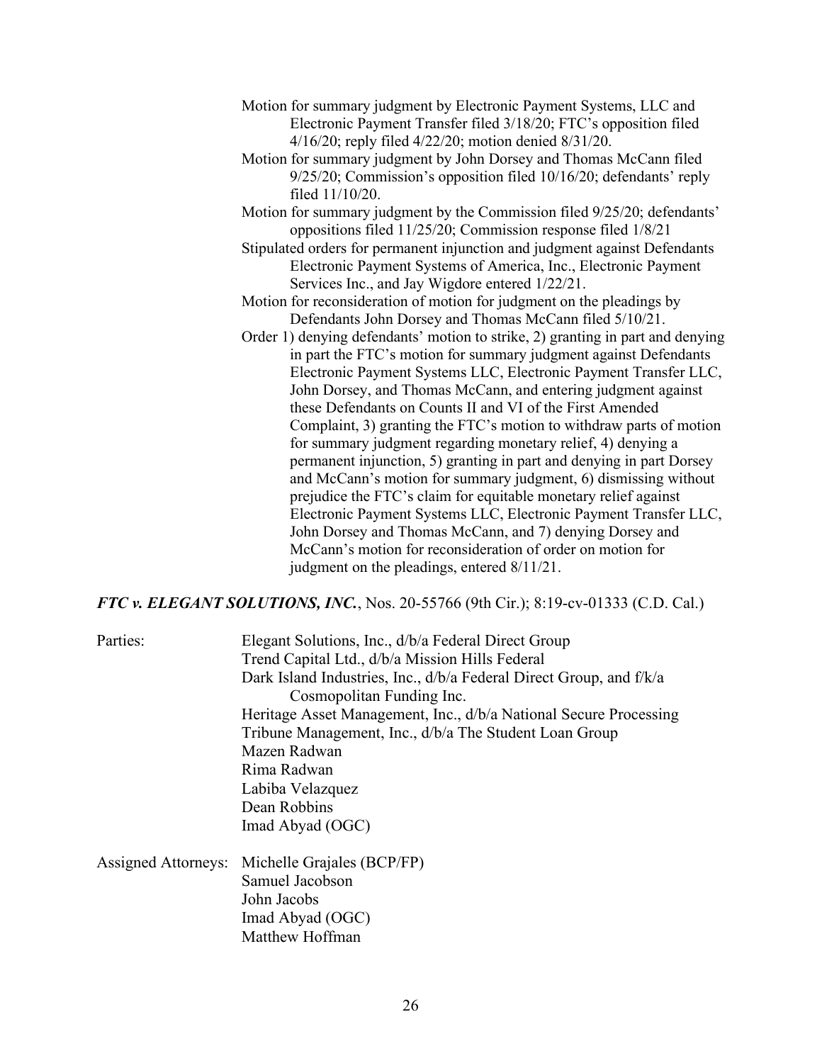Motion for summary judgment by Electronic Payment Systems, LLC and Electronic Payment Transfer filed 3/18/20; FTC's opposition filed 4/16/20; reply filed 4/22/20; motion denied 8/31/20.

Motion for summary judgment by John Dorsey and Thomas McCann filed 9/25/20; Commission's opposition filed 10/16/20; defendants' reply filed 11/10/20.

Motion for summary judgment by the Commission filed 9/25/20; defendants' oppositions filed 11/25/20; Commission response filed 1/8/21

Stipulated orders for permanent injunction and judgment against Defendants Electronic Payment Systems of America, Inc., Electronic Payment Services Inc., and Jay Wigdore entered 1/22/21.

Motion for reconsideration of motion for judgment on the pleadings by Defendants John Dorsey and Thomas McCann filed 5/10/21.

Order 1) denying defendants' motion to strike, 2) granting in part and denying in part the FTC's motion for summary judgment against Defendants Electronic Payment Systems LLC, Electronic Payment Transfer LLC, John Dorsey, and Thomas McCann, and entering judgment against these Defendants on Counts II and VI of the First Amended Complaint, 3) granting the FTC's motion to withdraw parts of motion for summary judgment regarding monetary relief, 4) denying a permanent injunction, 5) granting in part and denying in part Dorsey and McCann's motion for summary judgment, 6) dismissing without prejudice the FTC's claim for equitable monetary relief against Electronic Payment Systems LLC, Electronic Payment Transfer LLC, John Dorsey and Thomas McCann, and 7) denying Dorsey and McCann's motion for reconsideration of order on motion for judgment on the pleadings, entered 8/11/21.

***FTC v. ELEGANT SOLUTIONS, INC.***, Nos. 20-55766 (9th Cir.); 8:19-cv-01333 (C.D. Cal.)

Parties:
Elegant Solutions, Inc., d/b/a Federal Direct Group
Trend Capital Ltd., d/b/a Mission Hills Federal
Dark Island Industries, Inc., d/b/a Federal Direct Group, and f/k/a Cosmopolitan Funding Inc.
Heritage Asset Management, Inc., d/b/a National Secure Processing
Tribune Management, Inc., d/b/a The Student Loan Group
Mazen Radwan
Rima Radwan
Labiba Velazquez
Dean Robbins
Imad Abyad (OGC)

Assigned Attorneys:
Michelle Grajales (BCP/FP)
Samuel Jacobson
John Jacobs
Imad Abyad (OGC)
Matthew Hoffman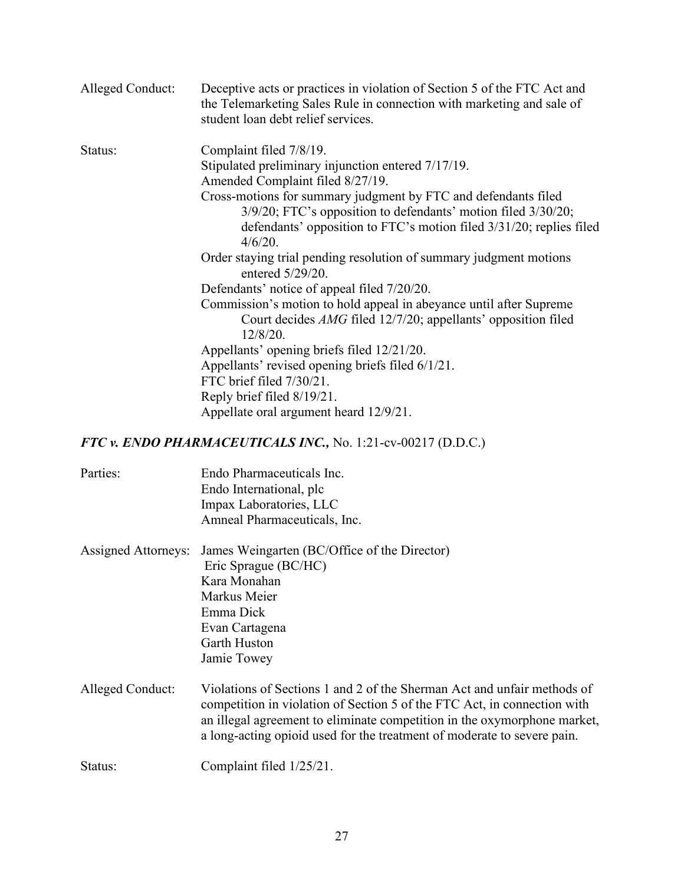Alleged Conduct: Deceptive acts or practices in violation of Section 5 of the FTC Act and the Telemarketing Sales Rule in connection with marketing and sale of student loan debt relief services.

Status: Complaint filed 7/8/19.
Stipulated preliminary injunction entered 7/17/19.
Amended Complaint filed 8/27/19.
Cross-motions for summary judgment by FTC and defendants filed 3/9/20; FTC's opposition to defendants' motion filed 3/30/20; defendants' opposition to FTC's motion filed 3/31/20; replies filed 4/6/20.
Order staying trial pending resolution of summary judgment motions entered 5/29/20.
Defendants' notice of appeal filed 7/20/20.
Commission's motion to hold appeal in abeyance until after Supreme Court decides *AMG* filed 12/7/20; appellants' opposition filed 12/8/20.
Appellants' opening briefs filed 12/21/20.
Appellants' revised opening briefs filed 6/1/21.
FTC brief filed 7/30/21.
Reply brief filed 8/19/21.
Appellate oral argument heard 12/9/21.

### ***FTC v. ENDO PHARMACEUTICALS INC.,*** No. 1:21-cv-00217 (D.D.C.)

Parties: Endo Pharmaceuticals Inc.
Endo International, plc
Impax Laboratories, LLC
Amneal Pharmaceuticals, Inc.

Assigned Attorneys: James Weingarten (BC/Office of the Director)
Eric Sprague (BC/HC)
Kara Monahan
Markus Meier
Emma Dick
Evan Cartagena
Garth Huston
Jamie Towey

Alleged Conduct: Violations of Sections 1 and 2 of the Sherman Act and unfair methods of competition in violation of Section 5 of the FTC Act, in connection with an illegal agreement to eliminate competition in the oxymorphone market, a long-acting opioid used for the treatment of moderate to severe pain.

Status: Complaint filed 1/25/21.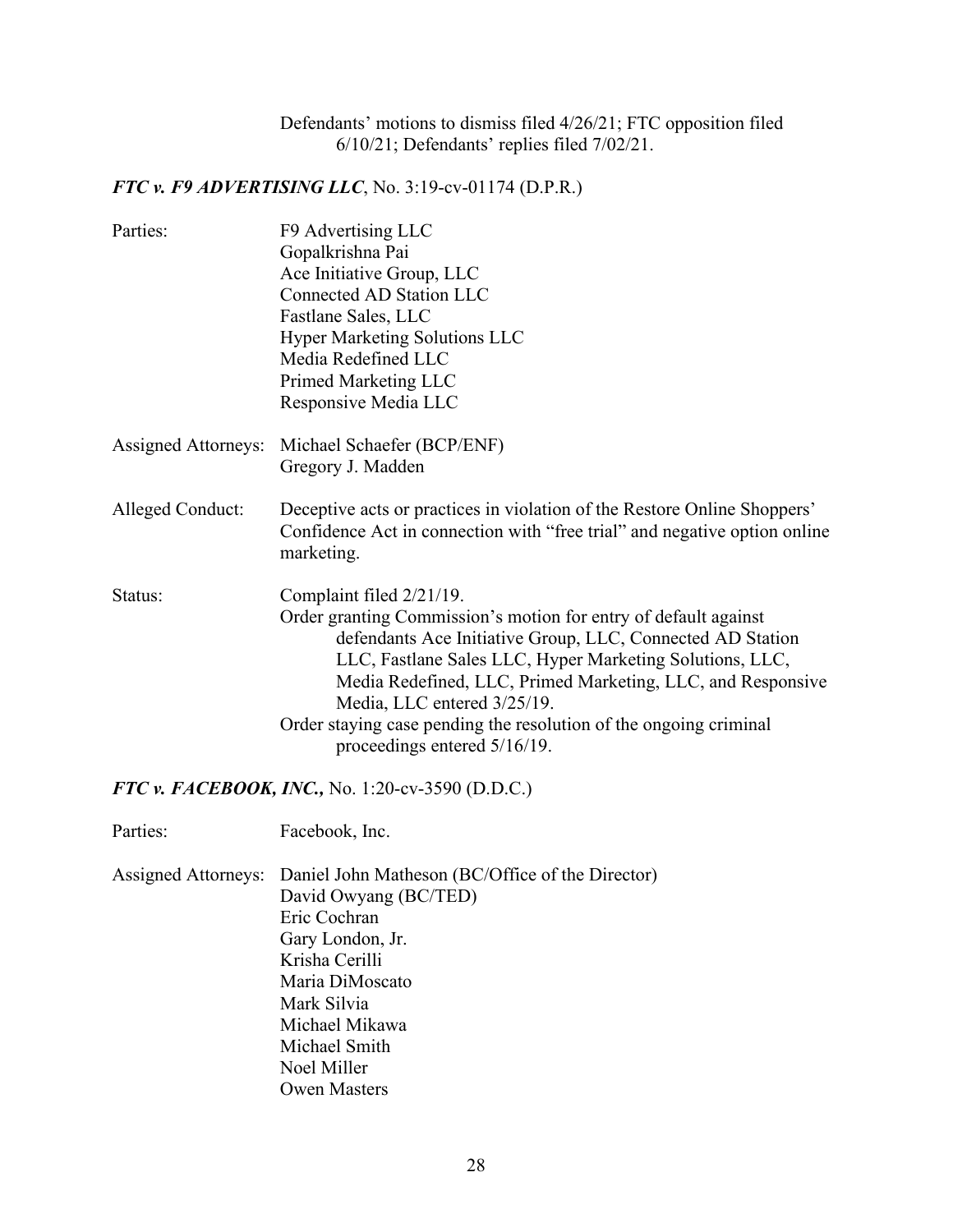Defendants' motions to dismiss filed 4/26/21; FTC opposition filed 6/10/21; Defendants' replies filed 7/02/21.

### *FTC v. F9 ADVERTISING LLC*, No. 3:19-cv-01174 (D.P.R.)

Parties: F9 Advertising LLC
Gopalkrishna Pai
Ace Initiative Group, LLC
Connected AD Station LLC
Fastlane Sales, LLC
Hyper Marketing Solutions LLC
Media Redefined LLC
Primed Marketing LLC
Responsive Media LLC

Assigned Attorneys: Michael Schaefer (BCP/ENF)
Gregory J. Madden

Alleged Conduct: Deceptive acts or practices in violation of the Restore Online Shoppers' Confidence Act in connection with "free trial" and negative option online marketing.

Status: Complaint filed 2/21/19.
Order granting Commission's motion for entry of default against defendants Ace Initiative Group, LLC, Connected AD Station LLC, Fastlane Sales LLC, Hyper Marketing Solutions, LLC, Media Redefined, LLC, Primed Marketing, LLC, and Responsive Media, LLC entered 3/25/19.
Order staying case pending the resolution of the ongoing criminal proceedings entered 5/16/19.

### *FTC v. FACEBOOK, INC.,* No. 1:20-cv-3590 (D.D.C.)

Parties: Facebook, Inc.

Assigned Attorneys: Daniel John Matheson (BC/Office of the Director)
David Owyang (BC/TED)
Eric Cochran
Gary London, Jr.
Krisha Cerilli
Maria DiMoscato
Mark Silvia
Michael Mikawa
Michael Smith
Noel Miller
Owen Masters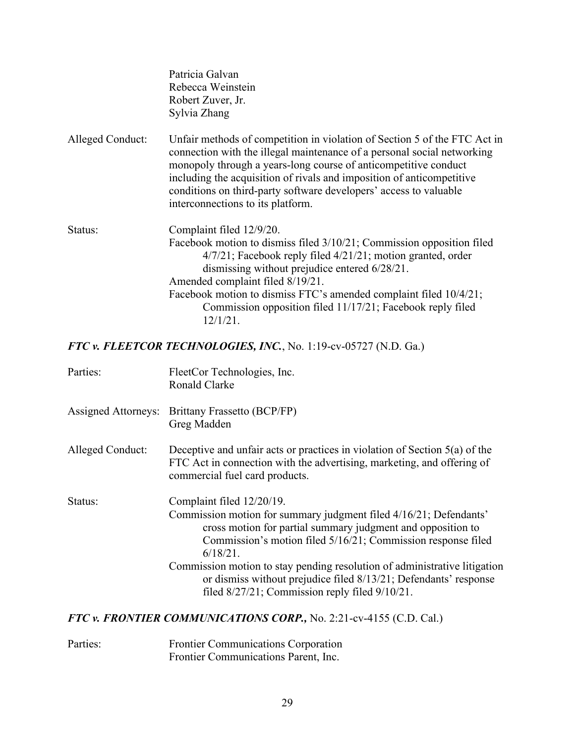Patricia Galvan
Rebecca Weinstein
Robert Zuver, Jr.
Sylvia Zhang

Alleged Conduct: Unfair methods of competition in violation of Section 5 of the FTC Act in connection with the illegal maintenance of a personal social networking monopoly through a years-long course of anticompetitive conduct including the acquisition of rivals and imposition of anticompetitive conditions on third-party software developers' access to valuable interconnections to its platform.

Status: Complaint filed 12/9/20.
Facebook motion to dismiss filed 3/10/21; Commission opposition filed 4/7/21; Facebook reply filed 4/21/21; motion granted, order dismissing without prejudice entered 6/28/21.
Amended complaint filed 8/19/21.
Facebook motion to dismiss FTC's amended complaint filed 10/4/21; Commission opposition filed 11/17/21; Facebook reply filed 12/1/21.

### *FTC v. FLEETCOR TECHNOLOGIES, INC.*, No. 1:19-cv-05727 (N.D. Ga.)

Parties: FleetCor Technologies, Inc.
Ronald Clarke

Assigned Attorneys: Brittany Frassetto (BCP/FP)
Greg Madden

Alleged Conduct: Deceptive and unfair acts or practices in violation of Section 5(a) of the FTC Act in connection with the advertising, marketing, and offering of commercial fuel card products.

Status: Complaint filed 12/20/19.
Commission motion for summary judgment filed 4/16/21; Defendants' cross motion for partial summary judgment and opposition to Commission's motion filed 5/16/21; Commission response filed 6/18/21.
Commission motion to stay pending resolution of administrative litigation or dismiss without prejudice filed 8/13/21; Defendants' response filed 8/27/21; Commission reply filed 9/10/21.

### *FTC v. FRONTIER COMMUNICATIONS CORP.,* No. 2:21-cv-4155 (C.D. Cal.)

Parties: Frontier Communications Corporation
Frontier Communications Parent, Inc.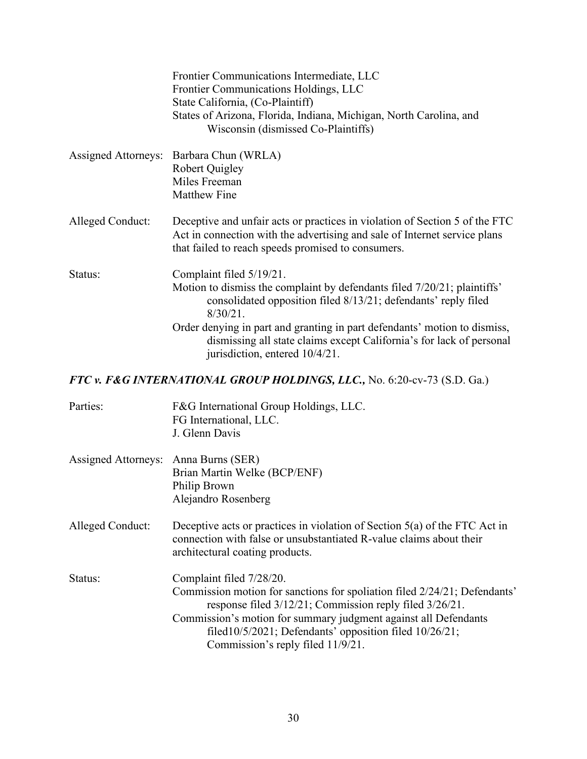Frontier Communications Intermediate, LLC
Frontier Communications Holdings, LLC
State California, (Co-Plaintiff)
States of Arizona, Florida, Indiana, Michigan, North Carolina, and Wisconsin (dismissed Co-Plaintiffs)

Assigned Attorneys: Barbara Chun (WRLA)
Robert Quigley
Miles Freeman
Matthew Fine

Alleged Conduct: Deceptive and unfair acts or practices in violation of Section 5 of the FTC Act in connection with the advertising and sale of Internet service plans that failed to reach speeds promised to consumers.

Status: Complaint filed 5/19/21.
Motion to dismiss the complaint by defendants filed 7/20/21; plaintiffs' consolidated opposition filed 8/13/21; defendants' reply filed 8/30/21.
Order denying in part and granting in part defendants' motion to dismiss, dismissing all state claims except California's for lack of personal jurisdiction, entered 10/4/21.

### *FTC v. F&G INTERNATIONAL GROUP HOLDINGS, LLC.*, No. 6:20-cv-73 (S.D. Ga.)

Parties: F&G International Group Holdings, LLC.
FG International, LLC.
J. Glenn Davis

Assigned Attorneys: Anna Burns (SER)
Brian Martin Welke (BCP/ENF)
Philip Brown
Alejandro Rosenberg

Alleged Conduct: Deceptive acts or practices in violation of Section 5(a) of the FTC Act in connection with false or unsubstantiated R-value claims about their architectural coating products.

Status: Complaint filed 7/28/20.
Commission motion for sanctions for spoliation filed 2/24/21; Defendants' response filed 3/12/21; Commission reply filed 3/26/21.
Commission's motion for summary judgment against all Defendants filed10/5/2021; Defendants' opposition filed 10/26/21; Commission's reply filed 11/9/21.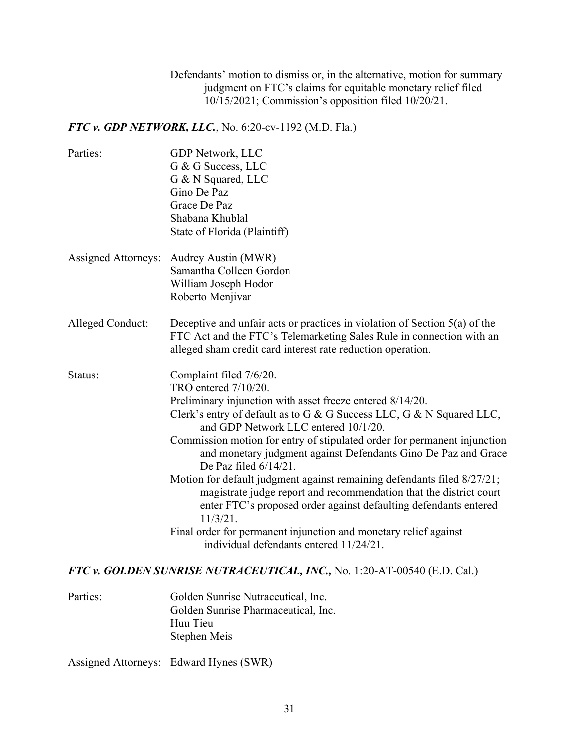Defendants' motion to dismiss or, in the alternative, motion for summary judgment on FTC's claims for equitable monetary relief filed 10/15/2021; Commission's opposition filed 10/20/21.

***FTC v. GDP NETWORK, LLC.***, No. 6:20-cv-1192 (M.D. Fla.)

Parties: GDP Network, LLC
G & G Success, LLC
G & N Squared, LLC
Gino De Paz
Grace De Paz
Shabana Khublal
State of Florida (Plaintiff)

Assigned Attorneys: Audrey Austin (MWR)
Samantha Colleen Gordon
William Joseph Hodor
Roberto Menjivar

Alleged Conduct: Deceptive and unfair acts or practices in violation of Section 5(a) of the FTC Act and the FTC's Telemarketing Sales Rule in connection with an alleged sham credit card interest rate reduction operation.

Status: Complaint filed 7/6/20.
TRO entered 7/10/20.
Preliminary injunction with asset freeze entered 8/14/20.
Clerk's entry of default as to G & G Success LLC, G & N Squared LLC, and GDP Network LLC entered 10/1/20.
Commission motion for entry of stipulated order for permanent injunction and monetary judgment against Defendants Gino De Paz and Grace De Paz filed 6/14/21.
Motion for default judgment against remaining defendants filed 8/27/21; magistrate judge report and recommendation that the district court enter FTC's proposed order against defaulting defendants entered 11/3/21.
Final order for permanent injunction and monetary relief against individual defendants entered 11/24/21.

***FTC v. GOLDEN SUNRISE NUTRACEUTICAL, INC.,*** No. 1:20-AT-00540 (E.D. Cal.)

Parties: Golden Sunrise Nutraceutical, Inc.
Golden Sunrise Pharmaceutical, Inc.
Huu Tieu
Stephen Meis

Assigned Attorneys: Edward Hynes (SWR)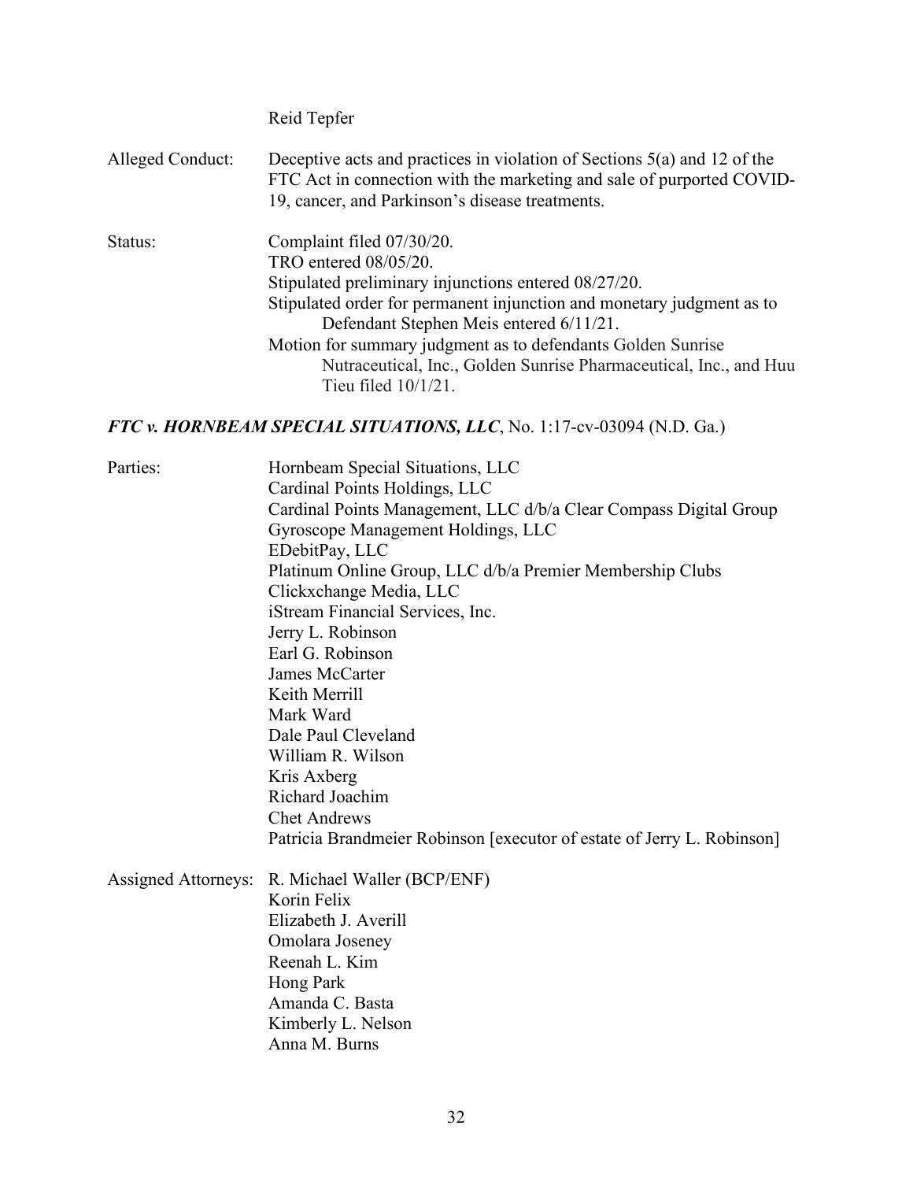Reid Tepfer

| | |
|---|---|
| Alleged Conduct: | Deceptive acts and practices in violation of Sections 5(a) and 12 of the FTC Act in connection with the marketing and sale of purported COVID-19, cancer, and Parkinson's disease treatments. |
| Status: | Complaint filed 07/30/20.<br>TRO entered 08/05/20.<br>Stipulated preliminary injunctions entered 08/27/20.<br>Stipulated order for permanent injunction and monetary judgment as to Defendant Stephen Meis entered 6/11/21.<br>Motion for summary judgment as to defendants Golden Sunrise Nutraceutical, Inc., Golden Sunrise Pharmaceutical, Inc., and Huu Tieu filed 10/1/21. |

### ***FTC v. HORNBEAM SPECIAL SITUATIONS, LLC***, No. 1:17-cv-03094 (N.D. Ga.)

| | |
|---|---|
| Parties: | Hornbeam Special Situations, LLC<br>Cardinal Points Holdings, LLC<br>Cardinal Points Management, LLC d/b/a Clear Compass Digital Group<br>Gyroscope Management Holdings, LLC<br>EDebitPay, LLC<br>Platinum Online Group, LLC d/b/a Premier Membership Clubs<br>Clickxchange Media, LLC<br>iStream Financial Services, Inc.<br>Jerry L. Robinson<br>Earl G. Robinson<br>James McCarter<br>Keith Merrill<br>Mark Ward<br>Dale Paul Cleveland<br>William R. Wilson<br>Kris Axberg<br>Richard Joachim<br>Chet Andrews<br>Patricia Brandmeier Robinson [executor of estate of Jerry L. Robinson] |
| Assigned Attorneys: | R. Michael Waller (BCP/ENF)<br>Korin Felix<br>Elizabeth J. Averill<br>Omolara Joseney<br>Reenah L. Kim<br>Hong Park<br>Amanda C. Basta<br>Kimberly L. Nelson<br>Anna M. Burns |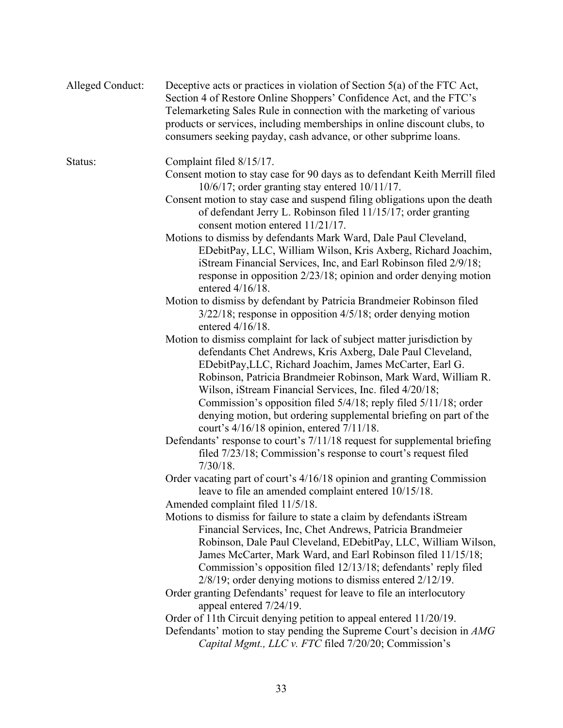Alleged Conduct: Deceptive acts or practices in violation of Section 5(a) of the FTC Act, Section 4 of Restore Online Shoppers' Confidence Act, and the FTC's Telemarketing Sales Rule in connection with the marketing of various products or services, including memberships in online discount clubs, to consumers seeking payday, cash advance, or other subprime loans.

Status: Complaint filed 8/15/17.

Consent motion to stay case for 90 days as to defendant Keith Merrill filed 10/6/17; order granting stay entered 10/11/17.

Consent motion to stay case and suspend filing obligations upon the death of defendant Jerry L. Robinson filed 11/15/17; order granting consent motion entered 11/21/17.

Motions to dismiss by defendants Mark Ward, Dale Paul Cleveland, EDebitPay, LLC, William Wilson, Kris Axberg, Richard Joachim, iStream Financial Services, Inc, and Earl Robinson filed 2/9/18; response in opposition 2/23/18; opinion and order denying motion entered 4/16/18.

Motion to dismiss by defendant by Patricia Brandmeier Robinson filed 3/22/18; response in opposition 4/5/18; order denying motion entered 4/16/18.

Motion to dismiss complaint for lack of subject matter jurisdiction by defendants Chet Andrews, Kris Axberg, Dale Paul Cleveland, EDebitPay,LLC, Richard Joachim, James McCarter, Earl G. Robinson, Patricia Brandmeier Robinson, Mark Ward, William R. Wilson, iStream Financial Services, Inc. filed 4/20/18; Commission's opposition filed 5/4/18; reply filed 5/11/18; order denying motion, but ordering supplemental briefing on part of the court's 4/16/18 opinion, entered 7/11/18.

Defendants' response to court's 7/11/18 request for supplemental briefing filed 7/23/18; Commission's response to court's request filed 7/30/18.

Order vacating part of court's 4/16/18 opinion and granting Commission leave to file an amended complaint entered 10/15/18.

Amended complaint filed 11/5/18.

Motions to dismiss for failure to state a claim by defendants iStream Financial Services, Inc, Chet Andrews, Patricia Brandmeier Robinson, Dale Paul Cleveland, EDebitPay, LLC, William Wilson, James McCarter, Mark Ward, and Earl Robinson filed 11/15/18; Commission's opposition filed 12/13/18; defendants' reply filed 2/8/19; order denying motions to dismiss entered 2/12/19.

Order granting Defendants' request for leave to file an interlocutory appeal entered 7/24/19.

Order of 11th Circuit denying petition to appeal entered 11/20/19.

Defendants' motion to stay pending the Supreme Court's decision in *AMG Capital Mgmt., LLC v. FTC* filed 7/20/20; Commission's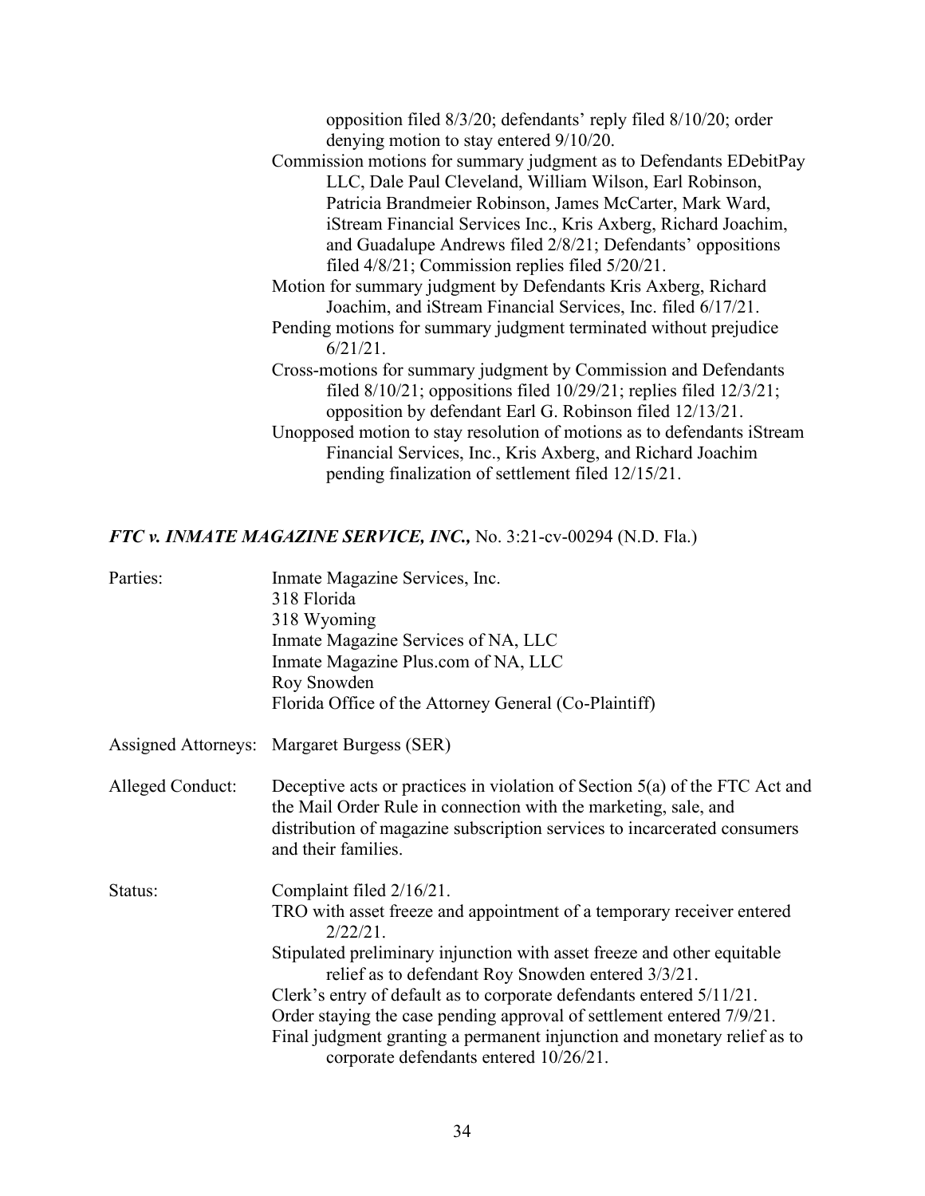opposition filed 8/3/20; defendants' reply filed 8/10/20; order denying motion to stay entered 9/10/20.

Commission motions for summary judgment as to Defendants EDebitPay LLC, Dale Paul Cleveland, William Wilson, Earl Robinson, Patricia Brandmeier Robinson, James McCarter, Mark Ward, iStream Financial Services Inc., Kris Axberg, Richard Joachim, and Guadalupe Andrews filed 2/8/21; Defendants' oppositions filed 4/8/21; Commission replies filed 5/20/21.

Motion for summary judgment by Defendants Kris Axberg, Richard Joachim, and iStream Financial Services, Inc. filed 6/17/21.

Pending motions for summary judgment terminated without prejudice 6/21/21.

Cross-motions for summary judgment by Commission and Defendants filed 8/10/21; oppositions filed 10/29/21; replies filed 12/3/21; opposition by defendant Earl G. Robinson filed 12/13/21.

Unopposed motion to stay resolution of motions as to defendants iStream Financial Services, Inc., Kris Axberg, and Richard Joachim pending finalization of settlement filed 12/15/21.

### *FTC v. INMATE MAGAZINE SERVICE, INC.,* No. 3:21-cv-00294 (N.D. Fla.)

**Parties:**
Inmate Magazine Services, Inc.
318 Florida
318 Wyoming
Inmate Magazine Services of NA, LLC
Inmate Magazine Plus.com of NA, LLC
Roy Snowden
Florida Office of the Attorney General (Co-Plaintiff)

**Assigned Attorneys:** Margaret Burgess (SER)

**Alleged Conduct:** Deceptive acts or practices in violation of Section 5(a) of the FTC Act and the Mail Order Rule in connection with the marketing, sale, and distribution of magazine subscription services to incarcerated consumers and their families.

**Status:**
Complaint filed 2/16/21.

TRO with asset freeze and appointment of a temporary receiver entered 2/22/21.

Stipulated preliminary injunction with asset freeze and other equitable relief as to defendant Roy Snowden entered 3/3/21.

Clerk's entry of default as to corporate defendants entered 5/11/21.

Order staying the case pending approval of settlement entered 7/9/21.

Final judgment granting a permanent injunction and monetary relief as to corporate defendants entered 10/26/21.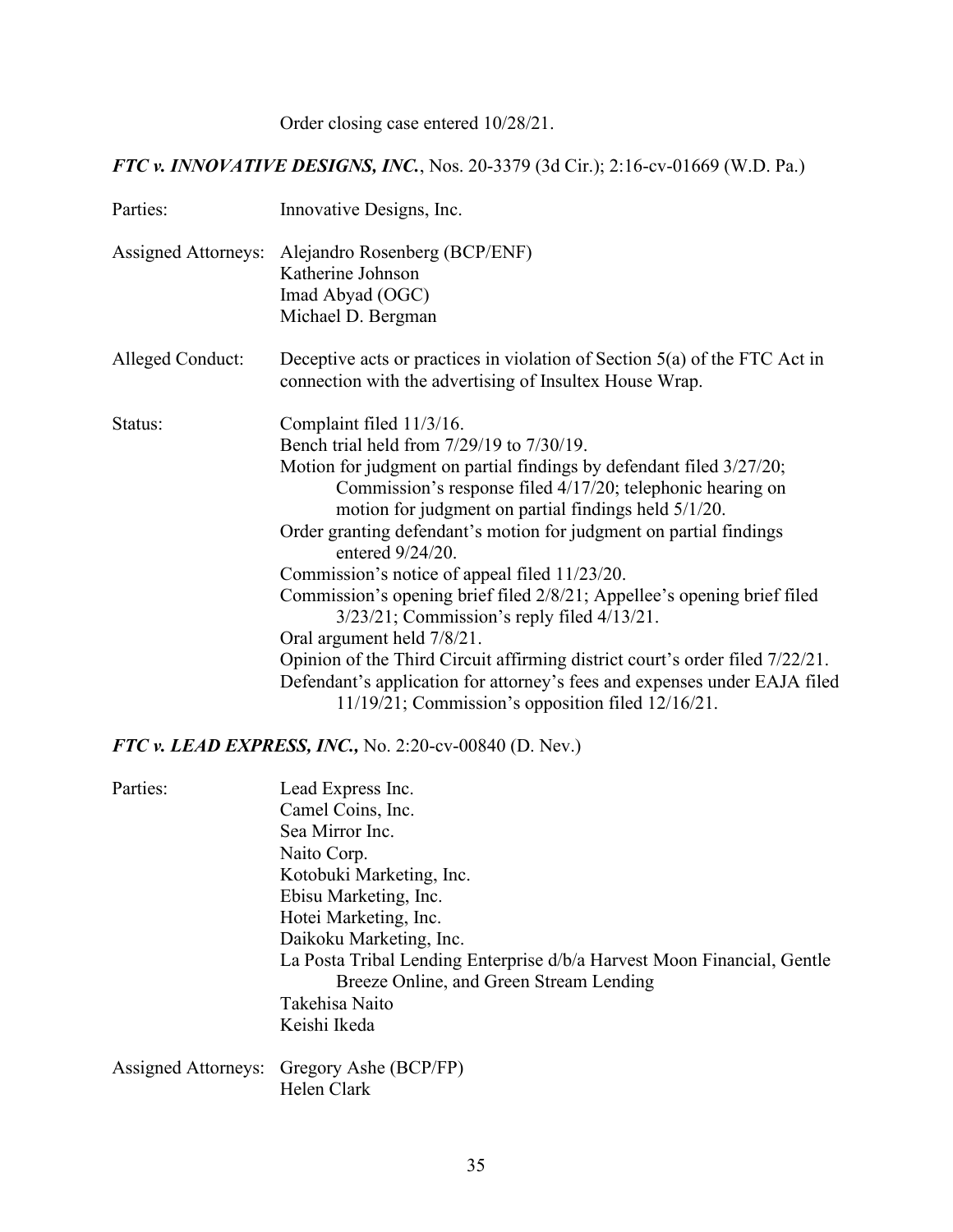Order closing case entered 10/28/21.

### *FTC v. INNOVATIVE DESIGNS, INC.*, Nos. 20-3379 (3d Cir.); 2:16-cv-01669 (W.D. Pa.)

| | |
|---|---|
| Parties: | Innovative Designs, Inc. |
| Assigned Attorneys: | Alejandro Rosenberg (BCP/ENF)<br>Katherine Johnson<br>Imad Abyad (OGC)<br>Michael D. Bergman |
| Alleged Conduct: | Deceptive acts or practices in violation of Section 5(a) of the FTC Act in connection with the advertising of Insultex House Wrap. |
| Status: | Complaint filed 11/3/16.<br>Bench trial held from 7/29/19 to 7/30/19.<br>Motion for judgment on partial findings by defendant filed 3/27/20; Commission's response filed 4/17/20; telephonic hearing on motion for judgment on partial findings held 5/1/20.<br>Order granting defendant's motion for judgment on partial findings entered 9/24/20.<br>Commission's notice of appeal filed 11/23/20.<br>Commission's opening brief filed 2/8/21; Appellee's opening brief filed 3/23/21; Commission's reply filed 4/13/21.<br>Oral argument held 7/8/21.<br>Opinion of the Third Circuit affirming district court's order filed 7/22/21.<br>Defendant's application for attorney's fees and expenses under EAJA filed 11/19/21; Commission's opposition filed 12/16/21. |

### *FTC v. LEAD EXPRESS, INC.,* No. 2:20-cv-00840 (D. Nev.)

| | |
|---|---|
| Parties: | Lead Express Inc.<br>Camel Coins, Inc.<br>Sea Mirror Inc.<br>Naito Corp.<br>Kotobuki Marketing, Inc.<br>Ebisu Marketing, Inc.<br>Hotei Marketing, Inc.<br>Daikoku Marketing, Inc.<br>La Posta Tribal Lending Enterprise d/b/a Harvest Moon Financial, Gentle Breeze Online, and Green Stream Lending<br>Takehisa Naito<br>Keishi Ikeda |
| Assigned Attorneys: | Gregory Ashe (BCP/FP)<br>Helen Clark |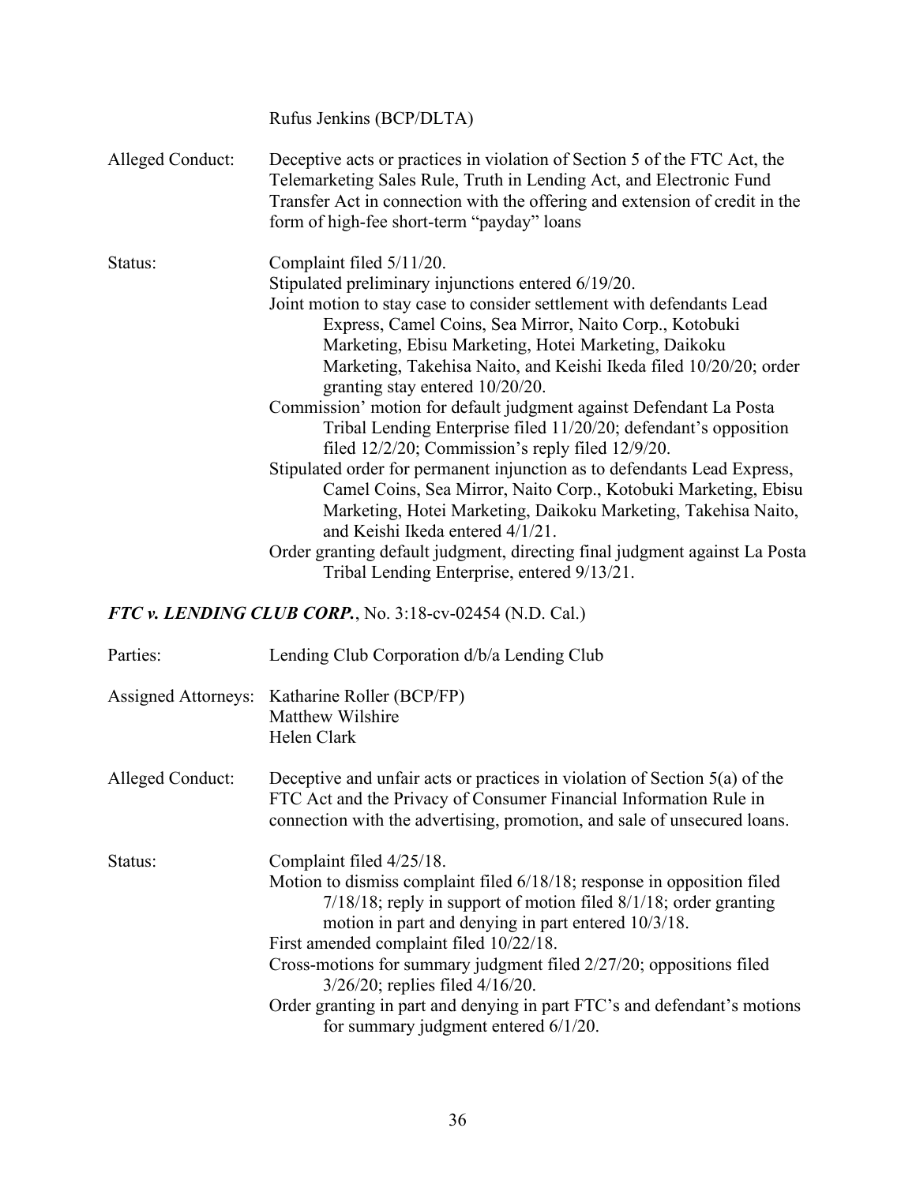Rufus Jenkins (BCP/DLTA)

| | |
|---|---|
| Alleged Conduct: | Deceptive acts or practices in violation of Section 5 of the FTC Act, the Telemarketing Sales Rule, Truth in Lending Act, and Electronic Fund Transfer Act in connection with the offering and extension of credit in the form of high-fee short-term "payday" loans |
| Status: | Complaint filed 5/11/20.<br>Stipulated preliminary injunctions entered 6/19/20.<br>Joint motion to stay case to consider settlement with defendants Lead Express, Camel Coins, Sea Mirror, Naito Corp., Kotobuki Marketing, Ebisu Marketing, Hotei Marketing, Daikoku Marketing, Takehisa Naito, and Keishi Ikeda filed 10/20/20; order granting stay entered 10/20/20.<br>Commission' motion for default judgment against Defendant La Posta Tribal Lending Enterprise filed 11/20/20; defendant's opposition filed 12/2/20; Commission's reply filed 12/9/20.<br>Stipulated order for permanent injunction as to defendants Lead Express, Camel Coins, Sea Mirror, Naito Corp., Kotobuki Marketing, Ebisu Marketing, Hotei Marketing, Daikoku Marketing, Takehisa Naito, and Keishi Ikeda entered 4/1/21.<br>Order granting default judgment, directing final judgment against La Posta Tribal Lending Enterprise, entered 9/13/21. |

***FTC v. LENDING CLUB CORP.***, No. 3:18-cv-02454 (N.D. Cal.)

| | |
|---|---|
| Parties: | Lending Club Corporation d/b/a Lending Club |
| Assigned Attorneys: | Katharine Roller (BCP/FP)<br>Matthew Wilshire<br>Helen Clark |
| Alleged Conduct: | Deceptive and unfair acts or practices in violation of Section 5(a) of the FTC Act and the Privacy of Consumer Financial Information Rule in connection with the advertising, promotion, and sale of unsecured loans. |
| Status: | Complaint filed 4/25/18.<br>Motion to dismiss complaint filed 6/18/18; response in opposition filed 7/18/18; reply in support of motion filed 8/1/18; order granting motion in part and denying in part entered 10/3/18.<br>First amended complaint filed 10/22/18.<br>Cross-motions for summary judgment filed 2/27/20; oppositions filed 3/26/20; replies filed 4/16/20.<br>Order granting in part and denying in part FTC's and defendant's motions for summary judgment entered 6/1/20. |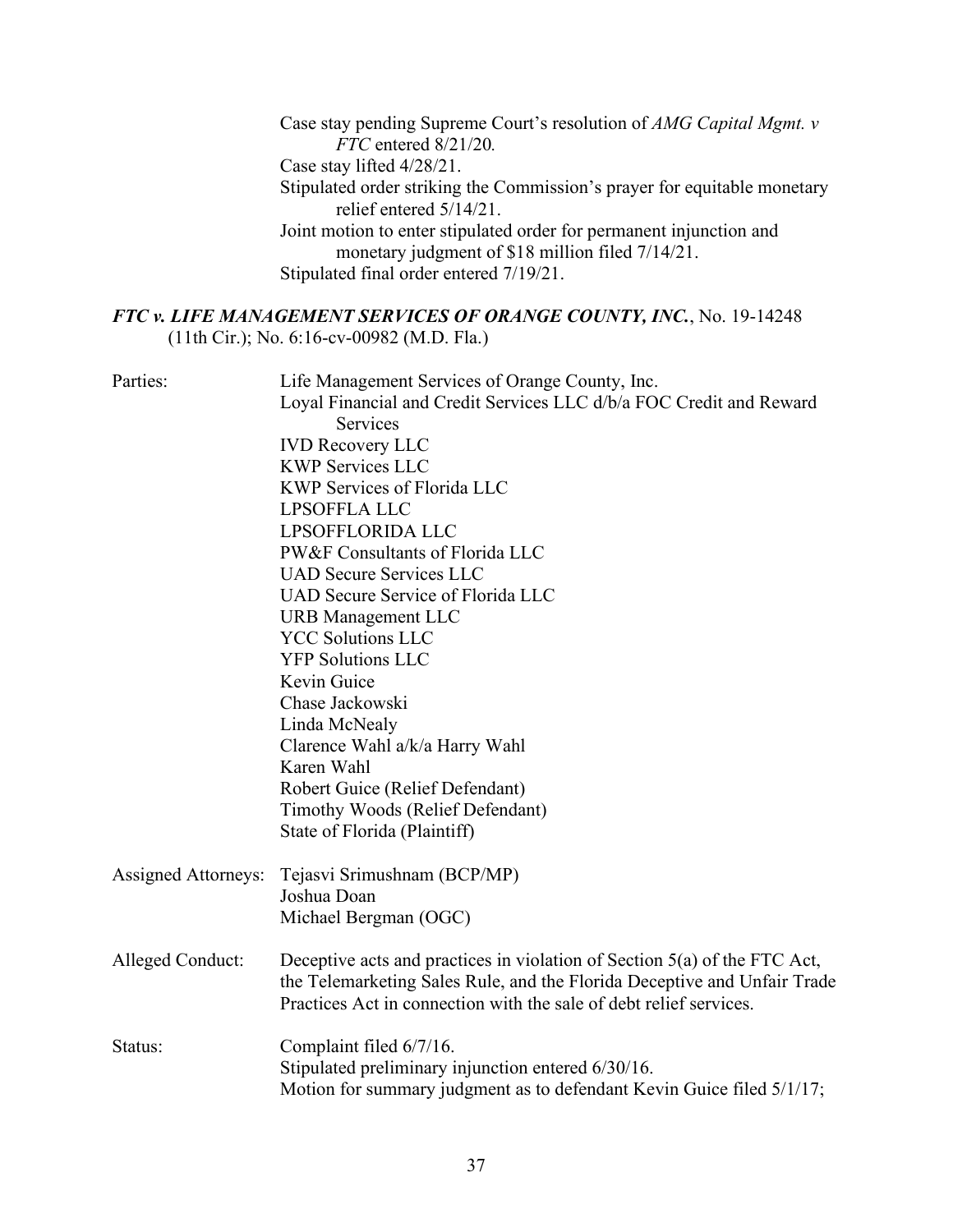Case stay pending Supreme Court's resolution of *AMG Capital Mgmt. v FTC* entered 8/21/20.
Case stay lifted 4/28/21.
Stipulated order striking the Commission's prayer for equitable monetary relief entered 5/14/21.
Joint motion to enter stipulated order for permanent injunction and monetary judgment of $18 million filed 7/14/21.
Stipulated final order entered 7/19/21.

### ***FTC v. LIFE MANAGEMENT SERVICES OF ORANGE COUNTY, INC.***, No. 19-14248 (11th Cir.); No. 6:16-cv-00982 (M.D. Fla.)

Parties:
Life Management Services of Orange County, Inc.
Loyal Financial and Credit Services LLC d/b/a FOC Credit and Reward Services
IVD Recovery LLC
KWP Services LLC
KWP Services of Florida LLC
LPSOFFLA LLC
LPSOFFLORIDA LLC
PW&F Consultants of Florida LLC
UAD Secure Services LLC
UAD Secure Service of Florida LLC
URB Management LLC
YCC Solutions LLC
YFP Solutions LLC
Kevin Guice
Chase Jackowski
Linda McNealy
Clarence Wahl a/k/a Harry Wahl
Karen Wahl
Robert Guice (Relief Defendant)
Timothy Woods (Relief Defendant)
State of Florida (Plaintiff)

Assigned Attorneys:
Tejasvi Srimushnam (BCP/MP)
Joshua Doan
Michael Bergman (OGC)

Alleged Conduct:
Deceptive acts and practices in violation of Section 5(a) of the FTC Act, the Telemarketing Sales Rule, and the Florida Deceptive and Unfair Trade Practices Act in connection with the sale of debt relief services.

Status:
Complaint filed 6/7/16.
Stipulated preliminary injunction entered 6/30/16.
Motion for summary judgment as to defendant Kevin Guice filed 5/1/17;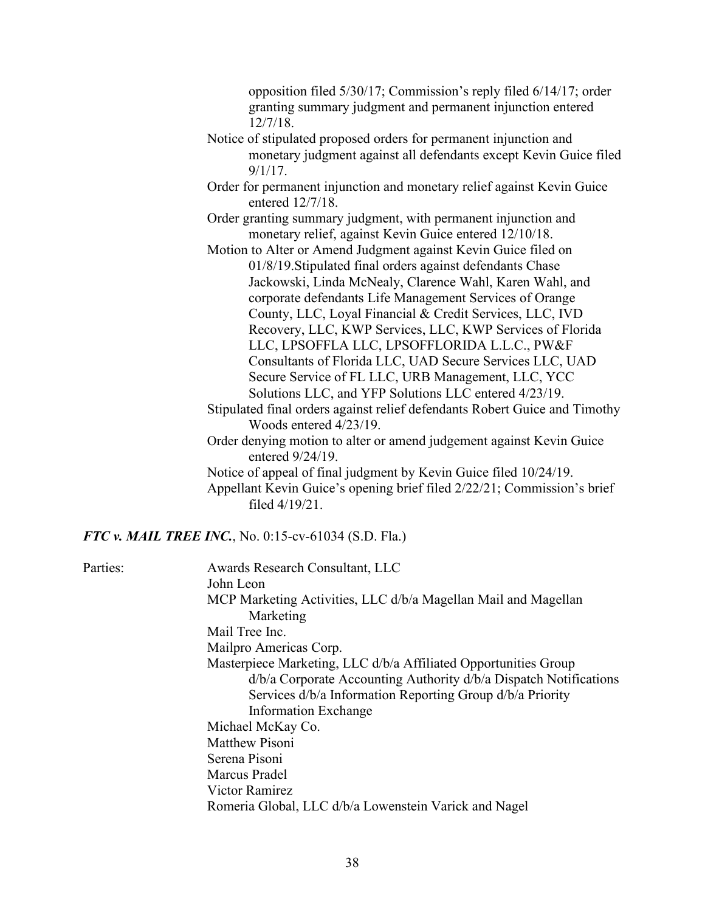opposition filed 5/30/17; Commission's reply filed 6/14/17; order granting summary judgment and permanent injunction entered 12/7/18.

Notice of stipulated proposed orders for permanent injunction and monetary judgment against all defendants except Kevin Guice filed 9/1/17.

Order for permanent injunction and monetary relief against Kevin Guice entered 12/7/18.

Order granting summary judgment, with permanent injunction and monetary relief, against Kevin Guice entered 12/10/18.

Motion to Alter or Amend Judgment against Kevin Guice filed on 01/8/19.Stipulated final orders against defendants Chase Jackowski, Linda McNealy, Clarence Wahl, Karen Wahl, and corporate defendants Life Management Services of Orange County, LLC, Loyal Financial & Credit Services, LLC, IVD Recovery, LLC, KWP Services, LLC, KWP Services of Florida LLC, LPSOFFLA LLC, LPSOFFLORIDA L.L.C., PW&F Consultants of Florida LLC, UAD Secure Services LLC, UAD Secure Service of FL LLC, URB Management, LLC, YCC Solutions LLC, and YFP Solutions LLC entered 4/23/19.

Stipulated final orders against relief defendants Robert Guice and Timothy Woods entered 4/23/19.

Order denying motion to alter or amend judgement against Kevin Guice entered 9/24/19.

Notice of appeal of final judgment by Kevin Guice filed 10/24/19.

Appellant Kevin Guice's opening brief filed 2/22/21; Commission's brief filed 4/19/21.

***FTC v. MAIL TREE INC.***, No. 0:15-cv-61034 (S.D. Fla.)

Parties:

Awards Research Consultant, LLC
John Leon
MCP Marketing Activities, LLC d/b/a Magellan Mail and Magellan Marketing
Mail Tree Inc.
Mailpro Americas Corp.
Masterpiece Marketing, LLC d/b/a Affiliated Opportunities Group d/b/a Corporate Accounting Authority d/b/a Dispatch Notifications Services d/b/a Information Reporting Group d/b/a Priority Information Exchange
Michael McKay Co.
Matthew Pisoni
Serena Pisoni
Marcus Pradel
Victor Ramirez
Romeria Global, LLC d/b/a Lowenstein Varick and Nagel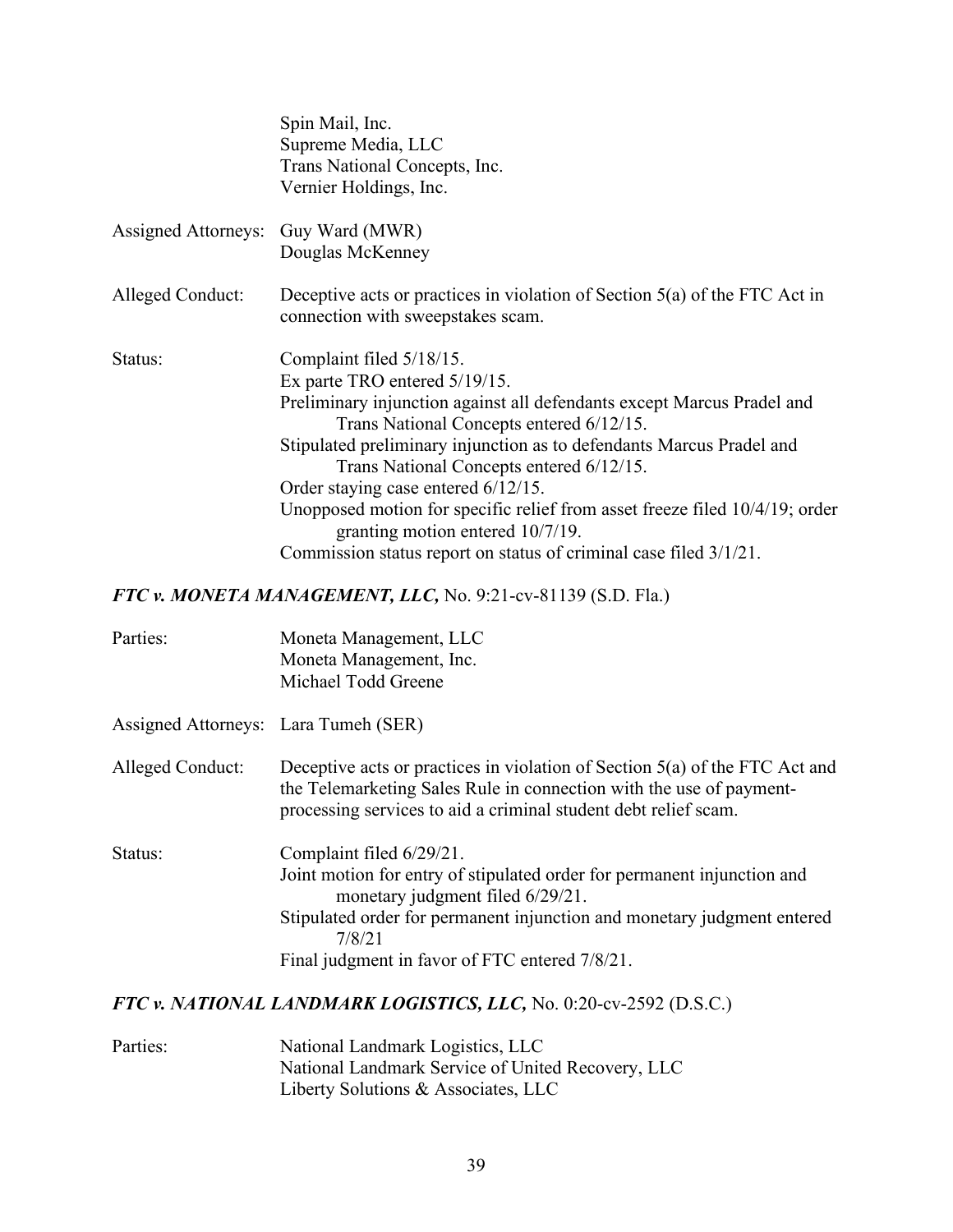Spin Mail, Inc.
Supreme Media, LLC
Trans National Concepts, Inc.
Vernier Holdings, Inc.

| | |
|---|---|
| Assigned Attorneys: | Guy Ward (MWR)<br>Douglas McKenney |
| Alleged Conduct: | Deceptive acts or practices in violation of Section 5(a) of the FTC Act in connection with sweepstakes scam. |
| Status: | Complaint filed 5/18/15.<br>Ex parte TRO entered 5/19/15.<br>Preliminary injunction against all defendants except Marcus Pradel and Trans National Concepts entered 6/12/15.<br>Stipulated preliminary injunction as to defendants Marcus Pradel and Trans National Concepts entered 6/12/15.<br>Order staying case entered 6/12/15.<br>Unopposed motion for specific relief from asset freeze filed 10/4/19; order granting motion entered 10/7/19.<br>Commission status report on status of criminal case filed 3/1/21. |

### *FTC v. MONETA MANAGEMENT, LLC,* No. 9:21-cv-81139 (S.D. Fla.)

| | |
|---|---|
| Parties: | Moneta Management, LLC<br>Moneta Management, Inc.<br>Michael Todd Greene |
| Assigned Attorneys: | Lara Tumeh (SER) |
| Alleged Conduct: | Deceptive acts or practices in violation of Section 5(a) of the FTC Act and the Telemarketing Sales Rule in connection with the use of payment-processing services to aid a criminal student debt relief scam. |
| Status: | Complaint filed 6/29/21.<br>Joint motion for entry of stipulated order for permanent injunction and monetary judgment filed 6/29/21.<br>Stipulated order for permanent injunction and monetary judgment entered 7/8/21<br>Final judgment in favor of FTC entered 7/8/21. |

### *FTC v. NATIONAL LANDMARK LOGISTICS, LLC,* No. 0:20-cv-2592 (D.S.C.)

| | |
|---|---|
| Parties: | National Landmark Logistics, LLC<br>National Landmark Service of United Recovery, LLC<br>Liberty Solutions & Associates, LLC |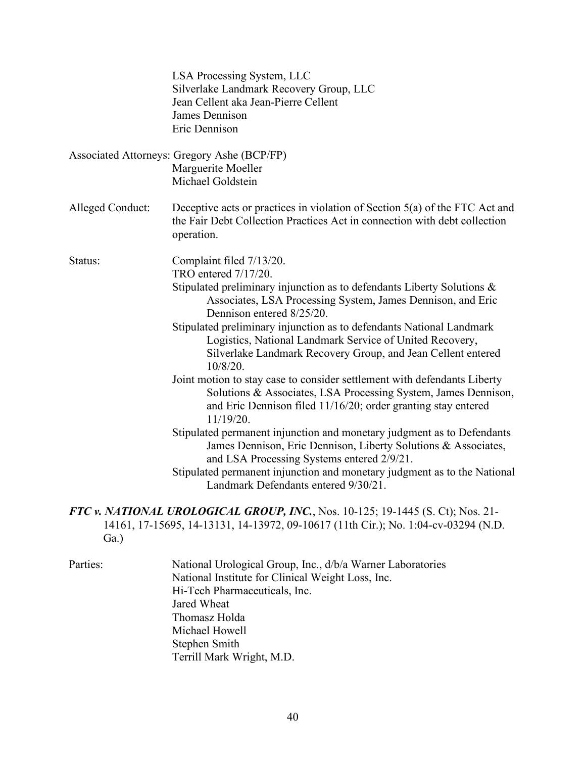LSA Processing System, LLC
Silverlake Landmark Recovery Group, LLC
Jean Cellent aka Jean-Pierre Cellent
James Dennison
Eric Dennison

Associated Attorneys: Gregory Ashe (BCP/FP)
Marguerite Moeller
Michael Goldstein

Alleged Conduct: Deceptive acts or practices in violation of Section 5(a) of the FTC Act and the Fair Debt Collection Practices Act in connection with debt collection operation.

Status: Complaint filed 7/13/20.
TRO entered 7/17/20.
Stipulated preliminary injunction as to defendants Liberty Solutions & Associates, LSA Processing System, James Dennison, and Eric Dennison entered 8/25/20.
Stipulated preliminary injunction as to defendants National Landmark Logistics, National Landmark Service of United Recovery, Silverlake Landmark Recovery Group, and Jean Cellent entered 10/8/20.
Joint motion to stay case to consider settlement with defendants Liberty Solutions & Associates, LSA Processing System, James Dennison, and Eric Dennison filed 11/16/20; order granting stay entered 11/19/20.
Stipulated permanent injunction and monetary judgment as to Defendants James Dennison, Eric Dennison, Liberty Solutions & Associates, and LSA Processing Systems entered 2/9/21.
Stipulated permanent injunction and monetary judgment as to the National Landmark Defendants entered 9/30/21.

***FTC v. NATIONAL UROLOGICAL GROUP, INC.***, Nos. 10-125; 19-1445 (S. Ct); Nos. 21-14161, 17-15695, 14-13131, 14-13972, 09-10617 (11th Cir.); No. 1:04-cv-03294 (N.D. Ga.)

Parties: National Urological Group, Inc., d/b/a Warner Laboratories
National Institute for Clinical Weight Loss, Inc.
Hi-Tech Pharmaceuticals, Inc.
Jared Wheat
Thomasz Holda
Michael Howell
Stephen Smith
Terrill Mark Wright, M.D.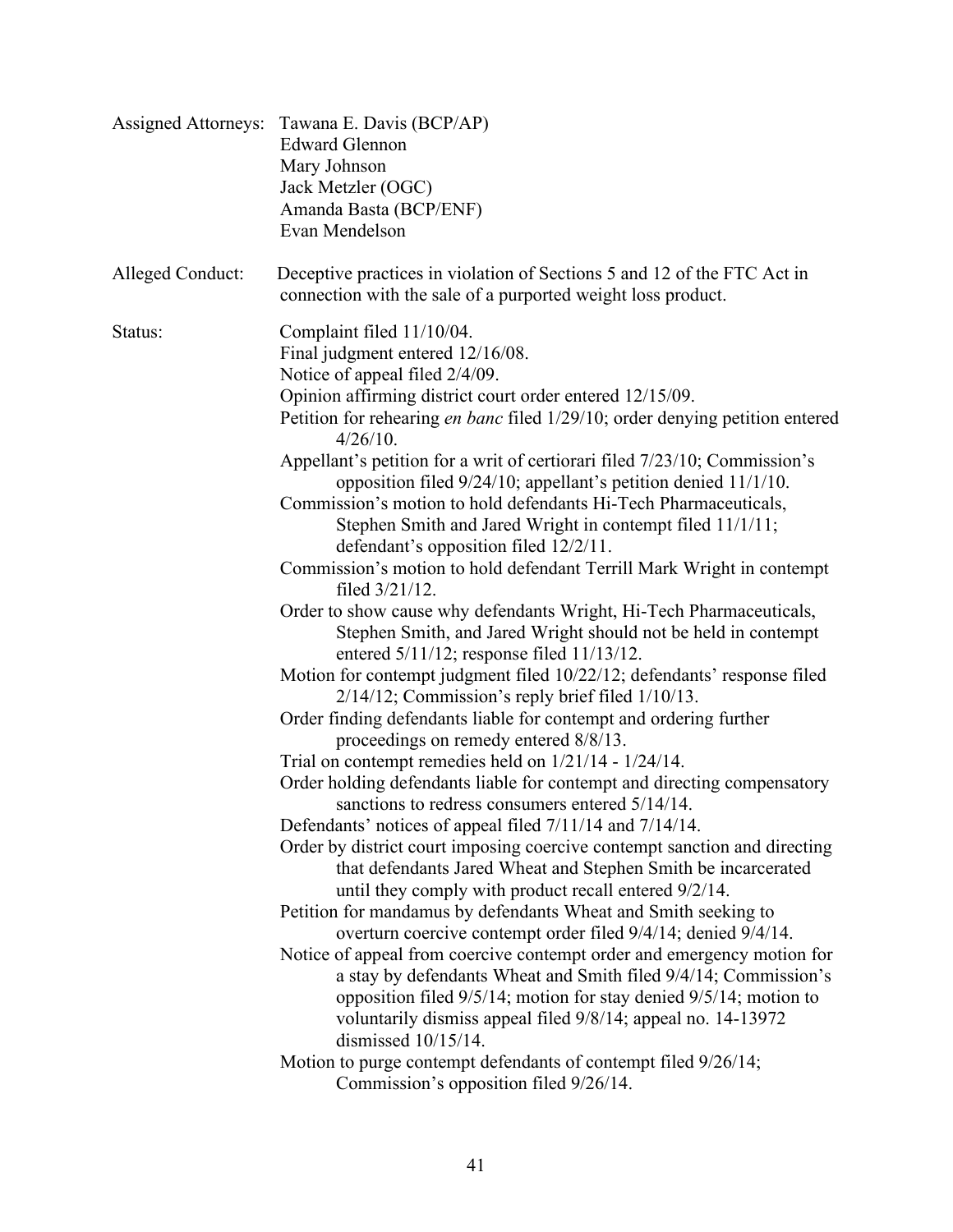Assigned Attorneys: Tawana E. Davis (BCP/AP)
Edward Glennon
Mary Johnson
Jack Metzler (OGC)
Amanda Basta (BCP/ENF)
Evan Mendelson

Alleged Conduct: Deceptive practices in violation of Sections 5 and 12 of the FTC Act in connection with the sale of a purported weight loss product.

Status: Complaint filed 11/10/04.
Final judgment entered 12/16/08.
Notice of appeal filed 2/4/09.
Opinion affirming district court order entered 12/15/09.
Petition for rehearing *en banc* filed 1/29/10; order denying petition entered 4/26/10.
Appellant's petition for a writ of certiorari filed 7/23/10; Commission's opposition filed 9/24/10; appellant's petition denied 11/1/10.
Commission's motion to hold defendants Hi-Tech Pharmaceuticals, Stephen Smith and Jared Wright in contempt filed 11/1/11; defendant's opposition filed 12/2/11.
Commission's motion to hold defendant Terrill Mark Wright in contempt filed 3/21/12.
Order to show cause why defendants Wright, Hi-Tech Pharmaceuticals, Stephen Smith, and Jared Wright should not be held in contempt entered 5/11/12; response filed 11/13/12.
Motion for contempt judgment filed 10/22/12; defendants' response filed 2/14/12; Commission's reply brief filed 1/10/13.
Order finding defendants liable for contempt and ordering further proceedings on remedy entered 8/8/13.
Trial on contempt remedies held on 1/21/14 - 1/24/14.
Order holding defendants liable for contempt and directing compensatory sanctions to redress consumers entered 5/14/14.
Defendants' notices of appeal filed 7/11/14 and 7/14/14.
Order by district court imposing coercive contempt sanction and directing that defendants Jared Wheat and Stephen Smith be incarcerated until they comply with product recall entered 9/2/14.
Petition for mandamus by defendants Wheat and Smith seeking to overturn coercive contempt order filed 9/4/14; denied 9/4/14.
Notice of appeal from coercive contempt order and emergency motion for a stay by defendants Wheat and Smith filed 9/4/14; Commission's opposition filed 9/5/14; motion for stay denied 9/5/14; motion to voluntarily dismiss appeal filed 9/8/14; appeal no. 14-13972 dismissed 10/15/14.
Motion to purge contempt defendants of contempt filed 9/26/14; Commission's opposition filed 9/26/14.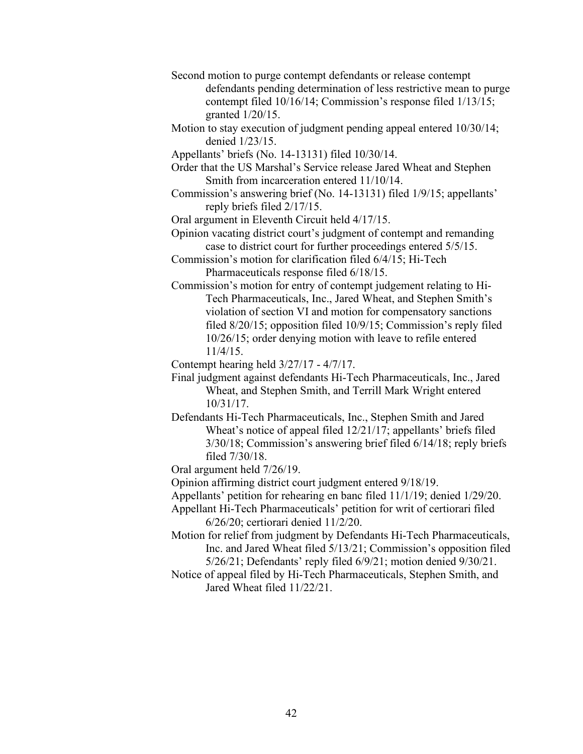Second motion to purge contempt defendants or release contempt defendants pending determination of less restrictive mean to purge contempt filed 10/16/14; Commission's response filed 1/13/15; granted 1/20/15.

Motion to stay execution of judgment pending appeal entered 10/30/14; denied 1/23/15.

Appellants' briefs (No. 14-13131) filed 10/30/14.

Order that the US Marshal's Service release Jared Wheat and Stephen Smith from incarceration entered 11/10/14.

Commission's answering brief (No. 14-13131) filed 1/9/15; appellants' reply briefs filed 2/17/15.

Oral argument in Eleventh Circuit held 4/17/15.

Opinion vacating district court's judgment of contempt and remanding case to district court for further proceedings entered 5/5/15.

Commission's motion for clarification filed 6/4/15; Hi-Tech Pharmaceuticals response filed 6/18/15.

Commission's motion for entry of contempt judgement relating to Hi-Tech Pharmaceuticals, Inc., Jared Wheat, and Stephen Smith's violation of section VI and motion for compensatory sanctions filed 8/20/15; opposition filed 10/9/15; Commission's reply filed 10/26/15; order denying motion with leave to refile entered 11/4/15.

Contempt hearing held 3/27/17 - 4/7/17.

Final judgment against defendants Hi-Tech Pharmaceuticals, Inc., Jared Wheat, and Stephen Smith, and Terrill Mark Wright entered 10/31/17.

Defendants Hi-Tech Pharmaceuticals, Inc., Stephen Smith and Jared Wheat's notice of appeal filed 12/21/17; appellants' briefs filed 3/30/18; Commission's answering brief filed 6/14/18; reply briefs filed 7/30/18.

Oral argument held 7/26/19.

Opinion affirming district court judgment entered 9/18/19.

Appellants' petition for rehearing en banc filed 11/1/19; denied 1/29/20.

Appellant Hi-Tech Pharmaceuticals' petition for writ of certiorari filed 6/26/20; certiorari denied 11/2/20.

Motion for relief from judgment by Defendants Hi-Tech Pharmaceuticals, Inc. and Jared Wheat filed 5/13/21; Commission's opposition filed 5/26/21; Defendants' reply filed 6/9/21; motion denied 9/30/21.

Notice of appeal filed by Hi-Tech Pharmaceuticals, Stephen Smith, and Jared Wheat filed 11/22/21.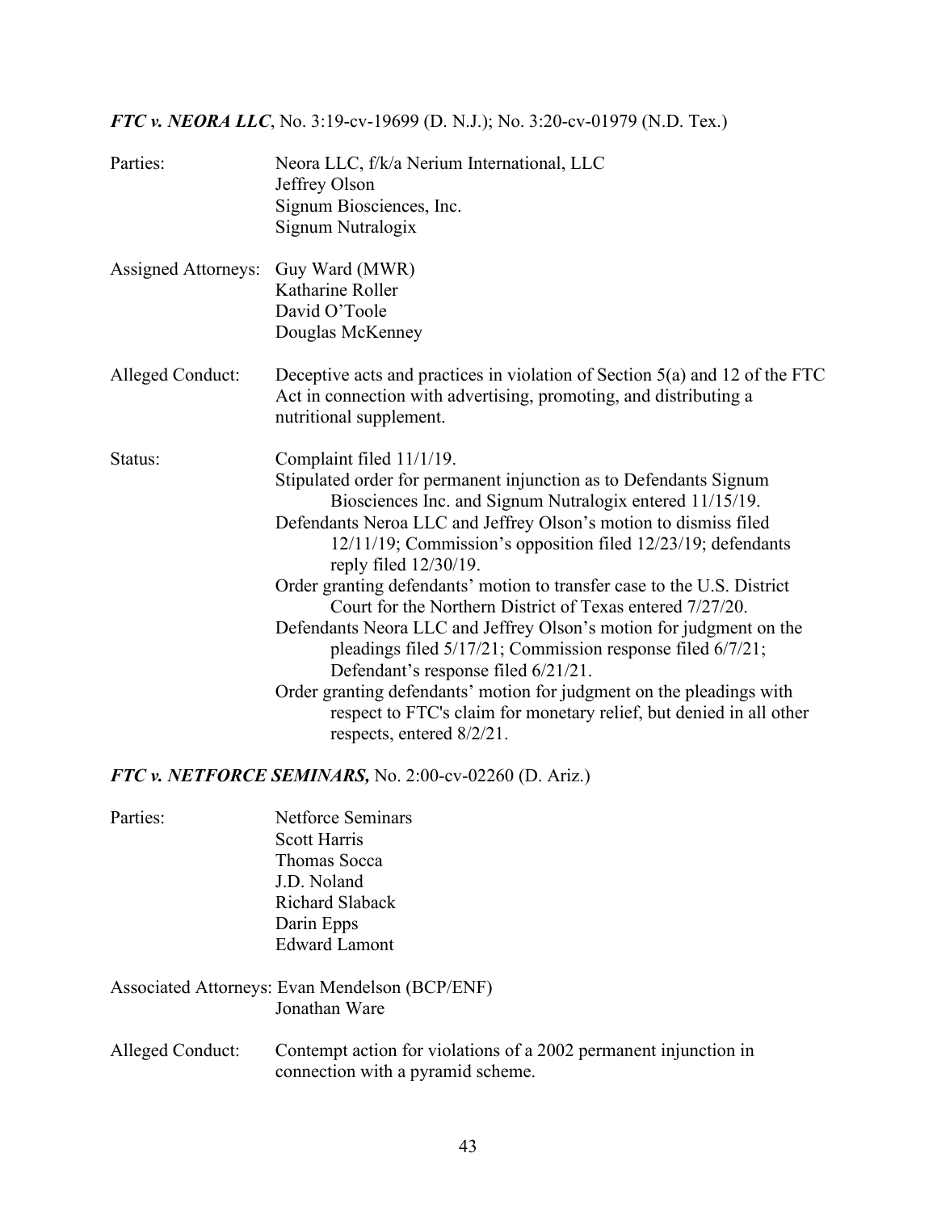***FTC v. NEORA LLC***, No. 3:19-cv-19699 (D. N.J.); No. 3:20-cv-01979 (N.D. Tex.)

Parties: Neora LLC, f/k/a Nerium International, LLC
Jeffrey Olson
Signum Biosciences, Inc.
Signum Nutralogix

Assigned Attorneys: Guy Ward (MWR)
Katharine Roller
David O'Toole
Douglas McKenney

Alleged Conduct: Deceptive acts and practices in violation of Section 5(a) and 12 of the FTC Act in connection with advertising, promoting, and distributing a nutritional supplement.

Status: Complaint filed 11/1/19.
Stipulated order for permanent injunction as to Defendants Signum Biosciences Inc. and Signum Nutralogix entered 11/15/19.
Defendants Neroa LLC and Jeffrey Olson's motion to dismiss filed 12/11/19; Commission's opposition filed 12/23/19; defendants reply filed 12/30/19.
Order granting defendants' motion to transfer case to the U.S. District Court for the Northern District of Texas entered 7/27/20.
Defendants Neora LLC and Jeffrey Olson's motion for judgment on the pleadings filed 5/17/21; Commission response filed 6/7/21; Defendant's response filed 6/21/21.
Order granting defendants' motion for judgment on the pleadings with respect to FTC's claim for monetary relief, but denied in all other respects, entered 8/2/21.

***FTC v. NETFORCE SEMINARS,*** No. 2:00-cv-02260 (D. Ariz.)

Parties: Netforce Seminars
Scott Harris
Thomas Socca
J.D. Noland
Richard Slaback
Darin Epps
Edward Lamont

Associated Attorneys: Evan Mendelson (BCP/ENF)
Jonathan Ware

Alleged Conduct: Contempt action for violations of a 2002 permanent injunction in connection with a pyramid scheme.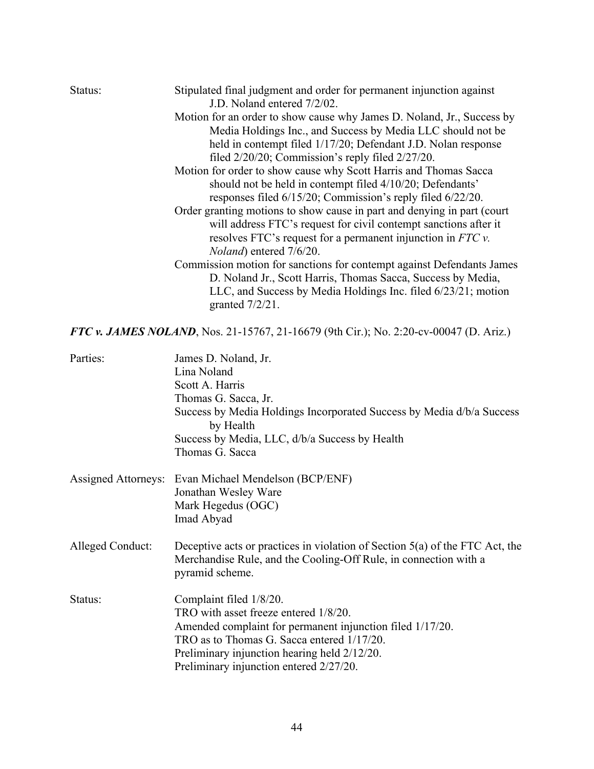Status: Stipulated final judgment and order for permanent injunction against J.D. Noland entered 7/2/02.

Motion for an order to show cause why James D. Noland, Jr., Success by Media Holdings Inc., and Success by Media LLC should not be held in contempt filed 1/17/20; Defendant J.D. Nolan response filed 2/20/20; Commission's reply filed 2/27/20.

Motion for order to show cause why Scott Harris and Thomas Sacca should not be held in contempt filed 4/10/20; Defendants' responses filed 6/15/20; Commission's reply filed 6/22/20.

Order granting motions to show cause in part and denying in part (court will address FTC's request for civil contempt sanctions after it resolves FTC's request for a permanent injunction in *FTC v. Noland*) entered 7/6/20.

Commission motion for sanctions for contempt against Defendants James D. Noland Jr., Scott Harris, Thomas Sacca, Success by Media, LLC, and Success by Media Holdings Inc. filed 6/23/21; motion granted 7/2/21.

***FTC v. JAMES NOLAND***, Nos. 21-15767, 21-16679 (9th Cir.); No. 2:20-cv-00047 (D. Ariz.)

Parties:
James D. Noland, Jr.
Lina Noland
Scott A. Harris
Thomas G. Sacca, Jr.
Success by Media Holdings Incorporated Success by Media d/b/a Success by Health
Success by Media, LLC, d/b/a Success by Health
Thomas G. Sacca

Assigned Attorneys:
Evan Michael Mendelson (BCP/ENF)
Jonathan Wesley Ware
Mark Hegedus (OGC)
Imad Abyad

Alleged Conduct: Deceptive acts or practices in violation of Section 5(a) of the FTC Act, the Merchandise Rule, and the Cooling-Off Rule, in connection with a pyramid scheme.

Status:
Complaint filed 1/8/20.
TRO with asset freeze entered 1/8/20.
Amended complaint for permanent injunction filed 1/17/20.
TRO as to Thomas G. Sacca entered 1/17/20.
Preliminary injunction hearing held 2/12/20.
Preliminary injunction entered 2/27/20.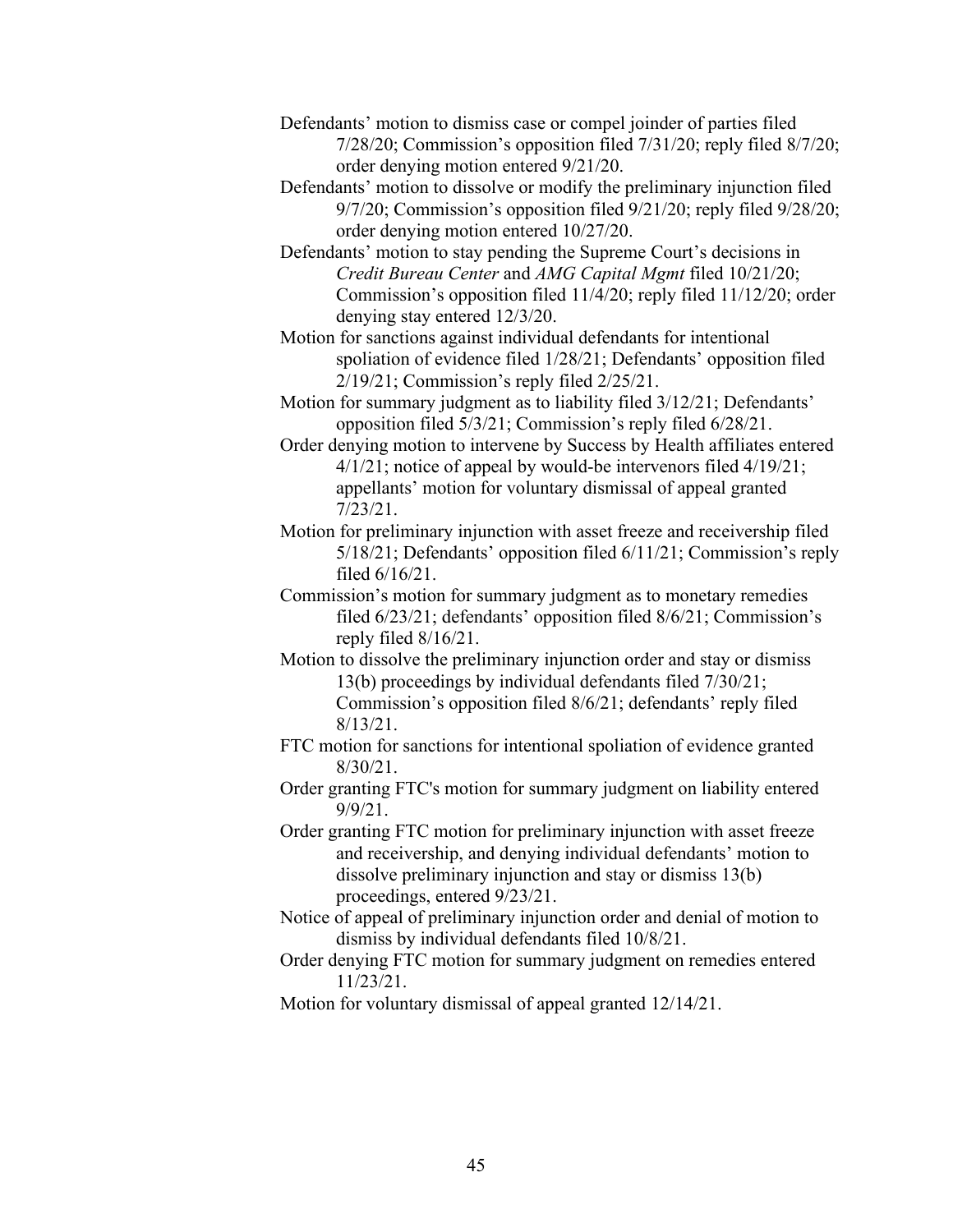Defendants' motion to dismiss case or compel joinder of parties filed 7/28/20; Commission's opposition filed 7/31/20; reply filed 8/7/20; order denying motion entered 9/21/20.

Defendants' motion to dissolve or modify the preliminary injunction filed 9/7/20; Commission's opposition filed 9/21/20; reply filed 9/28/20; order denying motion entered 10/27/20.

Defendants' motion to stay pending the Supreme Court's decisions in *Credit Bureau Center* and *AMG Capital Mgmt* filed 10/21/20; Commission's opposition filed 11/4/20; reply filed 11/12/20; order denying stay entered 12/3/20.

Motion for sanctions against individual defendants for intentional spoliation of evidence filed 1/28/21; Defendants' opposition filed 2/19/21; Commission's reply filed 2/25/21.

Motion for summary judgment as to liability filed 3/12/21; Defendants' opposition filed 5/3/21; Commission's reply filed 6/28/21.

Order denying motion to intervene by Success by Health affiliates entered 4/1/21; notice of appeal by would-be intervenors filed 4/19/21; appellants' motion for voluntary dismissal of appeal granted 7/23/21.

Motion for preliminary injunction with asset freeze and receivership filed 5/18/21; Defendants' opposition filed 6/11/21; Commission's reply filed 6/16/21.

Commission's motion for summary judgment as to monetary remedies filed 6/23/21; defendants' opposition filed 8/6/21; Commission's reply filed 8/16/21.

Motion to dissolve the preliminary injunction order and stay or dismiss 13(b) proceedings by individual defendants filed 7/30/21; Commission's opposition filed 8/6/21; defendants' reply filed 8/13/21.

FTC motion for sanctions for intentional spoliation of evidence granted 8/30/21.

Order granting FTC's motion for summary judgment on liability entered 9/9/21.

Order granting FTC motion for preliminary injunction with asset freeze and receivership, and denying individual defendants' motion to dissolve preliminary injunction and stay or dismiss 13(b) proceedings, entered 9/23/21.

Notice of appeal of preliminary injunction order and denial of motion to dismiss by individual defendants filed 10/8/21.

Order denying FTC motion for summary judgment on remedies entered 11/23/21.

Motion for voluntary dismissal of appeal granted 12/14/21.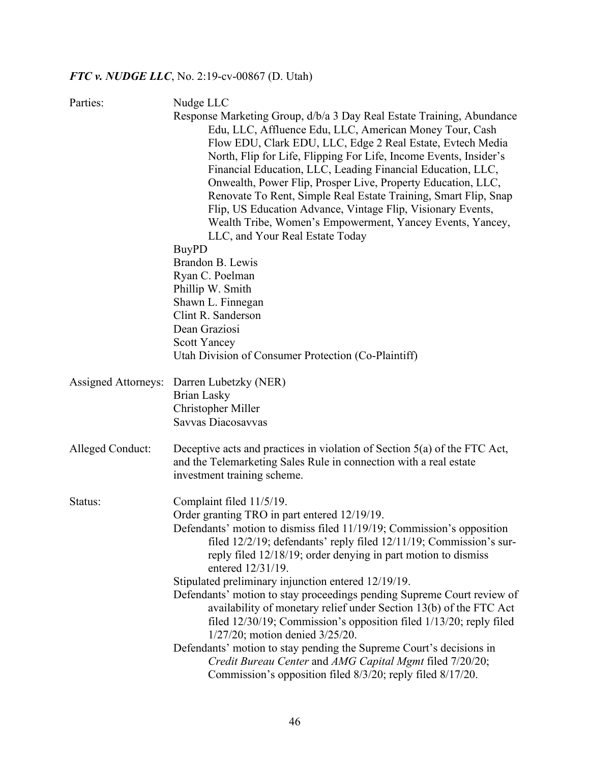***FTC v. NUDGE LLC***, No. 2:19-cv-00867 (D. Utah)

**Parties:**

Nudge LLC
Response Marketing Group, d/b/a 3 Day Real Estate Training, Abundance Edu, LLC, Affluence Edu, LLC, American Money Tour, Cash Flow EDU, Clark EDU, LLC, Edge 2 Real Estate, Evtech Media North, Flip for Life, Flipping For Life, Income Events, Insider's Financial Education, LLC, Leading Financial Education, LLC, Onwealth, Power Flip, Prosper Live, Property Education, LLC, Renovate To Rent, Simple Real Estate Training, Smart Flip, Snap Flip, US Education Advance, Vintage Flip, Visionary Events, Wealth Tribe, Women's Empowerment, Yancey Events, Yancey, LLC, and Your Real Estate Today
BuyPD
Brandon B. Lewis
Ryan C. Poelman
Phillip W. Smith
Shawn L. Finnegan
Clint R. Sanderson
Dean Graziosi
Scott Yancey
Utah Division of Consumer Protection (Co-Plaintiff)

**Assigned Attorneys:**

Darren Lubetzky (NER)
Brian Lasky
Christopher Miller
Savvas Diacosavvas

**Alleged Conduct:**

Deceptive acts and practices in violation of Section 5(a) of the FTC Act, and the Telemarketing Sales Rule in connection with a real estate investment training scheme.

**Status:**

Complaint filed 11/5/19.
Order granting TRO in part entered 12/19/19.
Defendants' motion to dismiss filed 11/19/19; Commission's opposition filed 12/2/19; defendants' reply filed 12/11/19; Commission's sur-reply filed 12/18/19; order denying in part motion to dismiss entered 12/31/19.
Stipulated preliminary injunction entered 12/19/19.
Defendants' motion to stay proceedings pending Supreme Court review of availability of monetary relief under Section 13(b) of the FTC Act filed 12/30/19; Commission's opposition filed 1/13/20; reply filed 1/27/20; motion denied 3/25/20.
Defendants' motion to stay pending the Supreme Court's decisions in *Credit Bureau Center* and *AMG Capital Mgmt* filed 7/20/20; Commission's opposition filed 8/3/20; reply filed 8/17/20.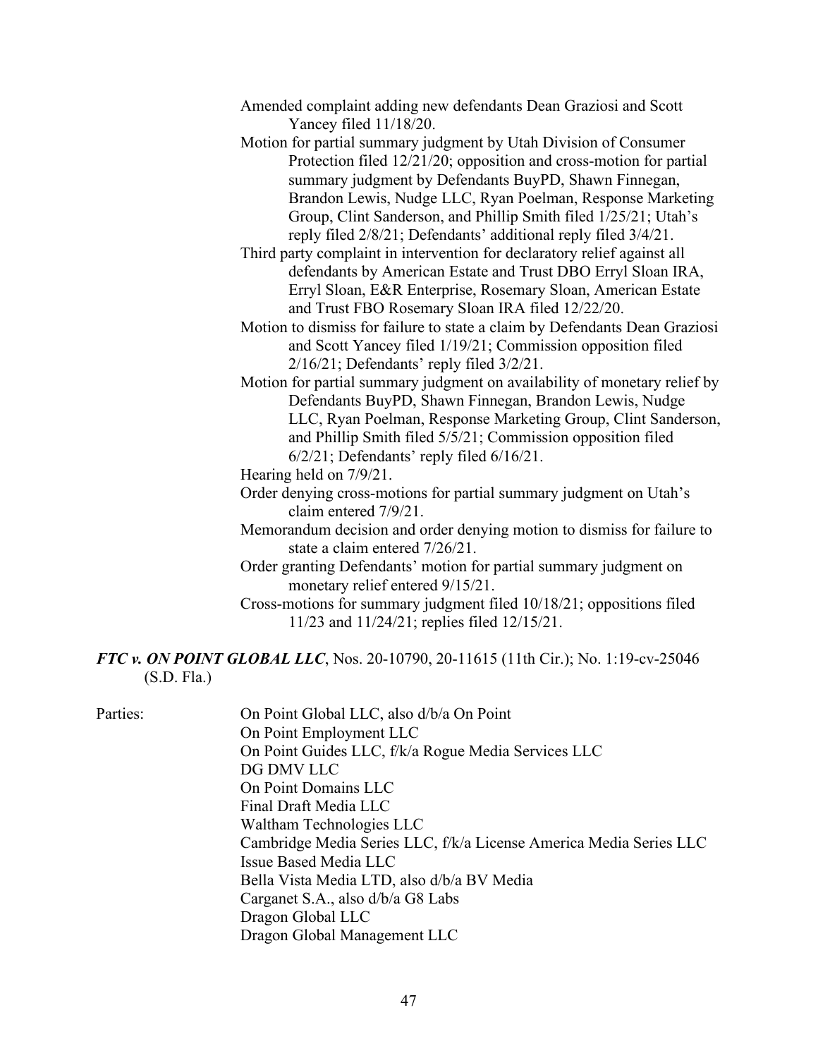Amended complaint adding new defendants Dean Graziosi and Scott Yancey filed 11/18/20.

Motion for partial summary judgment by Utah Division of Consumer Protection filed 12/21/20; opposition and cross-motion for partial summary judgment by Defendants BuyPD, Shawn Finnegan, Brandon Lewis, Nudge LLC, Ryan Poelman, Response Marketing Group, Clint Sanderson, and Phillip Smith filed 1/25/21; Utah's reply filed 2/8/21; Defendants' additional reply filed 3/4/21.

Third party complaint in intervention for declaratory relief against all defendants by American Estate and Trust DBO Erryl Sloan IRA, Erryl Sloan, E&R Enterprise, Rosemary Sloan, American Estate and Trust FBO Rosemary Sloan IRA filed 12/22/20.

Motion to dismiss for failure to state a claim by Defendants Dean Graziosi and Scott Yancey filed 1/19/21; Commission opposition filed 2/16/21; Defendants' reply filed 3/2/21.

Motion for partial summary judgment on availability of monetary relief by Defendants BuyPD, Shawn Finnegan, Brandon Lewis, Nudge LLC, Ryan Poelman, Response Marketing Group, Clint Sanderson, and Phillip Smith filed 5/5/21; Commission opposition filed 6/2/21; Defendants' reply filed 6/16/21.

Hearing held on 7/9/21.

Order denying cross-motions for partial summary judgment on Utah's claim entered 7/9/21.

Memorandum decision and order denying motion to dismiss for failure to state a claim entered 7/26/21.

Order granting Defendants' motion for partial summary judgment on monetary relief entered 9/15/21.

Cross-motions for summary judgment filed 10/18/21; oppositions filed 11/23 and 11/24/21; replies filed 12/15/21.

***FTC v. ON POINT GLOBAL LLC***, Nos. 20-10790, 20-11615 (11th Cir.); No. 1:19-cv-25046 (S.D. Fla.)

Parties:

On Point Global LLC, also d/b/a On Point
On Point Employment LLC
On Point Guides LLC, f/k/a Rogue Media Services LLC
DG DMV LLC
On Point Domains LLC
Final Draft Media LLC
Waltham Technologies LLC
Cambridge Media Series LLC, f/k/a License America Media Series LLC
Issue Based Media LLC
Bella Vista Media LTD, also d/b/a BV Media
Carganet S.A., also d/b/a G8 Labs
Dragon Global LLC
Dragon Global Management LLC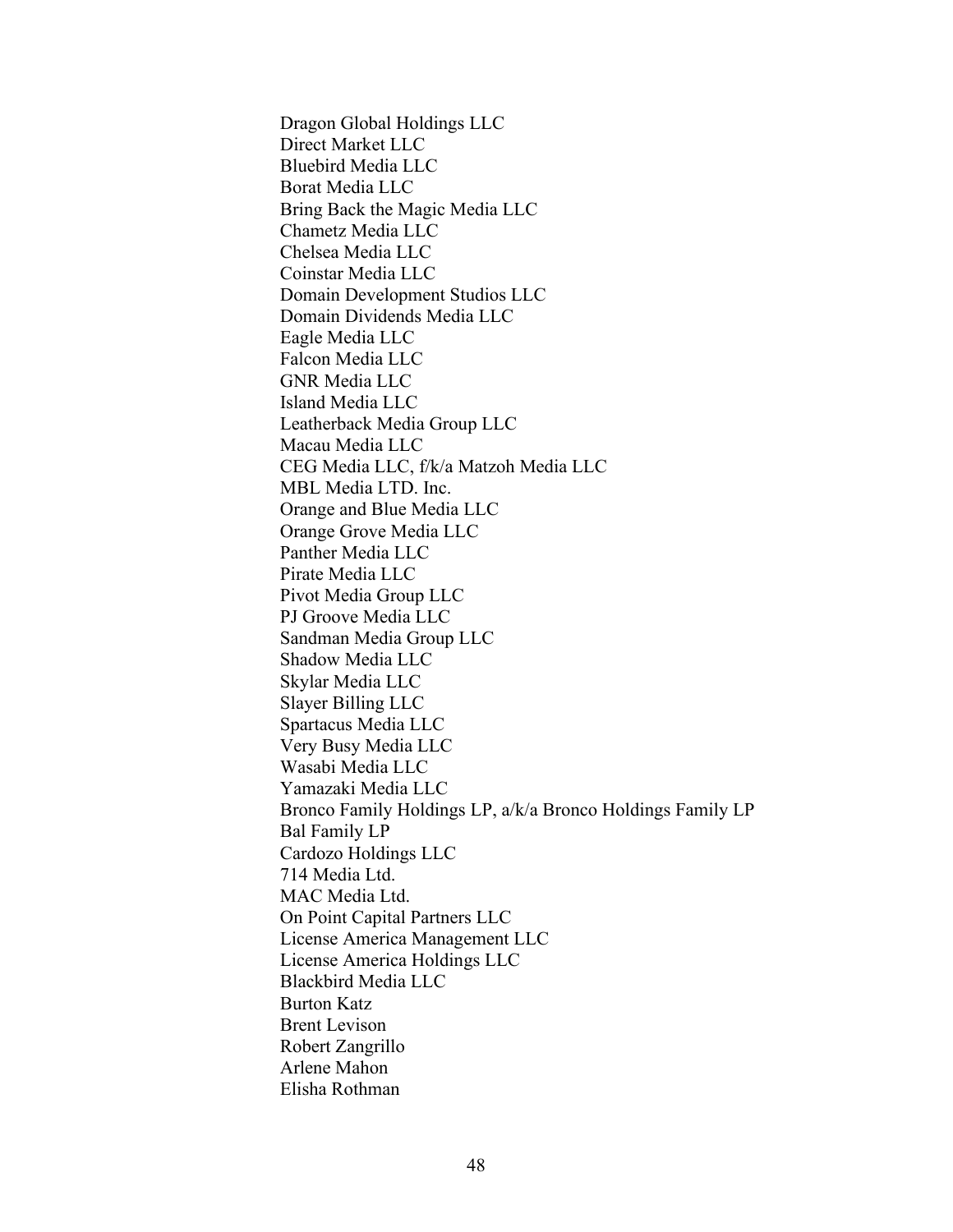Dragon Global Holdings LLC
Direct Market LLC
Bluebird Media LLC
Borat Media LLC
Bring Back the Magic Media LLC
Chametz Media LLC
Chelsea Media LLC
Coinstar Media LLC
Domain Development Studios LLC
Domain Dividends Media LLC
Eagle Media LLC
Falcon Media LLC
GNR Media LLC
Island Media LLC
Leatherback Media Group LLC
Macau Media LLC
CEG Media LLC, f/k/a Matzoh Media LLC
MBL Media LTD. Inc.
Orange and Blue Media LLC
Orange Grove Media LLC
Panther Media LLC
Pirate Media LLC
Pivot Media Group LLC
PJ Groove Media LLC
Sandman Media Group LLC
Shadow Media LLC
Skylar Media LLC
Slayer Billing LLC
Spartacus Media LLC
Very Busy Media LLC
Wasabi Media LLC
Yamazaki Media LLC
Bronco Family Holdings LP, a/k/a Bronco Holdings Family LP
Bal Family LP
Cardozo Holdings LLC
714 Media Ltd.
MAC Media Ltd.
On Point Capital Partners LLC
License America Management LLC
License America Holdings LLC
Blackbird Media LLC
Burton Katz
Brent Levison
Robert Zangrillo
Arlene Mahon
Elisha Rothman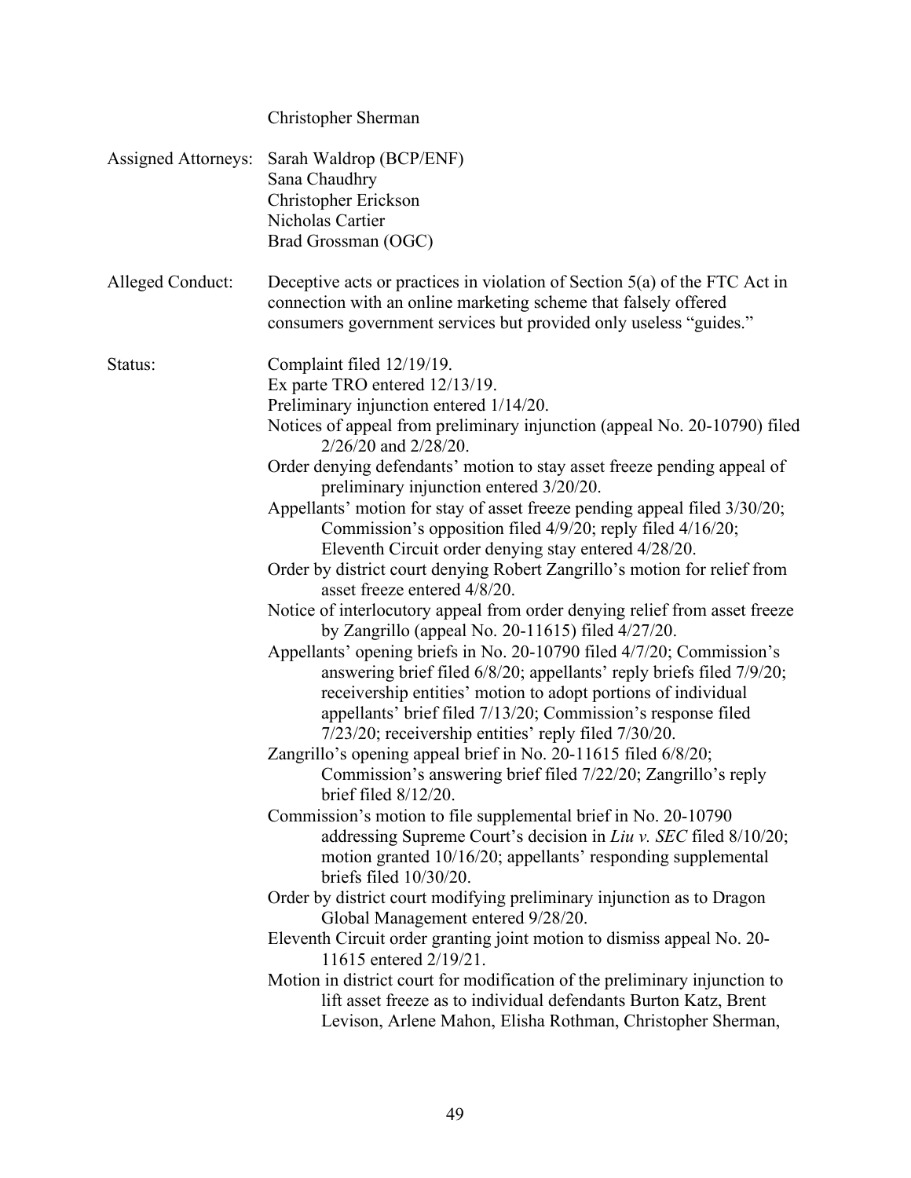Christopher Sherman

Assigned Attorneys: Sarah Waldrop (BCP/ENF)
Sana Chaudhry
Christopher Erickson
Nicholas Cartier
Brad Grossman (OGC)

Alleged Conduct: Deceptive acts or practices in violation of Section 5(a) of the FTC Act in connection with an online marketing scheme that falsely offered consumers government services but provided only useless "guides."

Status: Complaint filed 12/19/19.
Ex parte TRO entered 12/13/19.
Preliminary injunction entered 1/14/20.
Notices of appeal from preliminary injunction (appeal No. 20-10790) filed 2/26/20 and 2/28/20.
Order denying defendants' motion to stay asset freeze pending appeal of preliminary injunction entered 3/20/20.
Appellants' motion for stay of asset freeze pending appeal filed 3/30/20; Commission's opposition filed 4/9/20; reply filed 4/16/20; Eleventh Circuit order denying stay entered 4/28/20.
Order by district court denying Robert Zangrillo's motion for relief from asset freeze entered 4/8/20.
Notice of interlocutory appeal from order denying relief from asset freeze by Zangrillo (appeal No. 20-11615) filed 4/27/20.
Appellants' opening briefs in No. 20-10790 filed 4/7/20; Commission's answering brief filed 6/8/20; appellants' reply briefs filed 7/9/20; receivership entities' motion to adopt portions of individual appellants' brief filed 7/13/20; Commission's response filed 7/23/20; receivership entities' reply filed 7/30/20.
Zangrillo's opening appeal brief in No. 20-11615 filed 6/8/20; Commission's answering brief filed 7/22/20; Zangrillo's reply brief filed 8/12/20.
Commission's motion to file supplemental brief in No. 20-10790 addressing Supreme Court's decision in *Liu v. SEC* filed 8/10/20; motion granted 10/16/20; appellants' responding supplemental briefs filed 10/30/20.
Order by district court modifying preliminary injunction as to Dragon Global Management entered 9/28/20.
Eleventh Circuit order granting joint motion to dismiss appeal No. 20-11615 entered 2/19/21.
Motion in district court for modification of the preliminary injunction to lift asset freeze as to individual defendants Burton Katz, Brent Levison, Arlene Mahon, Elisha Rothman, Christopher Sherman,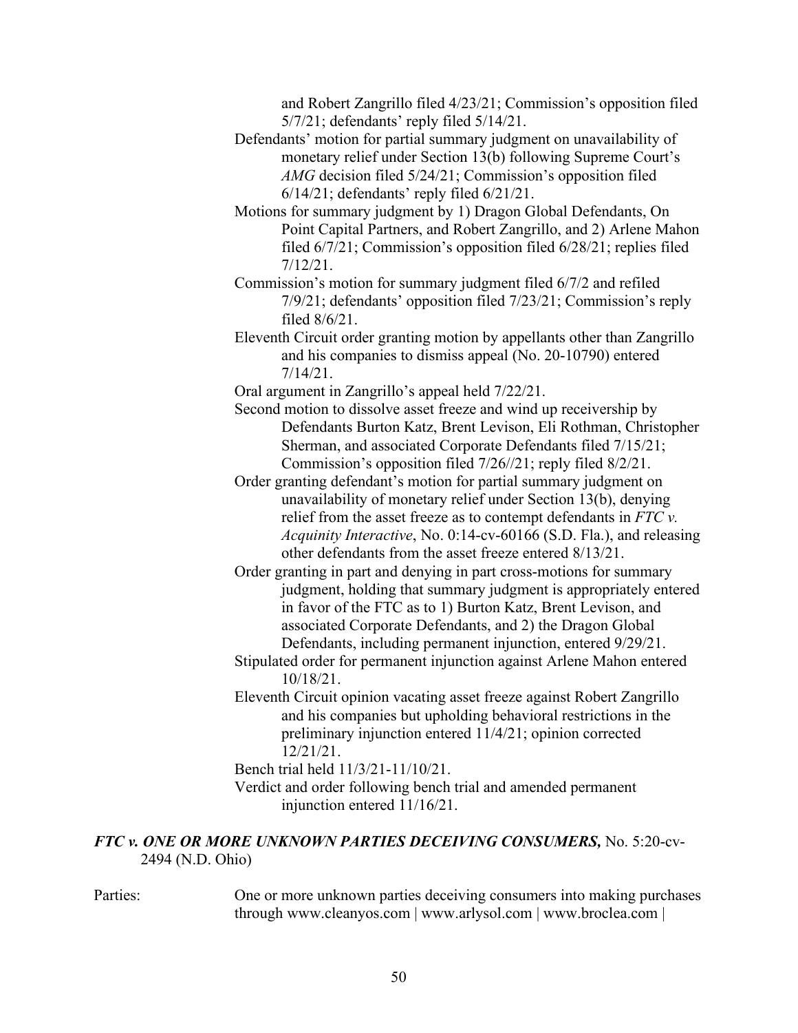and Robert Zangrillo filed 4/23/21; Commission's opposition filed 5/7/21; defendants' reply filed 5/14/21.

Defendants' motion for partial summary judgment on unavailability of monetary relief under Section 13(b) following Supreme Court's *AMG* decision filed 5/24/21; Commission's opposition filed 6/14/21; defendants' reply filed 6/21/21.

Motions for summary judgment by 1) Dragon Global Defendants, On Point Capital Partners, and Robert Zangrillo, and 2) Arlene Mahon filed 6/7/21; Commission's opposition filed 6/28/21; replies filed 7/12/21.

Commission's motion for summary judgment filed 6/7/2 and refiled 7/9/21; defendants' opposition filed 7/23/21; Commission's reply filed 8/6/21.

Eleventh Circuit order granting motion by appellants other than Zangrillo and his companies to dismiss appeal (No. 20-10790) entered 7/14/21.

Oral argument in Zangrillo's appeal held 7/22/21.

Second motion to dissolve asset freeze and wind up receivership by Defendants Burton Katz, Brent Levison, Eli Rothman, Christopher Sherman, and associated Corporate Defendants filed 7/15/21; Commission's opposition filed 7/26//21; reply filed 8/2/21.

Order granting defendant's motion for partial summary judgment on unavailability of monetary relief under Section 13(b), denying relief from the asset freeze as to contempt defendants in *FTC v. Acquinity Interactive*, No. 0:14-cv-60166 (S.D. Fla.), and releasing other defendants from the asset freeze entered 8/13/21.

Order granting in part and denying in part cross-motions for summary judgment, holding that summary judgment is appropriately entered in favor of the FTC as to 1) Burton Katz, Brent Levison, and associated Corporate Defendants, and 2) the Dragon Global Defendants, including permanent injunction, entered 9/29/21.

Stipulated order for permanent injunction against Arlene Mahon entered 10/18/21.

Eleventh Circuit opinion vacating asset freeze against Robert Zangrillo and his companies but upholding behavioral restrictions in the preliminary injunction entered 11/4/21; opinion corrected 12/21/21.

Bench trial held 11/3/21-11/10/21.

Verdict and order following bench trial and amended permanent injunction entered 11/16/21.

### *FTC v. ONE OR MORE UNKNOWN PARTIES DECEIVING CONSUMERS,* No. 5:20-cv-2494 (N.D. Ohio)

Parties: One or more unknown parties deceiving consumers into making purchases through www.cleanyos.com | www.arlysol.com | www.broclea.com |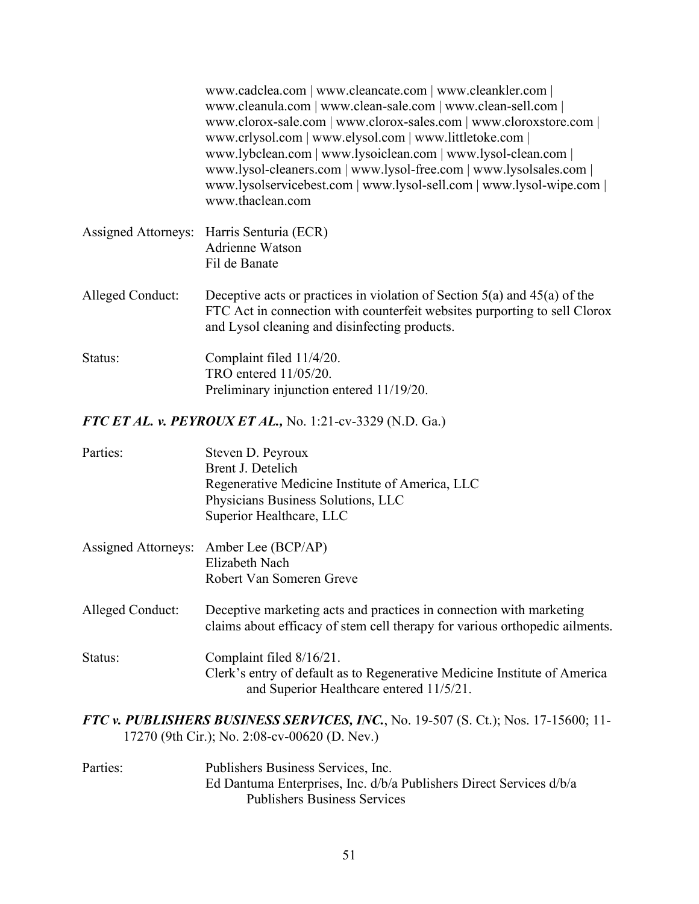www.cadclea.com | www.cleancate.com | www.cleankler.com | www.cleanula.com | www.clean-sale.com | www.clean-sell.com | www.clorox-sale.com | www.clorox-sales.com | www.cloroxstore.com | www.crlysol.com | www.elysol.com | www.littletoke.com | www.lybclean.com | www.lysoiclean.com | www.lysol-clean.com | www.lysol-cleaners.com | www.lysol-free.com | www.lysolsales.com | www.lysolservicebest.com | www.lysol-sell.com | www.lysol-wipe.com | www.thaclean.com

Assigned Attorneys: Harris Senturia (ECR)
Adrienne Watson
Fil de Banate

Alleged Conduct: Deceptive acts or practices in violation of Section 5(a) and 45(a) of the FTC Act in connection with counterfeit websites purporting to sell Clorox and Lysol cleaning and disinfecting products.

Status: Complaint filed 11/4/20.
TRO entered 11/05/20.
Preliminary injunction entered 11/19/20.

***FTC ET AL. v. PEYROUX ET AL.,*** No. 1:21-cv-3329 (N.D. Ga.)

Parties: Steven D. Peyroux
Brent J. Detelich
Regenerative Medicine Institute of America, LLC
Physicians Business Solutions, LLC
Superior Healthcare, LLC

Assigned Attorneys: Amber Lee (BCP/AP)
Elizabeth Nach
Robert Van Someren Greve

Alleged Conduct: Deceptive marketing acts and practices in connection with marketing claims about efficacy of stem cell therapy for various orthopedic ailments.

Status: Complaint filed 8/16/21.
Clerk's entry of default as to Regenerative Medicine Institute of America and Superior Healthcare entered 11/5/21.

***FTC v. PUBLISHERS BUSINESS SERVICES, INC.***, No. 19-507 (S. Ct.); Nos. 17-15600; 11-17270 (9th Cir.); No. 2:08-cv-00620 (D. Nev.)

Parties: Publishers Business Services, Inc.
Ed Dantuma Enterprises, Inc. d/b/a Publishers Direct Services d/b/a Publishers Business Services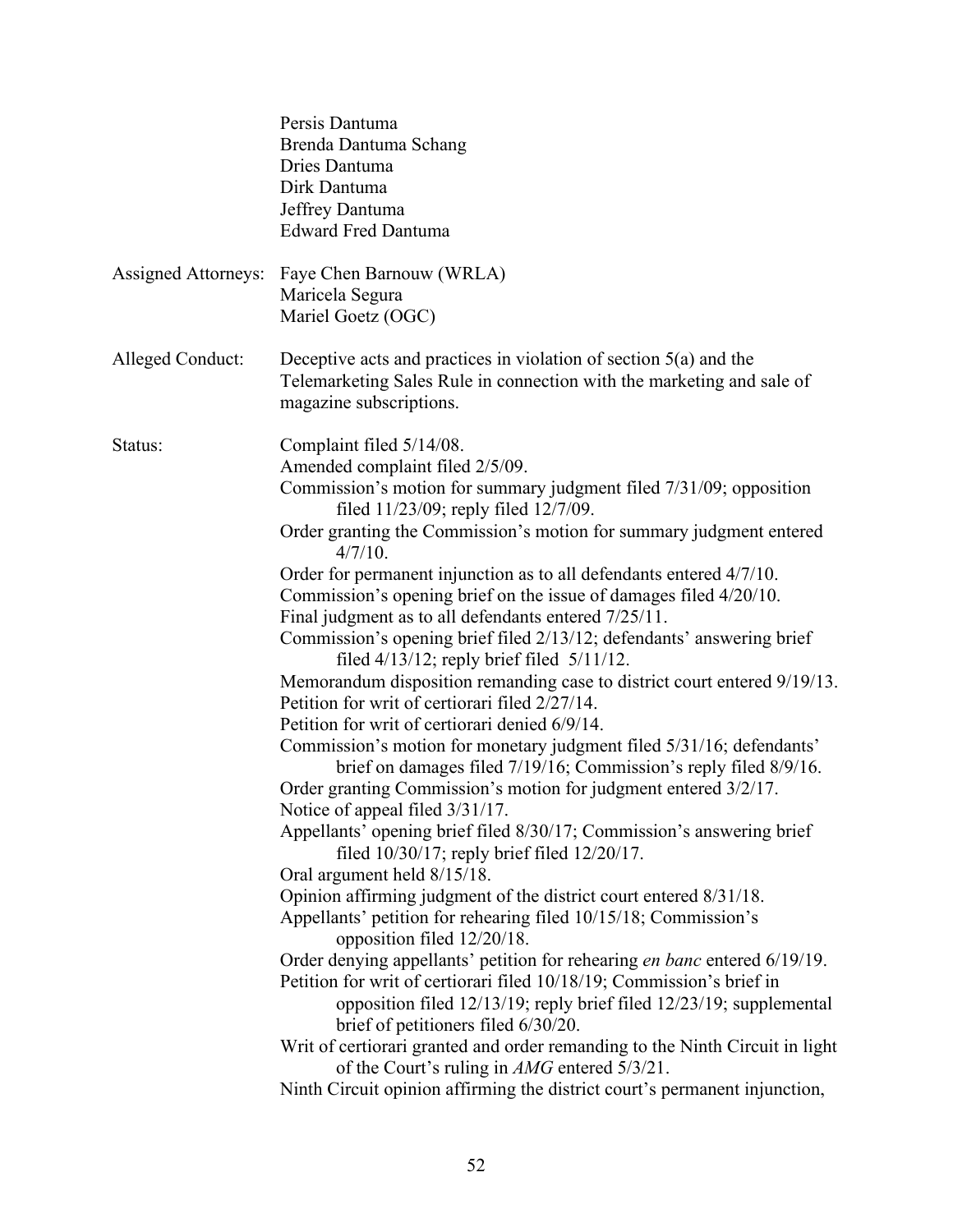Persis Dantuma
Brenda Dantuma Schang
Dries Dantuma
Dirk Dantuma
Jeffrey Dantuma
Edward Fred Dantuma

Assigned Attorneys: Faye Chen Barnouw (WRLA)
Maricela Segura
Mariel Goetz (OGC)

Alleged Conduct: Deceptive acts and practices in violation of section 5(a) and the Telemarketing Sales Rule in connection with the marketing and sale of magazine subscriptions.

Status:
Complaint filed 5/14/08.
Amended complaint filed 2/5/09.
Commission's motion for summary judgment filed 7/31/09; opposition filed 11/23/09; reply filed 12/7/09.
Order granting the Commission's motion for summary judgment entered 4/7/10.
Order for permanent injunction as to all defendants entered 4/7/10.
Commission's opening brief on the issue of damages filed 4/20/10.
Final judgment as to all defendants entered 7/25/11.
Commission's opening brief filed 2/13/12; defendants' answering brief filed 4/13/12; reply brief filed 5/11/12.
Memorandum disposition remanding case to district court entered 9/19/13.
Petition for writ of certiorari filed 2/27/14.
Petition for writ of certiorari denied 6/9/14.
Commission's motion for monetary judgment filed 5/31/16; defendants' brief on damages filed 7/19/16; Commission's reply filed 8/9/16.
Order granting Commission's motion for judgment entered 3/2/17.
Notice of appeal filed 3/31/17.
Appellants' opening brief filed 8/30/17; Commission's answering brief filed 10/30/17; reply brief filed 12/20/17.
Oral argument held 8/15/18.
Opinion affirming judgment of the district court entered 8/31/18.
Appellants' petition for rehearing filed 10/15/18; Commission's opposition filed 12/20/18.
Order denying appellants' petition for rehearing *en banc* entered 6/19/19.
Petition for writ of certiorari filed 10/18/19; Commission's brief in opposition filed 12/13/19; reply brief filed 12/23/19; supplemental brief of petitioners filed 6/30/20.
Writ of certiorari granted and order remanding to the Ninth Circuit in light of the Court's ruling in *AMG* entered 5/3/21.
Ninth Circuit opinion affirming the district court's permanent injunction,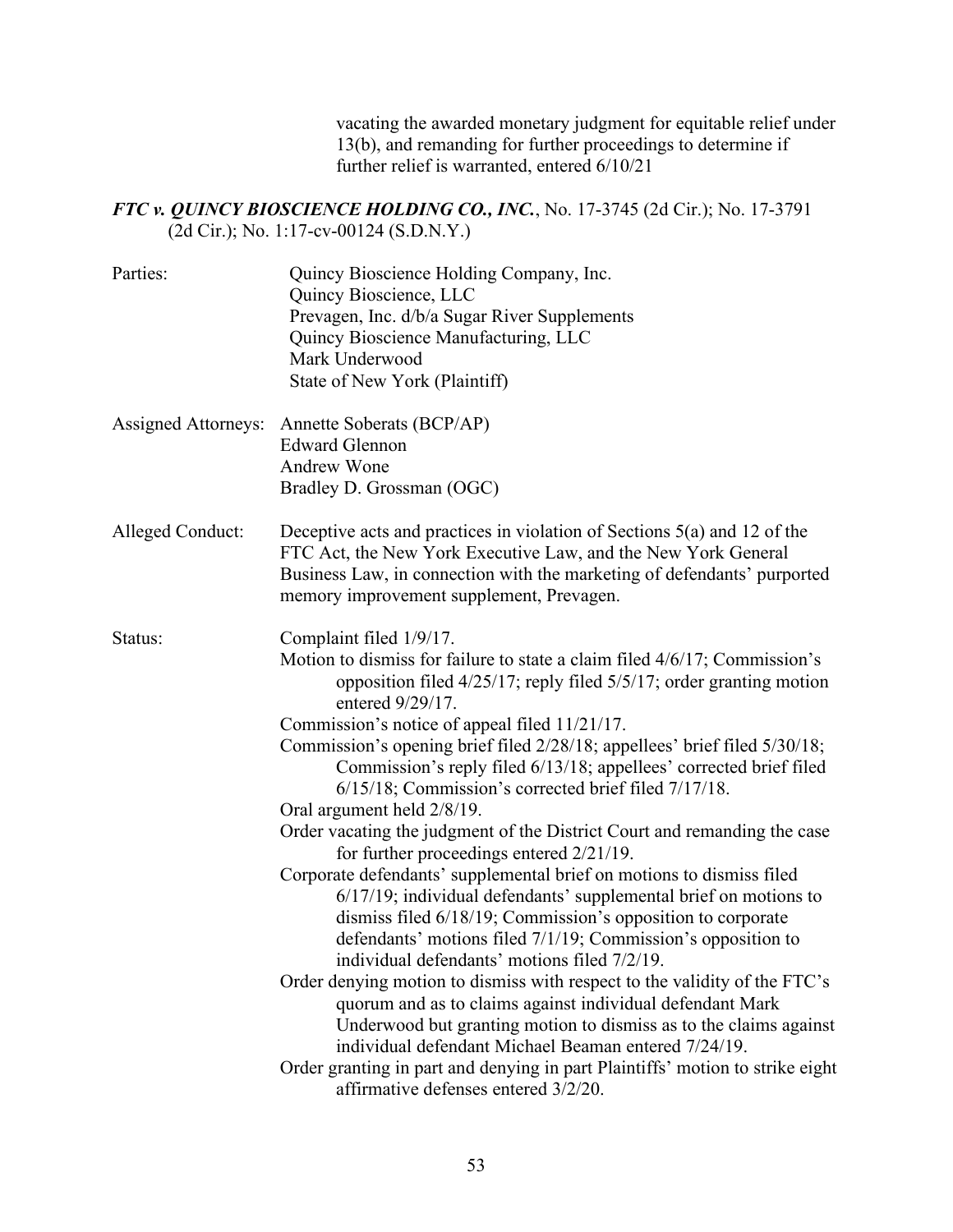vacating the awarded monetary judgment for equitable relief under 13(b), and remanding for further proceedings to determine if further relief is warranted, entered 6/10/21

***FTC v. QUINCY BIOSCIENCE HOLDING CO., INC.***, No. 17-3745 (2d Cir.); No. 17-3791 (2d Cir.); No. 1:17-cv-00124 (S.D.N.Y.)

Parties:

Quincy Bioscience Holding Company, Inc.
Quincy Bioscience, LLC
Prevagen, Inc. d/b/a Sugar River Supplements
Quincy Bioscience Manufacturing, LLC
Mark Underwood
State of New York (Plaintiff)

Assigned Attorneys:

Annette Soberats (BCP/AP)
Edward Glennon
Andrew Wone
Bradley D. Grossman (OGC)

Alleged Conduct:

Deceptive acts and practices in violation of Sections 5(a) and 12 of the FTC Act, the New York Executive Law, and the New York General Business Law, in connection with the marketing of defendants' purported memory improvement supplement, Prevagen.

Status:

Complaint filed 1/9/17.

Motion to dismiss for failure to state a claim filed 4/6/17; Commission's opposition filed 4/25/17; reply filed 5/5/17; order granting motion entered 9/29/17.

Commission's notice of appeal filed 11/21/17.

Commission's opening brief filed 2/28/18; appellees' brief filed 5/30/18; Commission's reply filed 6/13/18; appellees' corrected brief filed 6/15/18; Commission's corrected brief filed 7/17/18.

Oral argument held 2/8/19.

Order vacating the judgment of the District Court and remanding the case for further proceedings entered 2/21/19.

Corporate defendants' supplemental brief on motions to dismiss filed 6/17/19; individual defendants' supplemental brief on motions to dismiss filed 6/18/19; Commission's opposition to corporate defendants' motions filed 7/1/19; Commission's opposition to individual defendants' motions filed 7/2/19.

Order denying motion to dismiss with respect to the validity of the FTC's quorum and as to claims against individual defendant Mark Underwood but granting motion to dismiss as to the claims against individual defendant Michael Beaman entered 7/24/19.

Order granting in part and denying in part Plaintiffs' motion to strike eight affirmative defenses entered 3/2/20.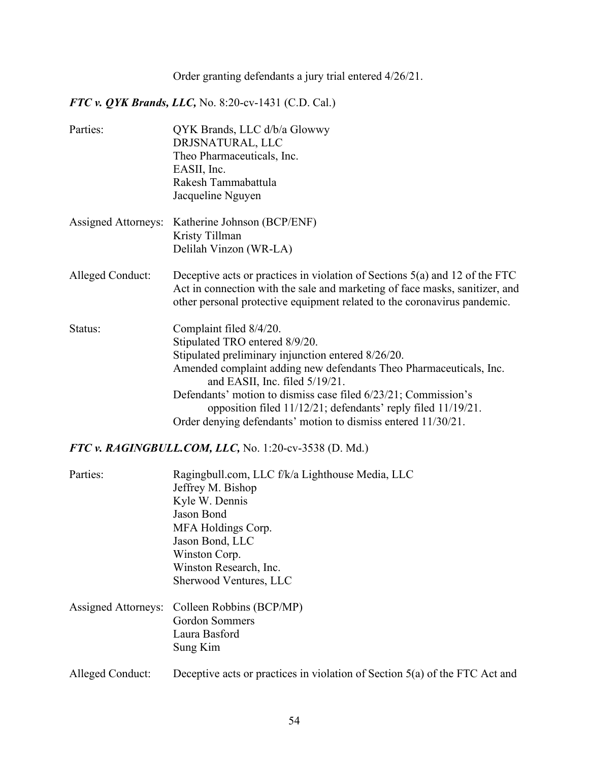Order granting defendants a jury trial entered 4/26/21.

***FTC v. QYK Brands, LLC,*** No. 8:20-cv-1431 (C.D. Cal.)

Parties: QYK Brands, LLC d/b/a Glowwy
DRJSNATURAL, LLC
Theo Pharmaceuticals, Inc.
EASII, Inc.
Rakesh Tammabattula
Jacqueline Nguyen

Assigned Attorneys: Katherine Johnson (BCP/ENF)
Kristy Tillman
Delilah Vinzon (WR-LA)

Alleged Conduct: Deceptive acts or practices in violation of Sections 5(a) and 12 of the FTC Act in connection with the sale and marketing of face masks, sanitizer, and other personal protective equipment related to the coronavirus pandemic.

Status: Complaint filed 8/4/20.
Stipulated TRO entered 8/9/20.
Stipulated preliminary injunction entered 8/26/20.
Amended complaint adding new defendants Theo Pharmaceuticals, Inc. and EASII, Inc. filed 5/19/21.
Defendants' motion to dismiss case filed 6/23/21; Commission's opposition filed 11/12/21; defendants' reply filed 11/19/21.
Order denying defendants' motion to dismiss entered 11/30/21.

***FTC v. RAGINGBULL.COM, LLC,*** No. 1:20-cv-3538 (D. Md.)

Parties: Ragingbull.com, LLC f/k/a Lighthouse Media, LLC
Jeffrey M. Bishop
Kyle W. Dennis
Jason Bond
MFA Holdings Corp.
Jason Bond, LLC
Winston Corp.
Winston Research, Inc.
Sherwood Ventures, LLC

Assigned Attorneys: Colleen Robbins (BCP/MP)
Gordon Sommers
Laura Basford
Sung Kim

Alleged Conduct: Deceptive acts or practices in violation of Section 5(a) of the FTC Act and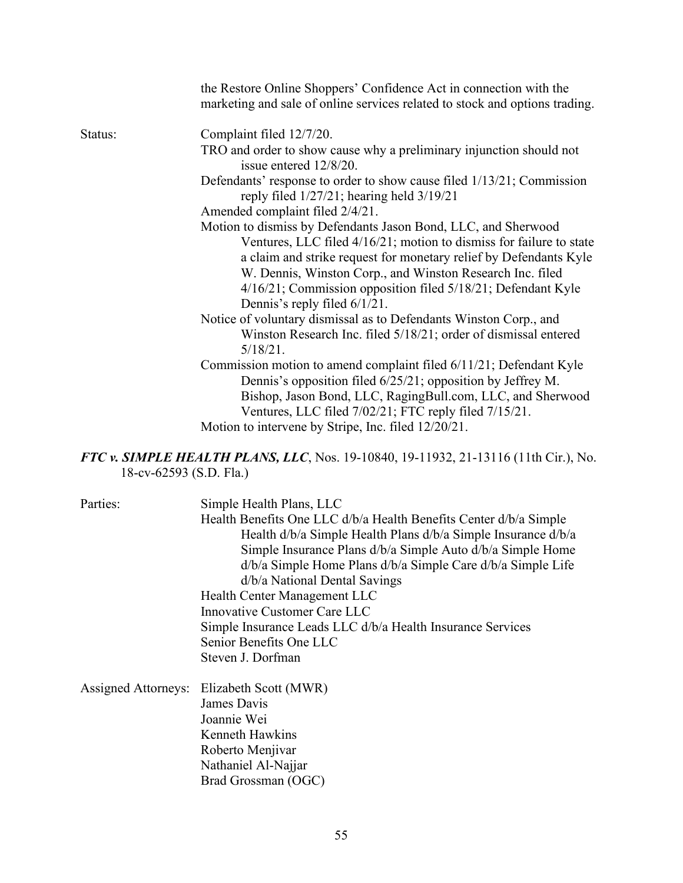the Restore Online Shoppers' Confidence Act in connection with the marketing and sale of online services related to stock and options trading.

Status: Complaint filed 12/7/20.

TRO and order to show cause why a preliminary injunction should not issue entered 12/8/20.

Defendants' response to order to show cause filed 1/13/21; Commission reply filed 1/27/21; hearing held 3/19/21

Amended complaint filed 2/4/21.

Motion to dismiss by Defendants Jason Bond, LLC, and Sherwood Ventures, LLC filed 4/16/21; motion to dismiss for failure to state a claim and strike request for monetary relief by Defendants Kyle W. Dennis, Winston Corp., and Winston Research Inc. filed 4/16/21; Commission opposition filed 5/18/21; Defendant Kyle Dennis's reply filed 6/1/21.

Notice of voluntary dismissal as to Defendants Winston Corp., and Winston Research Inc. filed 5/18/21; order of dismissal entered 5/18/21.

Commission motion to amend complaint filed 6/11/21; Defendant Kyle Dennis's opposition filed 6/25/21; opposition by Jeffrey M. Bishop, Jason Bond, LLC, RagingBull.com, LLC, and Sherwood Ventures, LLC filed 7/02/21; FTC reply filed 7/15/21.

Motion to intervene by Stripe, Inc. filed 12/20/21.

***FTC v. SIMPLE HEALTH PLANS, LLC***, Nos. 19-10840, 19-11932, 21-13116 (11th Cir.), No. 18-cv-62593 (S.D. Fla.)

Parties: Simple Health Plans, LLC

Health Benefits One LLC d/b/a Health Benefits Center d/b/a Simple Health d/b/a Simple Health Plans d/b/a Simple Insurance d/b/a Simple Insurance Plans d/b/a Simple Auto d/b/a Simple Home d/b/a Simple Home Plans d/b/a Simple Care d/b/a Simple Life d/b/a National Dental Savings

Health Center Management LLC

Innovative Customer Care LLC

Simple Insurance Leads LLC d/b/a Health Insurance Services

Senior Benefits One LLC

Steven J. Dorfman

Assigned Attorneys: Elizabeth Scott (MWR)

James Davis

Joannie Wei

Kenneth Hawkins

Roberto Menjivar

Nathaniel Al-Najjar

Brad Grossman (OGC)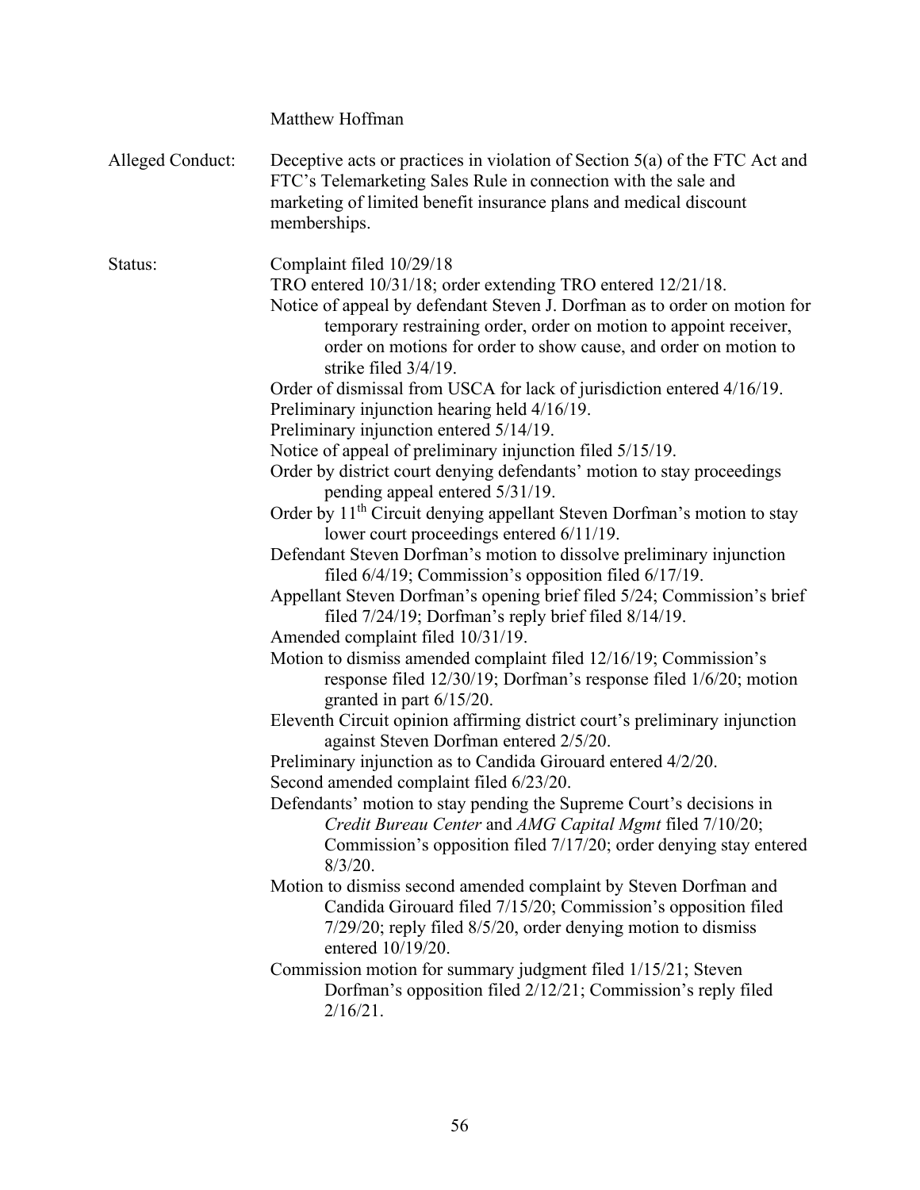Matthew Hoffman

| | |
|---|---|
| Alleged Conduct: | Deceptive acts or practices in violation of Section 5(a) of the FTC Act and FTC's Telemarketing Sales Rule in connection with the sale and marketing of limited benefit insurance plans and medical discount memberships. |
| Status: | Complaint filed 10/29/18<br>TRO entered 10/31/18; order extending TRO entered 12/21/18.<br>Notice of appeal by defendant Steven J. Dorfman as to order on motion for temporary restraining order, order on motion to appoint receiver, order on motions for order to show cause, and order on motion to strike filed 3/4/19.<br>Order of dismissal from USCA for lack of jurisdiction entered 4/16/19.<br>Preliminary injunction hearing held 4/16/19.<br>Preliminary injunction entered 5/14/19.<br>Notice of appeal of preliminary injunction filed 5/15/19.<br>Order by district court denying defendants' motion to stay proceedings pending appeal entered 5/31/19.<br>Order by 11th Circuit denying appellant Steven Dorfman's motion to stay lower court proceedings entered 6/11/19.<br>Defendant Steven Dorfman's motion to dissolve preliminary injunction filed 6/4/19; Commission's opposition filed 6/17/19.<br>Appellant Steven Dorfman's opening brief filed 5/24; Commission's brief filed 7/24/19; Dorfman's reply brief filed 8/14/19.<br>Amended complaint filed 10/31/19.<br>Motion to dismiss amended complaint filed 12/16/19; Commission's response filed 12/30/19; Dorfman's response filed 1/6/20; motion granted in part 6/15/20.<br>Eleventh Circuit opinion affirming district court's preliminary injunction against Steven Dorfman entered 2/5/20.<br>Preliminary injunction as to Candida Girouard entered 4/2/20.<br>Second amended complaint filed 6/23/20.<br>Defendants' motion to stay pending the Supreme Court's decisions in *Credit Bureau Center* and *AMG Capital Mgmt* filed 7/10/20; Commission's opposition filed 7/17/20; order denying stay entered 8/3/20.<br>Motion to dismiss second amended complaint by Steven Dorfman and Candida Girouard filed 7/15/20; Commission's opposition filed 7/29/20; reply filed 8/5/20, order denying motion to dismiss entered 10/19/20.<br>Commission motion for summary judgment filed 1/15/21; Steven Dorfman's opposition filed 2/12/21; Commission's reply filed 2/16/21. |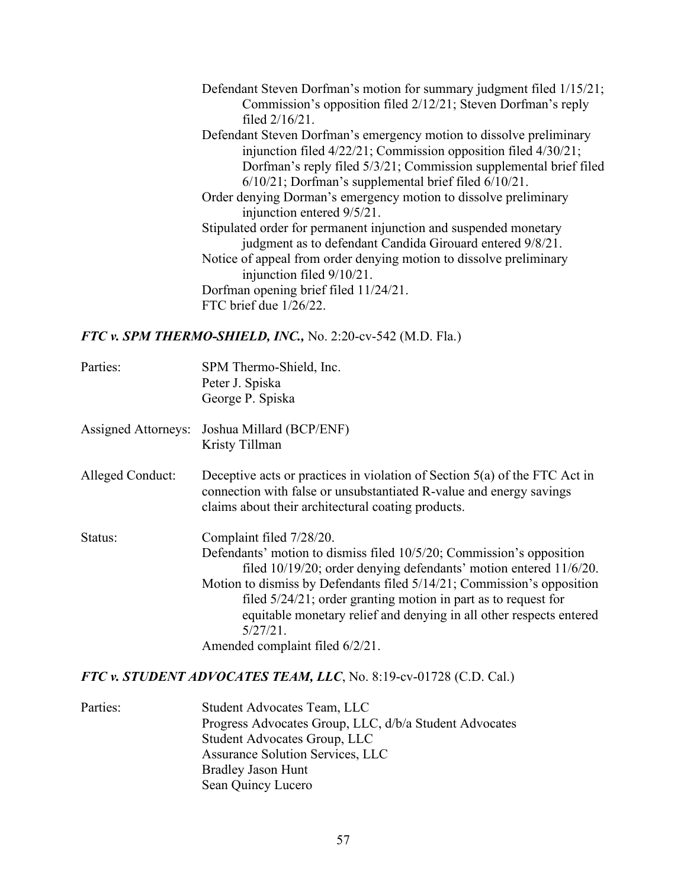Defendant Steven Dorfman's motion for summary judgment filed 1/15/21; Commission's opposition filed 2/12/21; Steven Dorfman's reply filed 2/16/21.
Defendant Steven Dorfman's emergency motion to dissolve preliminary injunction filed 4/22/21; Commission opposition filed 4/30/21; Dorfman's reply filed 5/3/21; Commission supplemental brief filed 6/10/21; Dorfman's supplemental brief filed 6/10/21.
Order denying Dorman's emergency motion to dissolve preliminary injunction entered 9/5/21.
Stipulated order for permanent injunction and suspended monetary judgment as to defendant Candida Girouard entered 9/8/21.
Notice of appeal from order denying motion to dissolve preliminary injunction filed 9/10/21.
Dorfman opening brief filed 11/24/21.
FTC brief due 1/26/22.

### *FTC v. SPM THERMO-SHIELD, INC.,* No. 2:20-cv-542 (M.D. Fla.)

Parties: SPM Thermo-Shield, Inc.
Peter J. Spiska
George P. Spiska

Assigned Attorneys: Joshua Millard (BCP/ENF)
Kristy Tillman

Alleged Conduct: Deceptive acts or practices in violation of Section 5(a) of the FTC Act in connection with false or unsubstantiated R-value and energy savings claims about their architectural coating products.

Status: Complaint filed 7/28/20.
Defendants' motion to dismiss filed 10/5/20; Commission's opposition filed 10/19/20; order denying defendants' motion entered 11/6/20.
Motion to dismiss by Defendants filed 5/14/21; Commission's opposition filed 5/24/21; order granting motion in part as to request for equitable monetary relief and denying in all other respects entered 5/27/21.
Amended complaint filed 6/2/21.

### *FTC v. STUDENT ADVOCATES TEAM, LLC*, No. 8:19-cv-01728 (C.D. Cal.)

Parties: Student Advocates Team, LLC
Progress Advocates Group, LLC, d/b/a Student Advocates
Student Advocates Group, LLC
Assurance Solution Services, LLC
Bradley Jason Hunt
Sean Quincy Lucero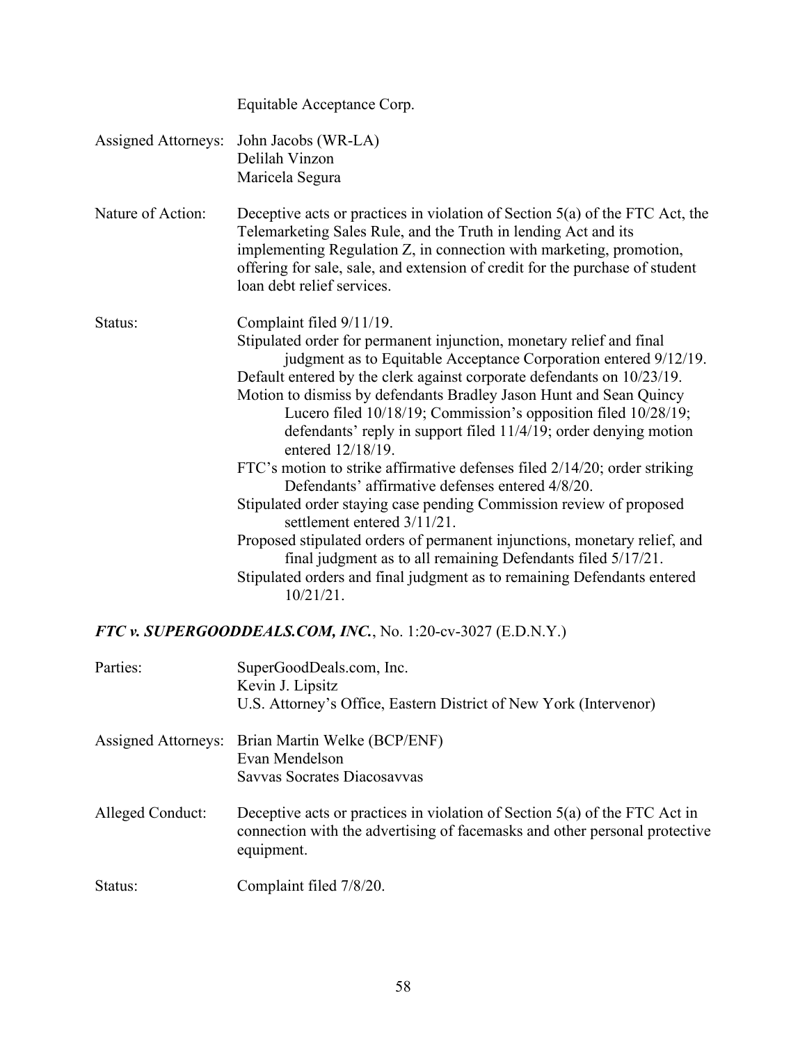Equitable Acceptance Corp.

Assigned Attorneys: John Jacobs (WR-LA)
Delilah Vinzon
Maricela Segura

Nature of Action: Deceptive acts or practices in violation of Section 5(a) of the FTC Act, the Telemarketing Sales Rule, and the Truth in lending Act and its implementing Regulation Z, in connection with marketing, promotion, offering for sale, sale, and extension of credit for the purchase of student loan debt relief services.

Status: Complaint filed 9/11/19.
Stipulated order for permanent injunction, monetary relief and final judgment as to Equitable Acceptance Corporation entered 9/12/19.
Default entered by the clerk against corporate defendants on 10/23/19.
Motion to dismiss by defendants Bradley Jason Hunt and Sean Quincy Lucero filed 10/18/19; Commission's opposition filed 10/28/19; defendants' reply in support filed 11/4/19; order denying motion entered 12/18/19.
FTC's motion to strike affirmative defenses filed 2/14/20; order striking Defendants' affirmative defenses entered 4/8/20.
Stipulated order staying case pending Commission review of proposed settlement entered 3/11/21.
Proposed stipulated orders of permanent injunctions, monetary relief, and final judgment as to all remaining Defendants filed 5/17/21.
Stipulated orders and final judgment as to remaining Defendants entered 10/21/21.

### ***FTC v. SUPERGOODDEALS.COM, INC.***, No. 1:20-cv-3027 (E.D.N.Y.)

Parties: SuperGoodDeals.com, Inc.
Kevin J. Lipsitz
U.S. Attorney's Office, Eastern District of New York (Intervenor)

Assigned Attorneys: Brian Martin Welke (BCP/ENF)
Evan Mendelson
Savvas Socrates Diacosavvas

Alleged Conduct: Deceptive acts or practices in violation of Section 5(a) of the FTC Act in connection with the advertising of facemasks and other personal protective equipment.

Status: Complaint filed 7/8/20.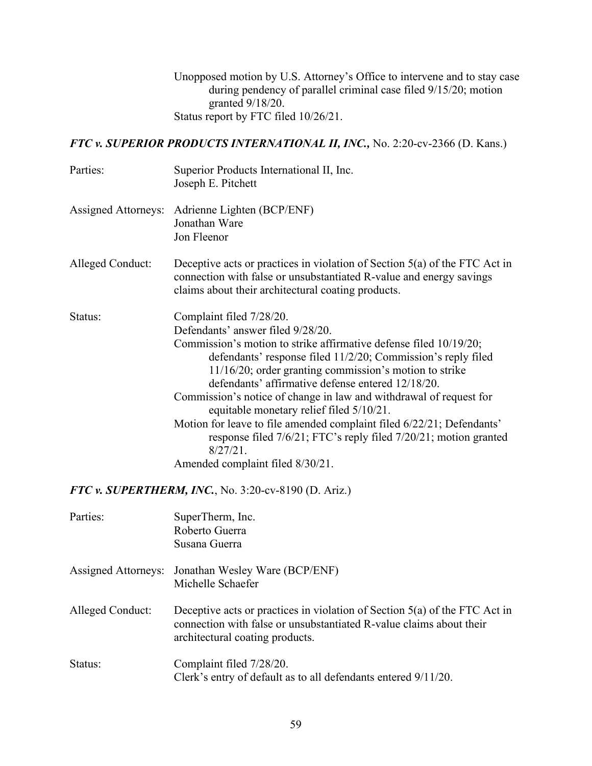Unopposed motion by U.S. Attorney's Office to intervene and to stay case during pendency of parallel criminal case filed 9/15/20; motion granted 9/18/20.
Status report by FTC filed 10/26/21.

### *FTC v. SUPERIOR PRODUCTS INTERNATIONAL II, INC.*, No. 2:20-cv-2366 (D. Kans.)

| | |
|---|---|
| Parties: | Superior Products International II, Inc.<br>Joseph E. Pitchett |
| Assigned Attorneys: | Adrienne Lighten (BCP/ENF)<br>Jonathan Ware<br>Jon Fleenor |
| Alleged Conduct: | Deceptive acts or practices in violation of Section 5(a) of the FTC Act in connection with false or unsubstantiated R-value and energy savings claims about their architectural coating products. |
| Status: | Complaint filed 7/28/20.<br>Defendants' answer filed 9/28/20.<br>Commission's motion to strike affirmative defense filed 10/19/20; defendants' response filed 11/2/20; Commission's reply filed 11/16/20; order granting commission's motion to strike defendants' affirmative defense entered 12/18/20.<br>Commission's notice of change in law and withdrawal of request for equitable monetary relief filed 5/10/21.<br>Motion for leave to file amended complaint filed 6/22/21; Defendants' response filed 7/6/21; FTC's reply filed 7/20/21; motion granted 8/27/21.<br>Amended complaint filed 8/30/21. |

### *FTC v. SUPERTHERM, INC.*, No. 3:20-cv-8190 (D. Ariz.)

| | |
|---|---|
| Parties: | SuperTherm, Inc.<br>Roberto Guerra<br>Susana Guerra |
| Assigned Attorneys: | Jonathan Wesley Ware (BCP/ENF)<br>Michelle Schaefer |
| Alleged Conduct: | Deceptive acts or practices in violation of Section 5(a) of the FTC Act in connection with false or unsubstantiated R-value claims about their architectural coating products. |
| Status: | Complaint filed 7/28/20.<br>Clerk's entry of default as to all defendants entered 9/11/20. |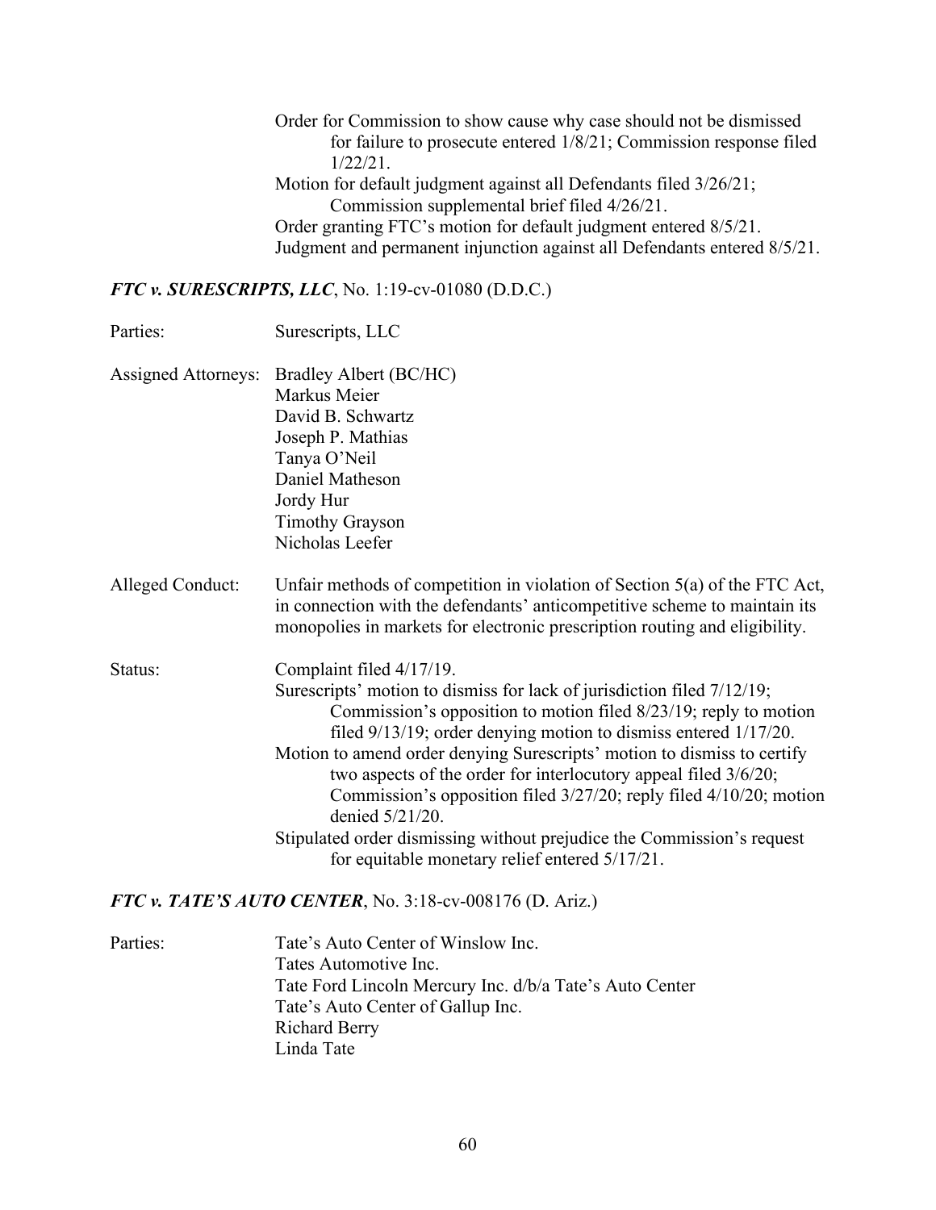Order for Commission to show cause why case should not be dismissed for failure to prosecute entered 1/8/21; Commission response filed 1/22/21.
Motion for default judgment against all Defendants filed 3/26/21; Commission supplemental brief filed 4/26/21.
Order granting FTC's motion for default judgment entered 8/5/21.
Judgment and permanent injunction against all Defendants entered 8/5/21.

### *FTC v. SURESCRIPTS, LLC*, No. 1:19-cv-01080 (D.D.C.)

Parties: Surescripts, LLC

Assigned Attorneys: Bradley Albert (BC/HC)
Markus Meier
David B. Schwartz
Joseph P. Mathias
Tanya O'Neil
Daniel Matheson
Jordy Hur
Timothy Grayson
Nicholas Leefer

Alleged Conduct: Unfair methods of competition in violation of Section 5(a) of the FTC Act, in connection with the defendants' anticompetitive scheme to maintain its monopolies in markets for electronic prescription routing and eligibility.

Status: Complaint filed 4/17/19.
Surescripts' motion to dismiss for lack of jurisdiction filed 7/12/19; Commission's opposition to motion filed 8/23/19; reply to motion filed 9/13/19; order denying motion to dismiss entered 1/17/20.
Motion to amend order denying Surescripts' motion to dismiss to certify two aspects of the order for interlocutory appeal filed 3/6/20; Commission's opposition filed 3/27/20; reply filed 4/10/20; motion denied 5/21/20.
Stipulated order dismissing without prejudice the Commission's request for equitable monetary relief entered 5/17/21.

### *FTC v. TATE'S AUTO CENTER*, No. 3:18-cv-008176 (D. Ariz.)

Parties: Tate's Auto Center of Winslow Inc.
Tates Automotive Inc.
Tate Ford Lincoln Mercury Inc. d/b/a Tate's Auto Center
Tate's Auto Center of Gallup Inc.
Richard Berry
Linda Tate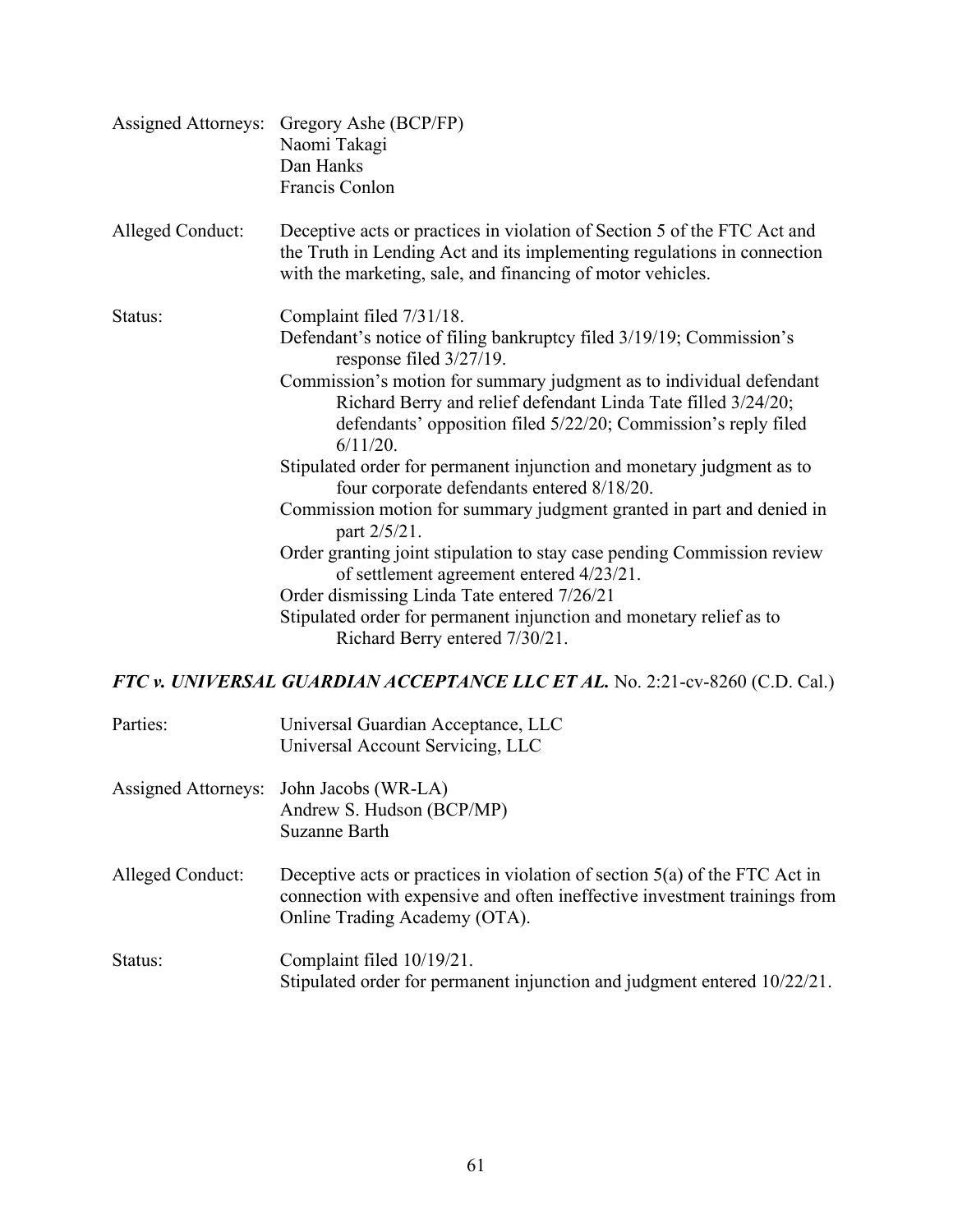Assigned Attorneys: Gregory Ashe (BCP/FP)
Naomi Takagi
Dan Hanks
Francis Conlon

Alleged Conduct: Deceptive acts or practices in violation of Section 5 of the FTC Act and the Truth in Lending Act and its implementing regulations in connection with the marketing, sale, and financing of motor vehicles.

Status: Complaint filed 7/31/18.
Defendant's notice of filing bankruptcy filed 3/19/19; Commission's response filed 3/27/19.
Commission's motion for summary judgment as to individual defendant Richard Berry and relief defendant Linda Tate filled 3/24/20; defendants' opposition filed 5/22/20; Commission's reply filed 6/11/20.
Stipulated order for permanent injunction and monetary judgment as to four corporate defendants entered 8/18/20.
Commission motion for summary judgment granted in part and denied in part 2/5/21.
Order granting joint stipulation to stay case pending Commission review of settlement agreement entered 4/23/21.
Order dismissing Linda Tate entered 7/26/21
Stipulated order for permanent injunction and monetary relief as to Richard Berry entered 7/30/21.

## *FTC v. UNIVERSAL GUARDIAN ACCEPTANCE LLC ET AL.* No. 2:21-cv-8260 (C.D. Cal.)

Parties: Universal Guardian Acceptance, LLC
Universal Account Servicing, LLC

Assigned Attorneys: John Jacobs (WR-LA)
Andrew S. Hudson (BCP/MP)
Suzanne Barth

Alleged Conduct: Deceptive acts or practices in violation of section 5(a) of the FTC Act in connection with expensive and often ineffective investment trainings from Online Trading Academy (OTA).

Status: Complaint filed 10/19/21.
Stipulated order for permanent injunction and judgment entered 10/22/21.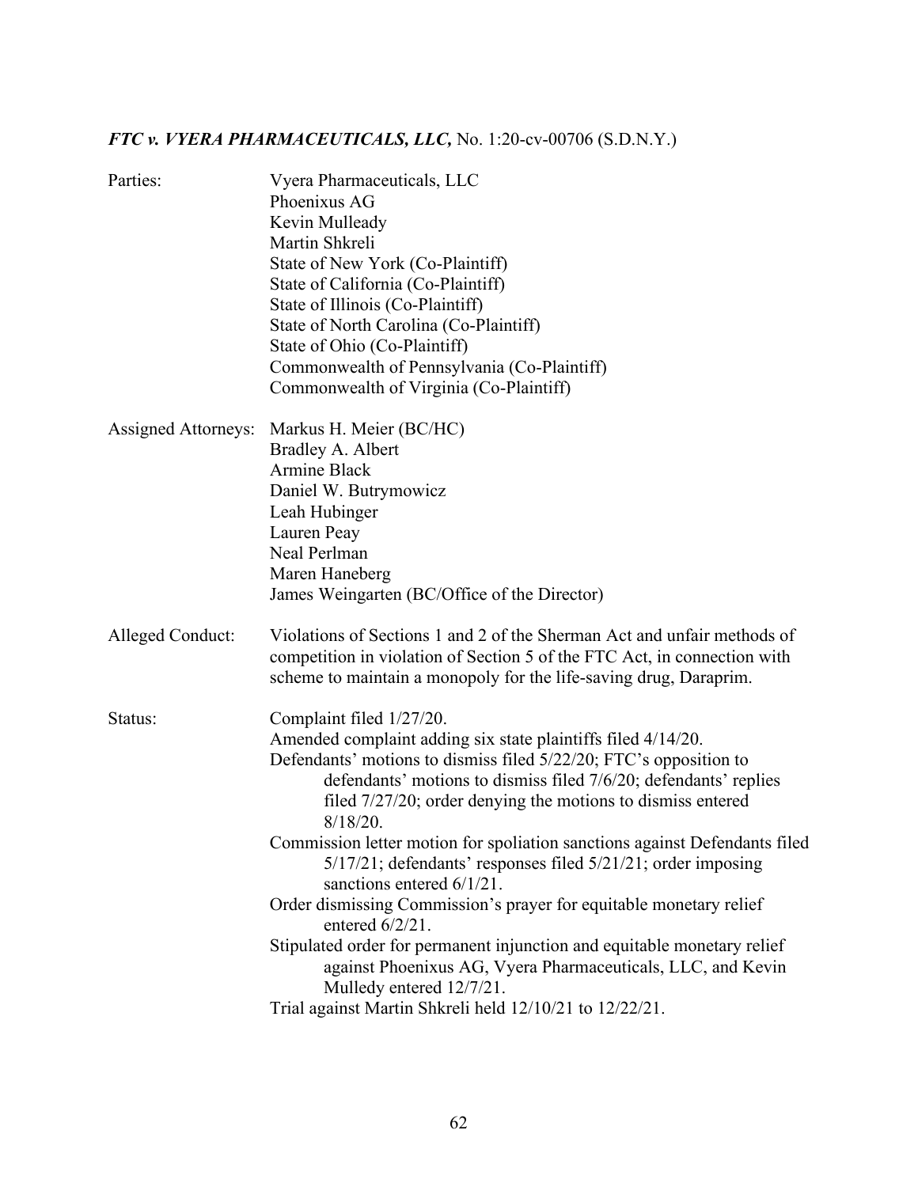***FTC v. VYERA PHARMACEUTICALS, LLC,*** **No. 1:20-cv-00706 (S.D.N.Y.)**

| | |
|---|---|
| Parties: | Vyera Pharmaceuticals, LLC<br>Phoenixus AG<br>Kevin Mulleady<br>Martin Shkreli<br>State of New York (Co-Plaintiff)<br>State of California (Co-Plaintiff)<br>State of Illinois (Co-Plaintiff)<br>State of North Carolina (Co-Plaintiff)<br>State of Ohio (Co-Plaintiff)<br>Commonwealth of Pennsylvania (Co-Plaintiff)<br>Commonwealth of Virginia (Co-Plaintiff) |
| Assigned Attorneys: | Markus H. Meier (BC/HC)<br>Bradley A. Albert<br>Armine Black<br>Daniel W. Butrymowicz<br>Leah Hubinger<br>Lauren Peay<br>Neal Perlman<br>Maren Haneberg<br>James Weingarten (BC/Office of the Director) |
| Alleged Conduct: | Violations of Sections 1 and 2 of the Sherman Act and unfair methods of competition in violation of Section 5 of the FTC Act, in connection with scheme to maintain a monopoly for the life-saving drug, Daraprim. |
| Status: | Complaint filed 1/27/20.<br>Amended complaint adding six state plaintiffs filed 4/14/20.<br>Defendants' motions to dismiss filed 5/22/20; FTC's opposition to defendants' motions to dismiss filed 7/6/20; defendants' replies filed 7/27/20; order denying the motions to dismiss entered 8/18/20.<br>Commission letter motion for spoliation sanctions against Defendants filed 5/17/21; defendants' responses filed 5/21/21; order imposing sanctions entered 6/1/21.<br>Order dismissing Commission's prayer for equitable monetary relief entered 6/2/21.<br>Stipulated order for permanent injunction and equitable monetary relief against Phoenixus AG, Vyera Pharmaceuticals, LLC, and Kevin Mulledy entered 12/7/21.<br>Trial against Martin Shkreli held 12/10/21 to 12/22/21. |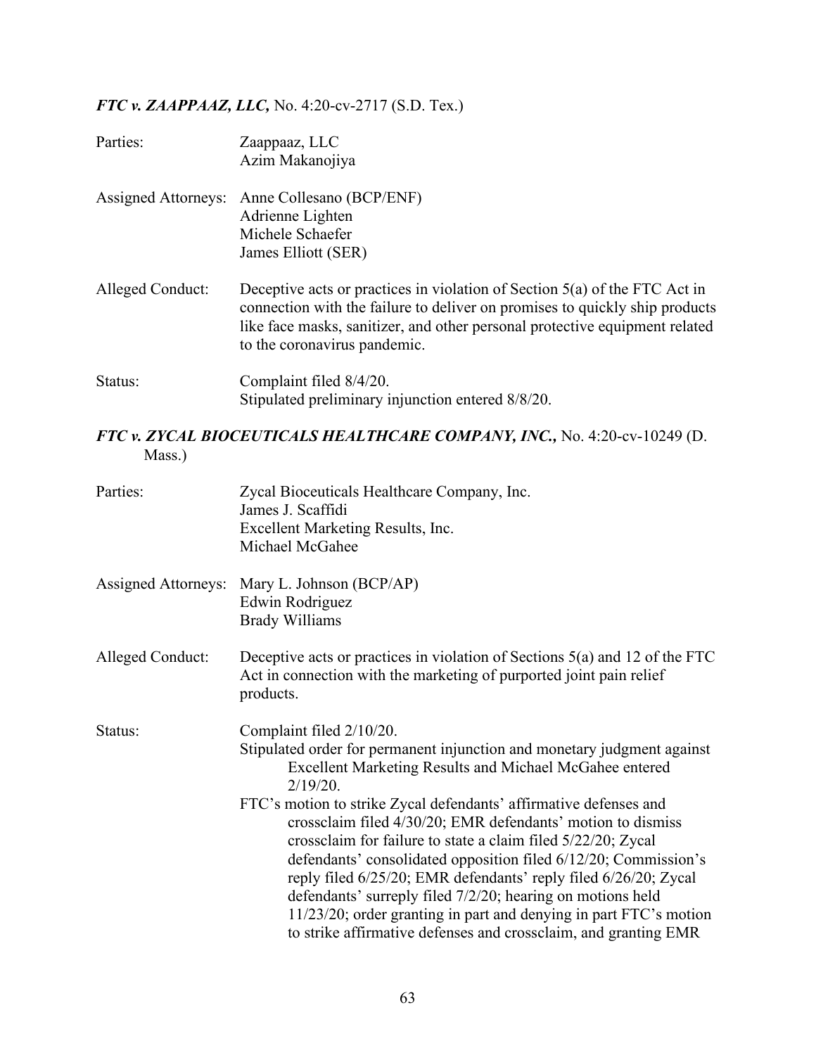***FTC v. ZAAPPAAZ, LLC,*** No. 4:20-cv-2717 (S.D. Tex.)

Parties: Zaappaaz, LLC
Azim Makanojiya

Assigned Attorneys: Anne Collesano (BCP/ENF)
Adrienne Lighten
Michele Schaefer
James Elliott (SER)

Alleged Conduct: Deceptive acts or practices in violation of Section 5(a) of the FTC Act in connection with the failure to deliver on promises to quickly ship products like face masks, sanitizer, and other personal protective equipment related to the coronavirus pandemic.

Status: Complaint filed 8/4/20.
Stipulated preliminary injunction entered 8/8/20.

***FTC v. ZYCAL BIOCEUTICALS HEALTHCARE COMPANY, INC.,*** No. 4:20-cv-10249 (D. Mass.)

Parties: Zycal Bioceuticals Healthcare Company, Inc.
James J. Scaffidi
Excellent Marketing Results, Inc.
Michael McGahee

Assigned Attorneys: Mary L. Johnson (BCP/AP)
Edwin Rodriguez
Brady Williams

Alleged Conduct: Deceptive acts or practices in violation of Sections 5(a) and 12 of the FTC Act in connection with the marketing of purported joint pain relief products.

Status: Complaint filed 2/10/20.
Stipulated order for permanent injunction and monetary judgment against Excellent Marketing Results and Michael McGahee entered 2/19/20.
FTC's motion to strike Zycal defendants' affirmative defenses and crossclaim filed 4/30/20; EMR defendants' motion to dismiss crossclaim for failure to state a claim filed 5/22/20; Zycal defendants' consolidated opposition filed 6/12/20; Commission's reply filed 6/25/20; EMR defendants' reply filed 6/26/20; Zycal defendants' surreply filed 7/2/20; hearing on motions held 11/23/20; order granting in part and denying in part FTC's motion to strike affirmative defenses and crossclaim, and granting EMR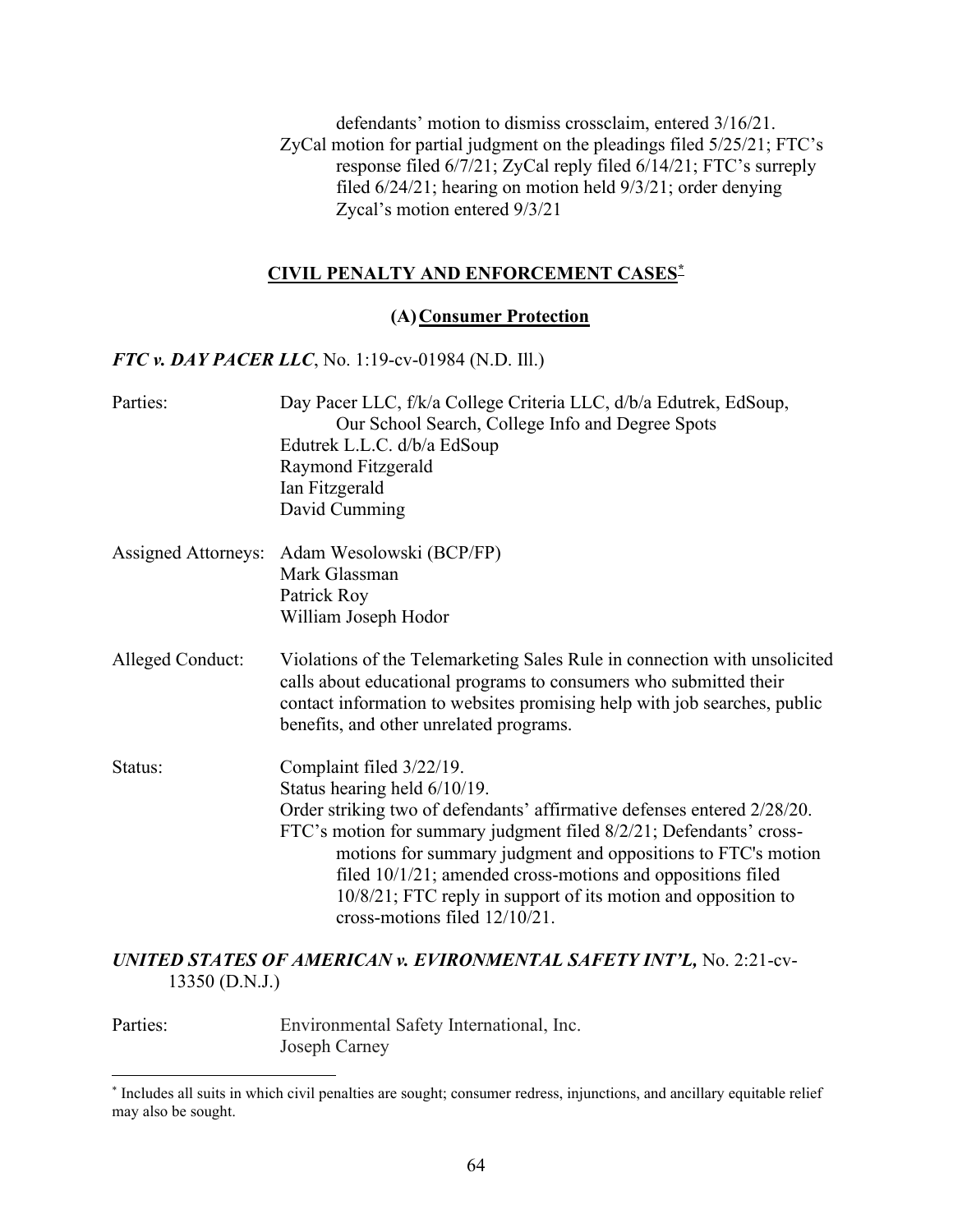defendants' motion to dismiss crossclaim, entered 3/16/21.

ZyCal motion for partial judgment on the pleadings filed 5/25/21; FTC's response filed 6/7/21; ZyCal reply filed 6/14/21; FTC's surreply filed 6/24/21; hearing on motion held 9/3/21; order denying Zycal's motion entered 9/3/21

## CIVIL PENALTY AND ENFORCEMENT CASES*

### (A) Consumer Protection

***FTC v. DAY PACER LLC***, No. 1:19-cv-01984 (N.D. Ill.)

Parties: Day Pacer LLC, f/k/a College Criteria LLC, d/b/a Edutrek, EdSoup, Our School Search, College Info and Degree Spots
Edutrek L.L.C. d/b/a EdSoup
Raymond Fitzgerald
Ian Fitzgerald
David Cumming

Assigned Attorneys: Adam Wesolowski (BCP/FP)
Mark Glassman
Patrick Roy
William Joseph Hodor

Alleged Conduct: Violations of the Telemarketing Sales Rule in connection with unsolicited calls about educational programs to consumers who submitted their contact information to websites promising help with job searches, public benefits, and other unrelated programs.

Status: Complaint filed 3/22/19.
Status hearing held 6/10/19.
Order striking two of defendants' affirmative defenses entered 2/28/20.
FTC's motion for summary judgment filed 8/2/21; Defendants' cross-motions for summary judgment and oppositions to FTC's motion filed 10/1/21; amended cross-motions and oppositions filed 10/8/21; FTC reply in support of its motion and opposition to cross-motions filed 12/10/21.

***UNITED STATES OF AMERICAN v. EVIRONMENTAL SAFETY INT'L,*** No. 2:21-cv-13350 (D.N.J.)

Parties: Environmental Safety International, Inc.
Joseph Carney

---

* Includes all suits in which civil penalties are sought; consumer redress, injunctions, and ancillary equitable relief may also be sought.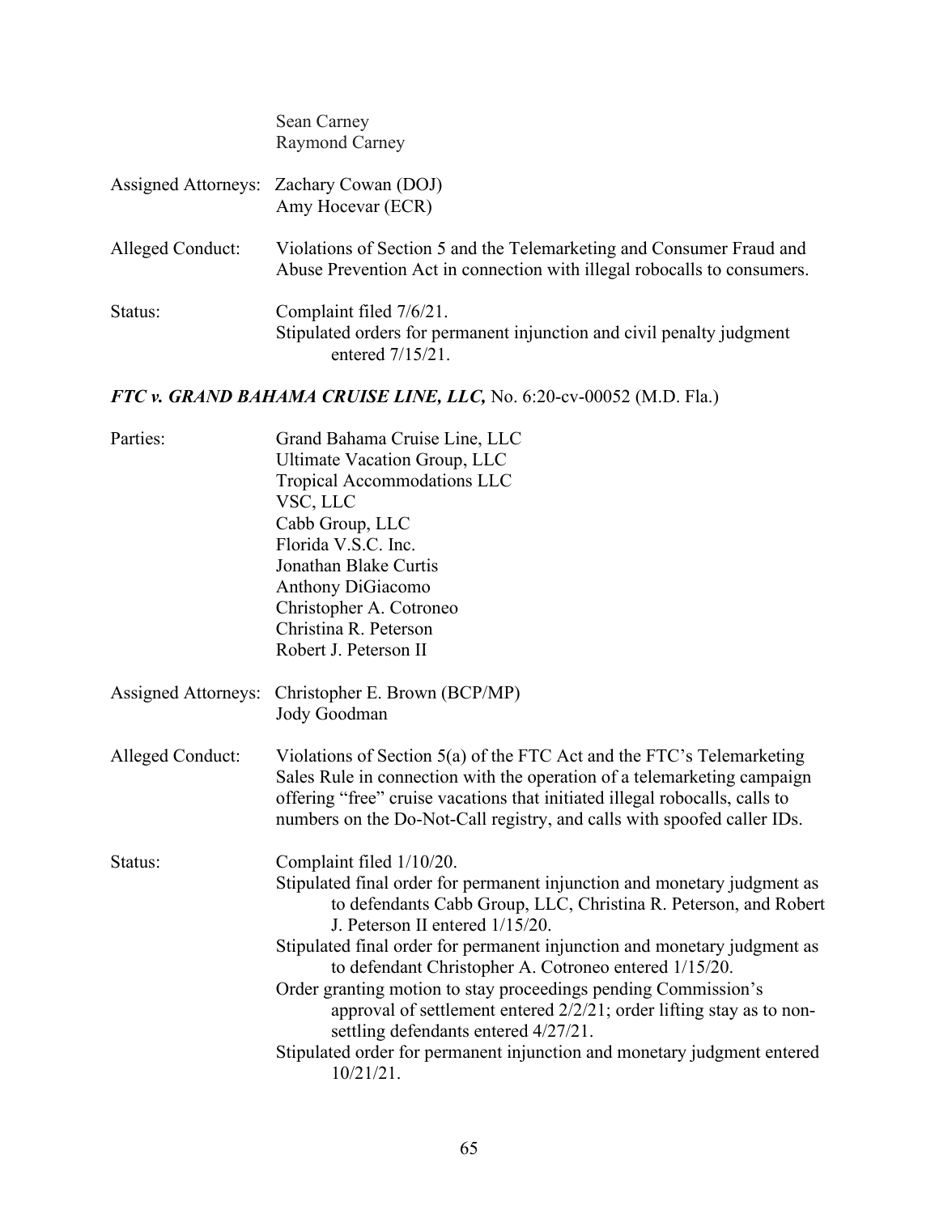Sean Carney
Raymond Carney

Assigned Attorneys: Zachary Cowan (DOJ)
Amy Hocevar (ECR)

Alleged Conduct: Violations of Section 5 and the Telemarketing and Consumer Fraud and Abuse Prevention Act in connection with illegal robocalls to consumers.

Status: Complaint filed 7/6/21.
Stipulated orders for permanent injunction and civil penalty judgment entered 7/15/21.

### *FTC v. GRAND BAHAMA CRUISE LINE, LLC,* No. 6:20-cv-00052 (M.D. Fla.)

Parties: Grand Bahama Cruise Line, LLC
Ultimate Vacation Group, LLC
Tropical Accommodations LLC
VSC, LLC
Cabb Group, LLC
Florida V.S.C. Inc.
Jonathan Blake Curtis
Anthony DiGiacomo
Christopher A. Cotroneo
Christina R. Peterson
Robert J. Peterson II

Assigned Attorneys: Christopher E. Brown (BCP/MP)
Jody Goodman

Alleged Conduct: Violations of Section 5(a) of the FTC Act and the FTC's Telemarketing Sales Rule in connection with the operation of a telemarketing campaign offering "free" cruise vacations that initiated illegal robocalls, calls to numbers on the Do-Not-Call registry, and calls with spoofed caller IDs.

Status: Complaint filed 1/10/20.
Stipulated final order for permanent injunction and monetary judgment as to defendants Cabb Group, LLC, Christina R. Peterson, and Robert J. Peterson II entered 1/15/20.
Stipulated final order for permanent injunction and monetary judgment as to defendant Christopher A. Cotroneo entered 1/15/20.
Order granting motion to stay proceedings pending Commission's approval of settlement entered 2/2/21; order lifting stay as to non-settling defendants entered 4/27/21.
Stipulated order for permanent injunction and monetary judgment entered 10/21/21.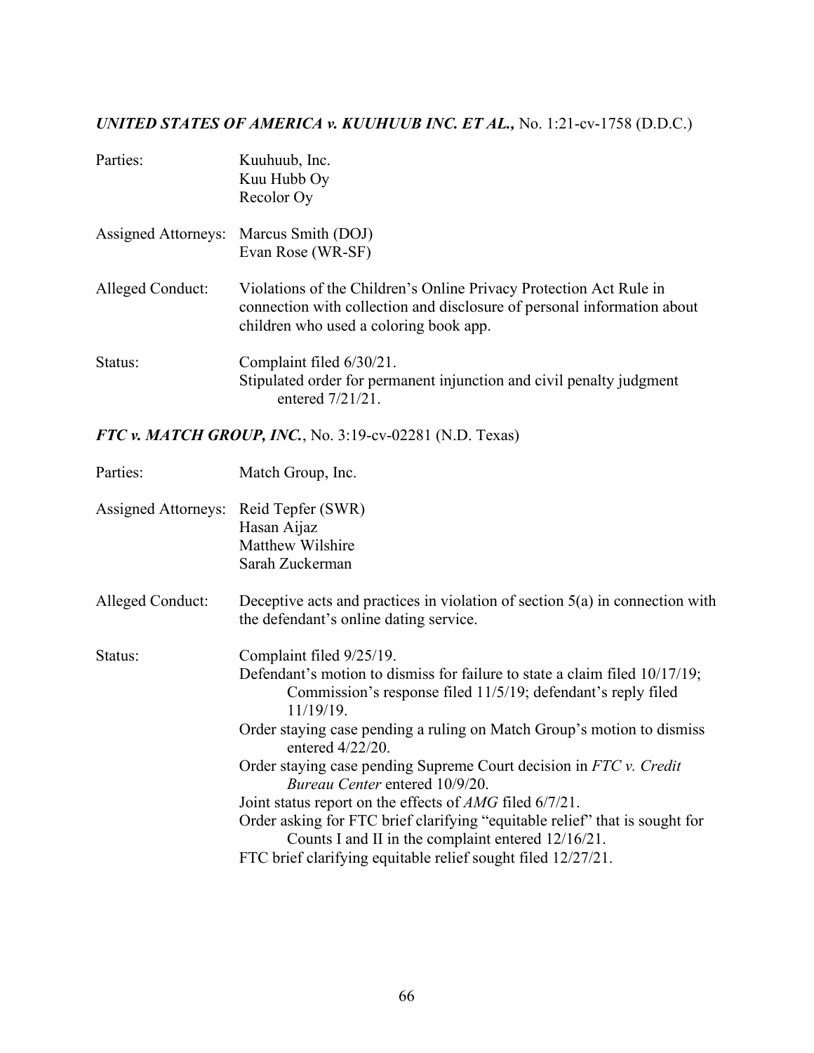***UNITED STATES OF AMERICA v. KUUHUUB INC. ET AL.,*** No. 1:21-cv-1758 (D.D.C.)

| | |
|---|---|
| Parties: | Kuuhuub, Inc.<br>Kuu Hubb Oy<br>Recolor Oy |
| Assigned Attorneys: | Marcus Smith (DOJ)<br>Evan Rose (WR-SF) |
| Alleged Conduct: | Violations of the Children's Online Privacy Protection Act Rule in connection with collection and disclosure of personal information about children who used a coloring book app. |
| Status: | Complaint filed 6/30/21.<br>Stipulated order for permanent injunction and civil penalty judgment entered 7/21/21. |

***FTC v. MATCH GROUP, INC.***, No. 3:19-cv-02281 (N.D. Texas)

| | |
|---|---|
| Parties: | Match Group, Inc. |
| Assigned Attorneys: | Reid Tepfer (SWR)<br>Hasan Aijaz<br>Matthew Wilshire<br>Sarah Zuckerman |
| Alleged Conduct: | Deceptive acts and practices in violation of section 5(a) in connection with the defendant's online dating service. |
| Status: | Complaint filed 9/25/19.<br>Defendant's motion to dismiss for failure to state a claim filed 10/17/19; Commission's response filed 11/5/19; defendant's reply filed 11/19/19.<br>Order staying case pending a ruling on Match Group's motion to dismiss entered 4/22/20.<br>Order staying case pending Supreme Court decision in *FTC v. Credit Bureau Center* entered 10/9/20.<br>Joint status report on the effects of *AMG* filed 6/7/21.<br>Order asking for FTC brief clarifying "equitable relief" that is sought for Counts I and II in the complaint entered 12/16/21.<br>FTC brief clarifying equitable relief sought filed 12/27/21. |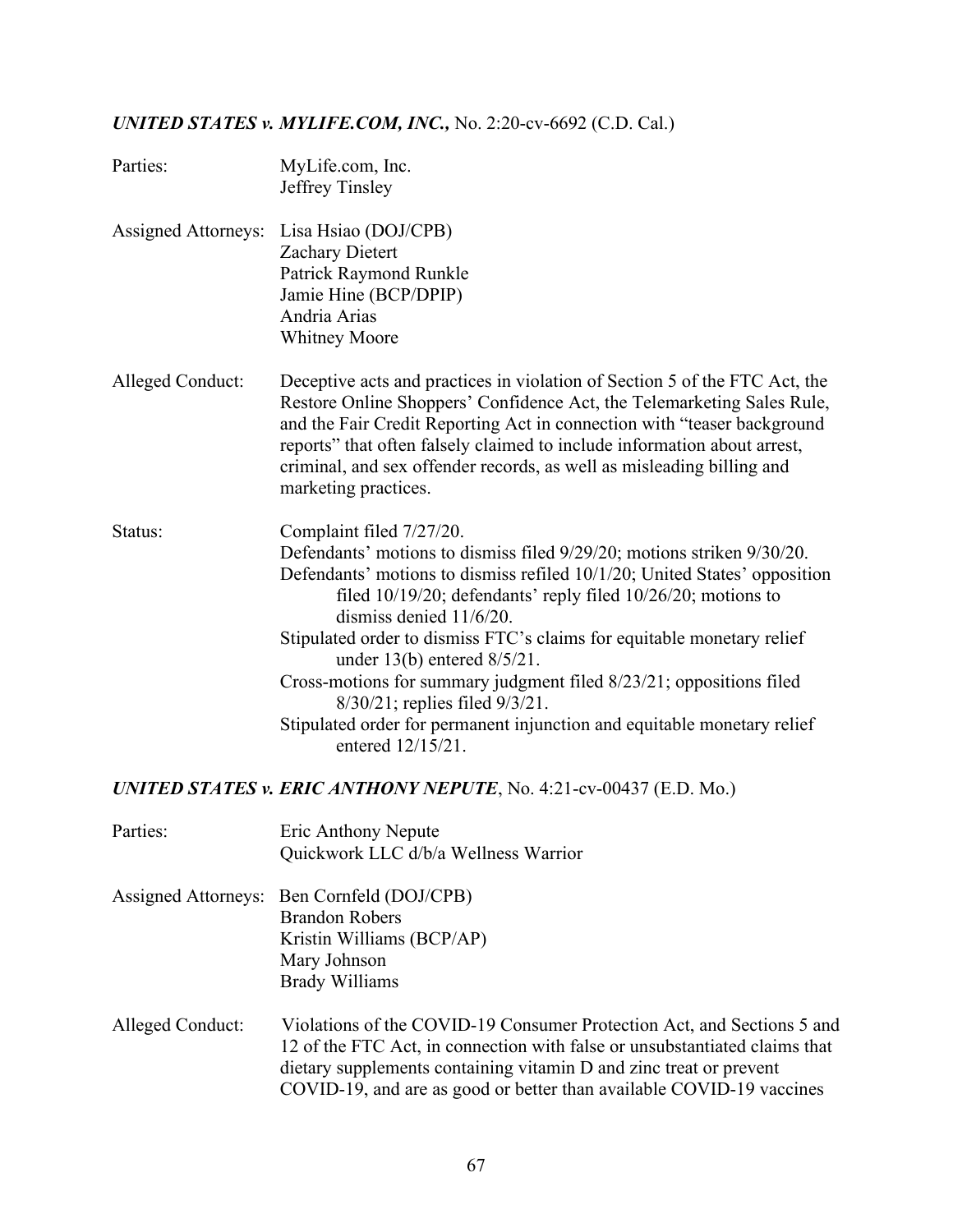### ***UNITED STATES v. MYLIFE.COM, INC.,*** No. 2:20-cv-6692 (C.D. Cal.)

Parties: MyLife.com, Inc.
Jeffrey Tinsley

Assigned Attorneys: Lisa Hsiao (DOJ/CPB)
Zachary Dietert
Patrick Raymond Runkle
Jamie Hine (BCP/DPIP)
Andria Arias
Whitney Moore

Alleged Conduct: Deceptive acts and practices in violation of Section 5 of the FTC Act, the Restore Online Shoppers' Confidence Act, the Telemarketing Sales Rule, and the Fair Credit Reporting Act in connection with "teaser background reports" that often falsely claimed to include information about arrest, criminal, and sex offender records, as well as misleading billing and marketing practices.

Status: Complaint filed 7/27/20.
Defendants' motions to dismiss filed 9/29/20; motions striken 9/30/20.
Defendants' motions to dismiss refiled 10/1/20; United States' opposition filed 10/19/20; defendants' reply filed 10/26/20; motions to dismiss denied 11/6/20.
Stipulated order to dismiss FTC's claims for equitable monetary relief under 13(b) entered 8/5/21.
Cross-motions for summary judgment filed 8/23/21; oppositions filed 8/30/21; replies filed 9/3/21.
Stipulated order for permanent injunction and equitable monetary relief entered 12/15/21.

### ***UNITED STATES v. ERIC ANTHONY NEPUTE***, No. 4:21-cv-00437 (E.D. Mo.)

Parties: Eric Anthony Nepute
Quickwork LLC d/b/a Wellness Warrior

Assigned Attorneys: Ben Cornfeld (DOJ/CPB)
Brandon Robers
Kristin Williams (BCP/AP)
Mary Johnson
Brady Williams

Alleged Conduct: Violations of the COVID-19 Consumer Protection Act, and Sections 5 and 12 of the FTC Act, in connection with false or unsubstantiated claims that dietary supplements containing vitamin D and zinc treat or prevent COVID-19, and are as good or better than available COVID-19 vaccines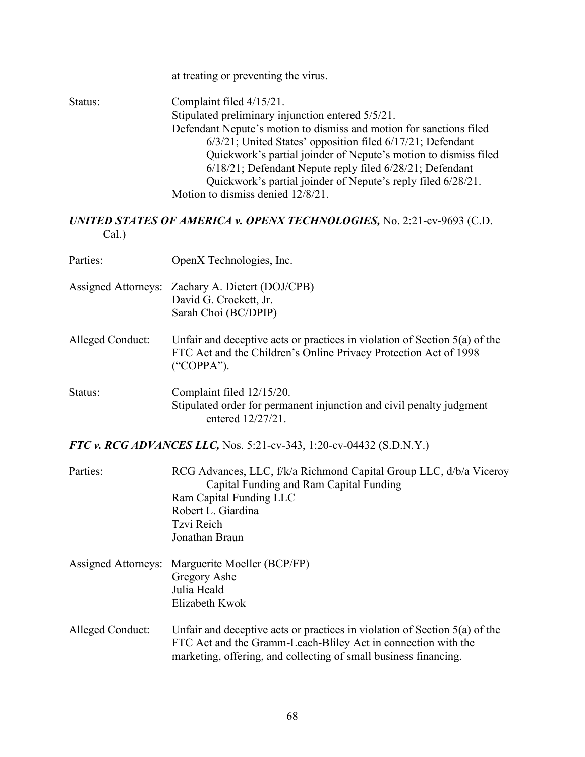at treating or preventing the virus.

Status: Complaint filed 4/15/21.
Stipulated preliminary injunction entered 5/5/21.
Defendant Nepute's motion to dismiss and motion for sanctions filed 6/3/21; United States' opposition filed 6/17/21; Defendant Quickwork's partial joinder of Nepute's motion to dismiss filed 6/18/21; Defendant Nepute reply filed 6/28/21; Defendant Quickwork's partial joinder of Nepute's reply filed 6/28/21.
Motion to dismiss denied 12/8/21.

***UNITED STATES OF AMERICA v. OPENX TECHNOLOGIES,*** No. 2:21-cv-9693 (C.D. Cal.)

Parties: OpenX Technologies, Inc.

Assigned Attorneys: Zachary A. Dietert (DOJ/CPB)
David G. Crockett, Jr.
Sarah Choi (BC/DPIP)

Alleged Conduct: Unfair and deceptive acts or practices in violation of Section 5(a) of the FTC Act and the Children's Online Privacy Protection Act of 1998 ("COPPA").

Status: Complaint filed 12/15/20.
Stipulated order for permanent injunction and civil penalty judgment entered 12/27/21.

***FTC v. RCG ADVANCES LLC,*** Nos. 5:21-cv-343, 1:20-cv-04432 (S.D.N.Y.)

Parties: RCG Advances, LLC, f/k/a Richmond Capital Group LLC, d/b/a Viceroy Capital Funding and Ram Capital Funding
Ram Capital Funding LLC
Robert L. Giardina
Tzvi Reich
Jonathan Braun

Assigned Attorneys: Marguerite Moeller (BCP/FP)
Gregory Ashe
Julia Heald
Elizabeth Kwok

Alleged Conduct: Unfair and deceptive acts or practices in violation of Section 5(a) of the FTC Act and the Gramm-Leach-Bliley Act in connection with the marketing, offering, and collecting of small business financing.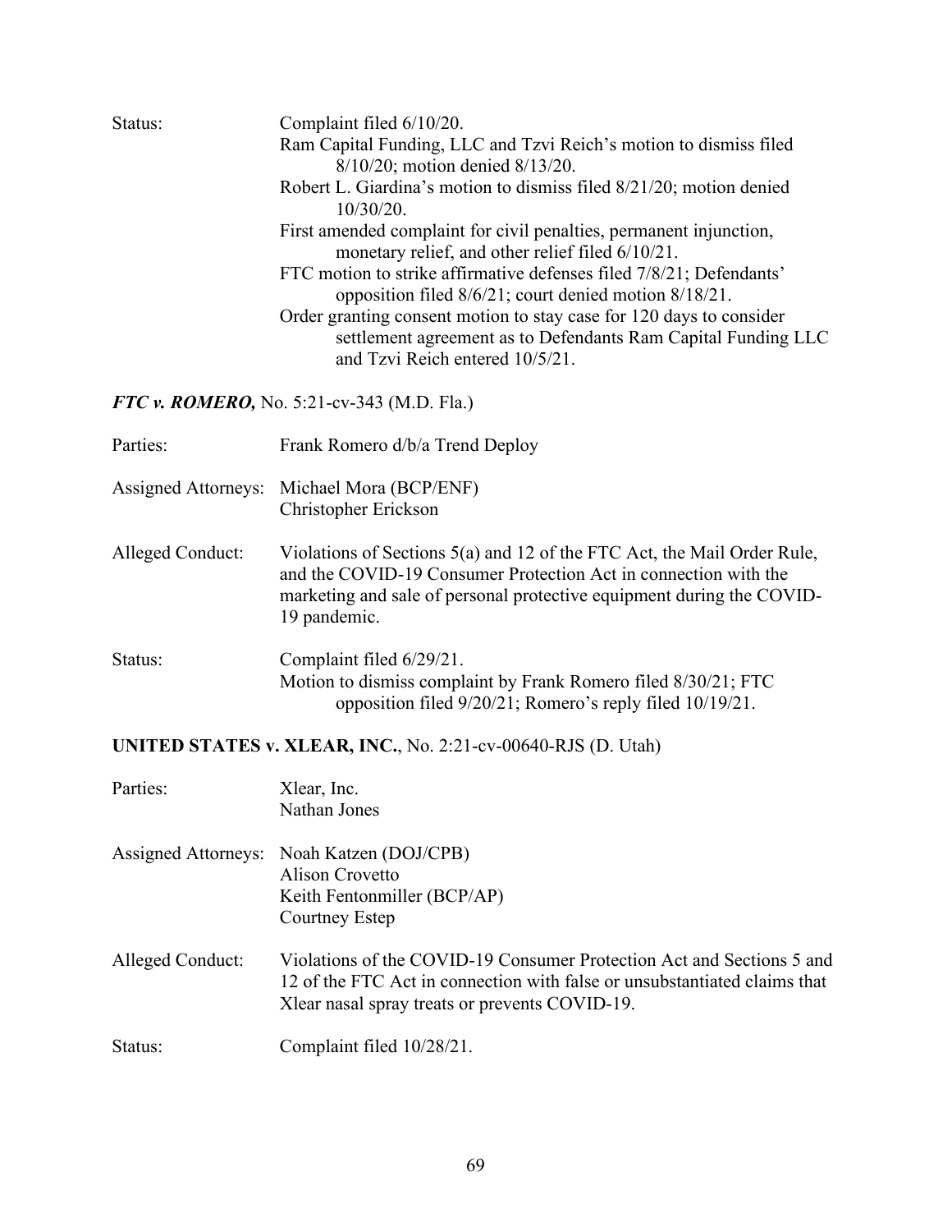Status: Complaint filed 6/10/20.
Ram Capital Funding, LLC and Tzvi Reich's motion to dismiss filed 8/10/20; motion denied 8/13/20.
Robert L. Giardina's motion to dismiss filed 8/21/20; motion denied 10/30/20.
First amended complaint for civil penalties, permanent injunction, monetary relief, and other relief filed 6/10/21.
FTC motion to strike affirmative defenses filed 7/8/21; Defendants' opposition filed 8/6/21; court denied motion 8/18/21.
Order granting consent motion to stay case for 120 days to consider settlement agreement as to Defendants Ram Capital Funding LLC and Tzvi Reich entered 10/5/21.

***FTC v. ROMERO,*** No. 5:21-cv-343 (M.D. Fla.)

Parties: Frank Romero d/b/a Trend Deploy

Assigned Attorneys: Michael Mora (BCP/ENF)
Christopher Erickson

Alleged Conduct: Violations of Sections 5(a) and 12 of the FTC Act, the Mail Order Rule, and the COVID-19 Consumer Protection Act in connection with the marketing and sale of personal protective equipment during the COVID-19 pandemic.

Status: Complaint filed 6/29/21.
Motion to dismiss complaint by Frank Romero filed 8/30/21; FTC opposition filed 9/20/21; Romero's reply filed 10/19/21.

**UNITED STATES v. XLEAR, INC.**, No. 2:21-cv-00640-RJS (D. Utah)

Parties: Xlear, Inc.
Nathan Jones

Assigned Attorneys: Noah Katzen (DOJ/CPB)
Alison Crovetto
Keith Fentonmiller (BCP/AP)
Courtney Estep

Alleged Conduct: Violations of the COVID-19 Consumer Protection Act and Sections 5 and 12 of the FTC Act in connection with false or unsubstantiated claims that Xlear nasal spray treats or prevents COVID-19.

Status: Complaint filed 10/28/21.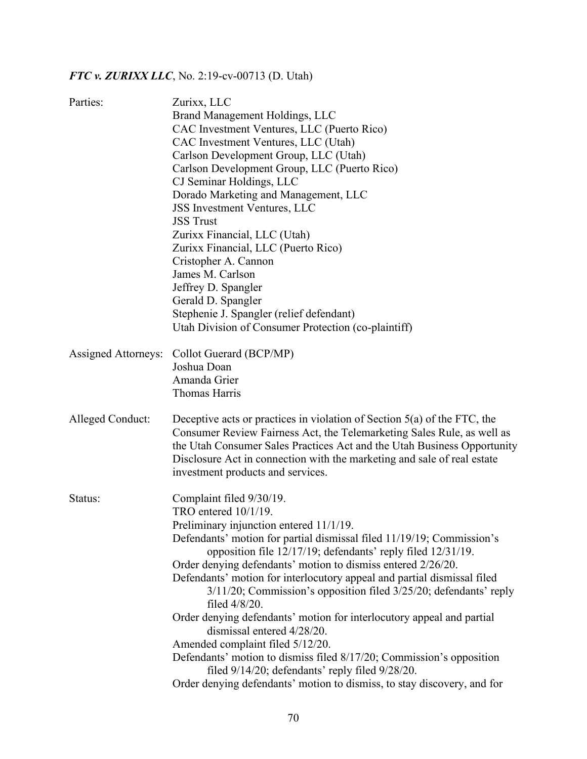***FTC v. ZURIXX LLC***, No. 2:19-cv-00713 (D. Utah)

Parties:

Zurixx, LLC
Brand Management Holdings, LLC
CAC Investment Ventures, LLC (Puerto Rico)
CAC Investment Ventures, LLC (Utah)
Carlson Development Group, LLC (Utah)
Carlson Development Group, LLC (Puerto Rico)
CJ Seminar Holdings, LLC
Dorado Marketing and Management, LLC
JSS Investment Ventures, LLC
JSS Trust
Zurixx Financial, LLC (Utah)
Zurixx Financial, LLC (Puerto Rico)
Cristopher A. Cannon
James M. Carlson
Jeffrey D. Spangler
Gerald D. Spangler
Stephenie J. Spangler (relief defendant)
Utah Division of Consumer Protection (co-plaintiff)

Assigned Attorneys:

Collot Guerard (BCP/MP)
Joshua Doan
Amanda Grier
Thomas Harris

Alleged Conduct:

Deceptive acts or practices in violation of Section 5(a) of the FTC, the Consumer Review Fairness Act, the Telemarketing Sales Rule, as well as the Utah Consumer Sales Practices Act and the Utah Business Opportunity Disclosure Act in connection with the marketing and sale of real estate investment products and services.

Status:

Complaint filed 9/30/19.
TRO entered 10/1/19.
Preliminary injunction entered 11/1/19.
Defendants' motion for partial dismissal filed 11/19/19; Commission's opposition file 12/17/19; defendants' reply filed 12/31/19.
Order denying defendants' motion to dismiss entered 2/26/20.
Defendants' motion for interlocutory appeal and partial dismissal filed 3/11/20; Commission's opposition filed 3/25/20; defendants' reply filed 4/8/20.
Order denying defendants' motion for interlocutory appeal and partial dismissal entered 4/28/20.
Amended complaint filed 5/12/20.
Defendants' motion to dismiss filed 8/17/20; Commission's opposition filed 9/14/20; defendants' reply filed 9/28/20.
Order denying defendants' motion to dismiss, to stay discovery, and for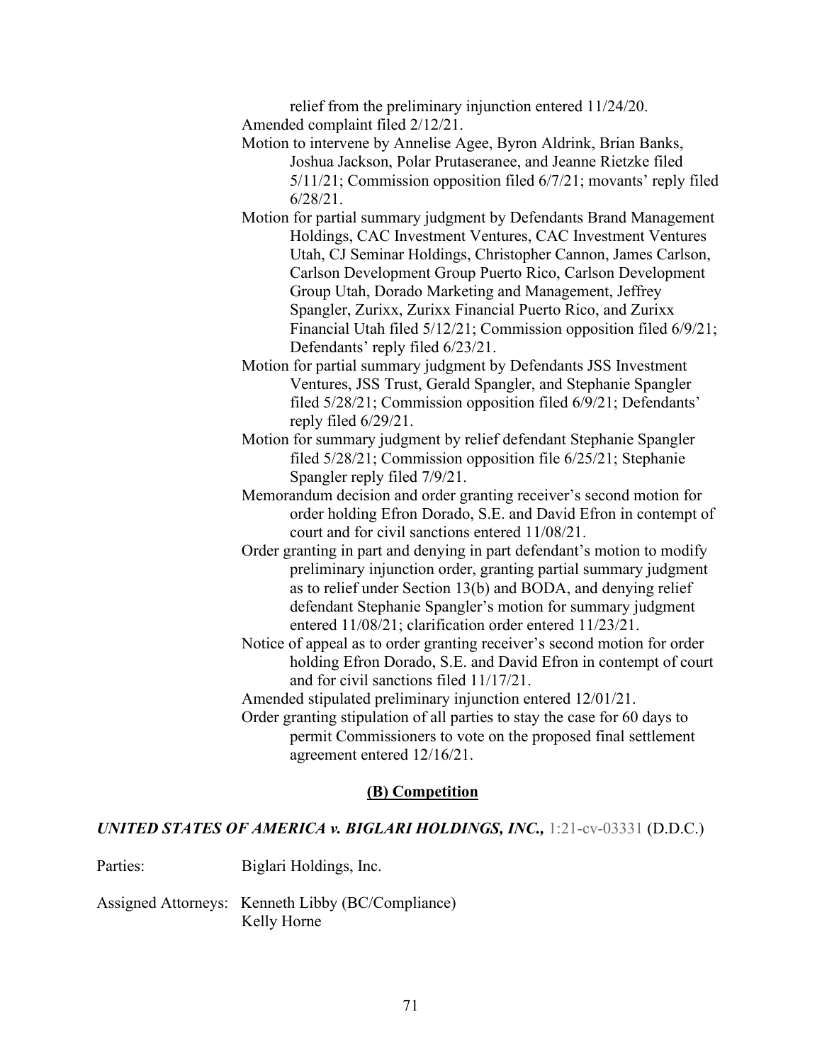relief from the preliminary injunction entered 11/24/20.

Amended complaint filed 2/12/21.

Motion to intervene by Annelise Agee, Byron Aldrink, Brian Banks, Joshua Jackson, Polar Prutaseranee, and Jeanne Rietzke filed 5/11/21; Commission opposition filed 6/7/21; movants' reply filed 6/28/21.

Motion for partial summary judgment by Defendants Brand Management Holdings, CAC Investment Ventures, CAC Investment Ventures Utah, CJ Seminar Holdings, Christopher Cannon, James Carlson, Carlson Development Group Puerto Rico, Carlson Development Group Utah, Dorado Marketing and Management, Jeffrey Spangler, Zurixx, Zurixx Financial Puerto Rico, and Zurixx Financial Utah filed 5/12/21; Commission opposition filed 6/9/21; Defendants' reply filed 6/23/21.

Motion for partial summary judgment by Defendants JSS Investment Ventures, JSS Trust, Gerald Spangler, and Stephanie Spangler filed 5/28/21; Commission opposition filed 6/9/21; Defendants' reply filed 6/29/21.

Motion for summary judgment by relief defendant Stephanie Spangler filed 5/28/21; Commission opposition file 6/25/21; Stephanie Spangler reply filed 7/9/21.

Memorandum decision and order granting receiver's second motion for order holding Efron Dorado, S.E. and David Efron in contempt of court and for civil sanctions entered 11/08/21.

Order granting in part and denying in part defendant's motion to modify preliminary injunction order, granting partial summary judgment as to relief under Section 13(b) and BODA, and denying relief defendant Stephanie Spangler's motion for summary judgment entered 11/08/21; clarification order entered 11/23/21.

Notice of appeal as to order granting receiver's second motion for order holding Efron Dorado, S.E. and David Efron in contempt of court and for civil sanctions filed 11/17/21.

Amended stipulated preliminary injunction entered 12/01/21.

Order granting stipulation of all parties to stay the case for 60 days to permit Commissioners to vote on the proposed final settlement agreement entered 12/16/21.

## **(B) Competition**

### ***UNITED STATES OF AMERICA v. BIGLARI HOLDINGS, INC.,*** 1:21-cv-03331 (D.D.C.)

Parties: Biglari Holdings, Inc.

Assigned Attorneys: Kenneth Libby (BC/Compliance)
Kelly Horne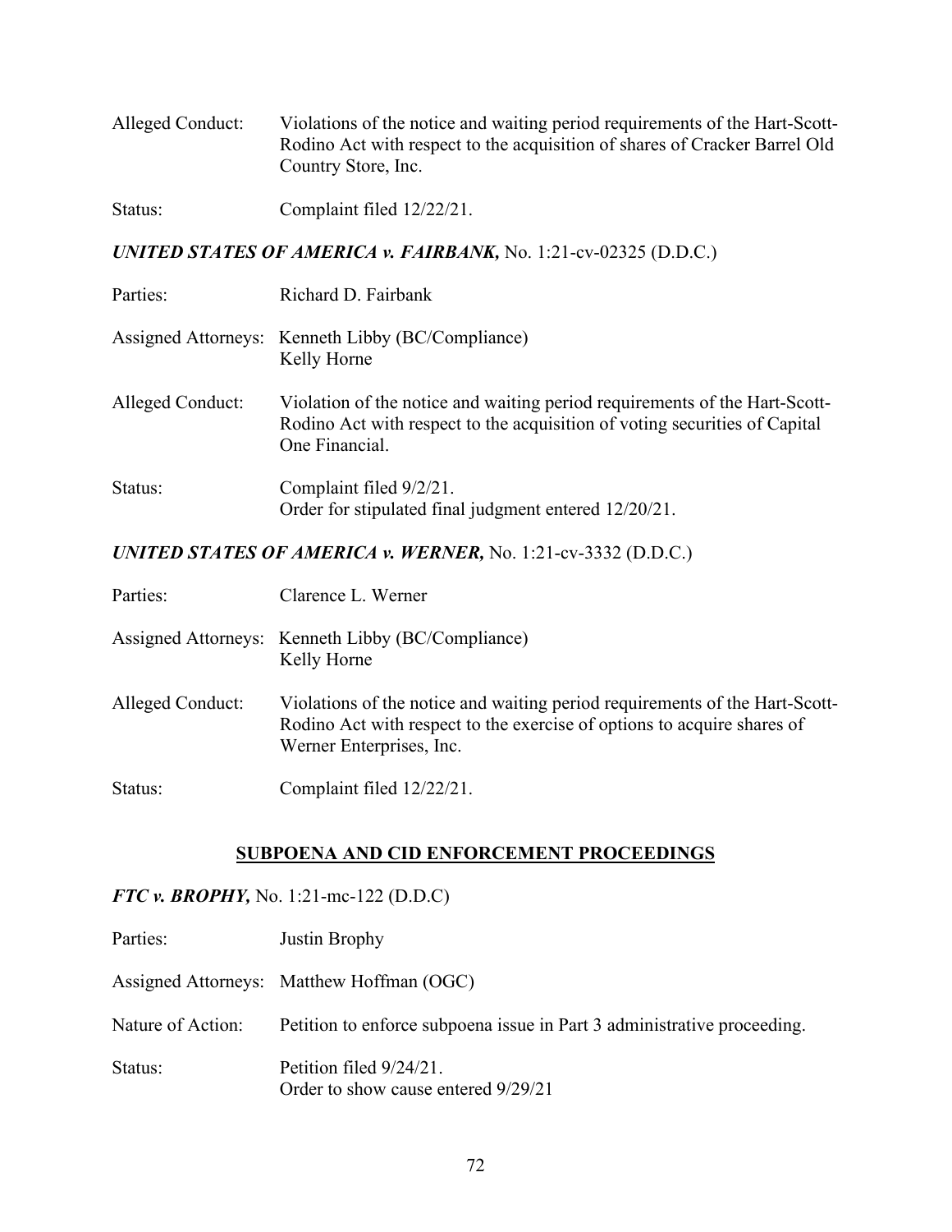Alleged Conduct: Violations of the notice and waiting period requirements of the Hart-Scott-Rodino Act with respect to the acquisition of shares of Cracker Barrel Old Country Store, Inc.

Status: Complaint filed 12/22/21.

### *UNITED STATES OF AMERICA v. FAIRBANK,* No. 1:21-cv-02325 (D.D.C.)

Parties: Richard D. Fairbank

Assigned Attorneys: Kenneth Libby (BC/Compliance)
Kelly Horne

Alleged Conduct: Violation of the notice and waiting period requirements of the Hart-Scott-Rodino Act with respect to the acquisition of voting securities of Capital One Financial.

Status: Complaint filed 9/2/21.
Order for stipulated final judgment entered 12/20/21.

### *UNITED STATES OF AMERICA v. WERNER,* No. 1:21-cv-3332 (D.D.C.)

Parties: Clarence L. Werner

Assigned Attorneys: Kenneth Libby (BC/Compliance)
Kelly Horne

Alleged Conduct: Violations of the notice and waiting period requirements of the Hart-Scott-Rodino Act with respect to the exercise of options to acquire shares of Werner Enterprises, Inc.

Status: Complaint filed 12/22/21.

## SUBPOENA AND CID ENFORCEMENT PROCEEDINGS

### *FTC v. BROPHY,* No. 1:21-mc-122 (D.D.C)

Parties: Justin Brophy

Assigned Attorneys: Matthew Hoffman (OGC)

Nature of Action: Petition to enforce subpoena issue in Part 3 administrative proceeding.

Status: Petition filed 9/24/21.
Order to show cause entered 9/29/21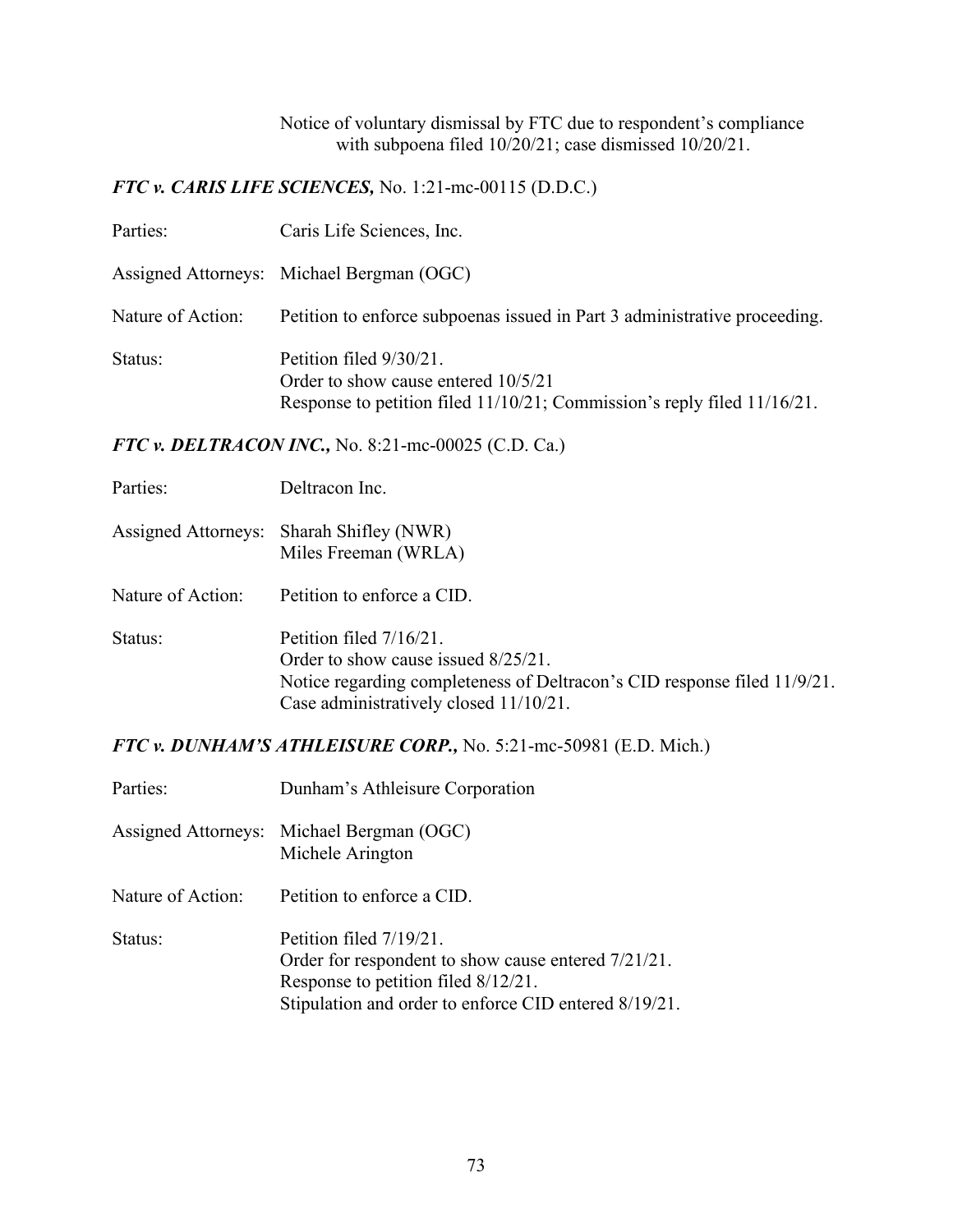Notice of voluntary dismissal by FTC due to respondent's compliance with subpoena filed 10/20/21; case dismissed 10/20/21.

### *FTC v. CARIS LIFE SCIENCES,* No. 1:21-mc-00115 (D.D.C.)

Parties: Caris Life Sciences, Inc.

Assigned Attorneys: Michael Bergman (OGC)

Nature of Action: Petition to enforce subpoenas issued in Part 3 administrative proceeding.

Status: Petition filed 9/30/21.
Order to show cause entered 10/5/21
Response to petition filed 11/10/21; Commission's reply filed 11/16/21.

### *FTC v. DELTRACON INC.,* No. 8:21-mc-00025 (C.D. Ca.)

Parties: Deltracon Inc.

Assigned Attorneys: Sharah Shifley (NWR)
Miles Freeman (WRLA)

Nature of Action: Petition to enforce a CID.

Status: Petition filed 7/16/21.
Order to show cause issued 8/25/21.
Notice regarding completeness of Deltracon's CID response filed 11/9/21.
Case administratively closed 11/10/21.

### *FTC v. DUNHAM'S ATHLEISURE CORP.,* No. 5:21-mc-50981 (E.D. Mich.)

Parties: Dunham's Athleisure Corporation

Assigned Attorneys: Michael Bergman (OGC)
Michele Arington

Nature of Action: Petition to enforce a CID.

Status: Petition filed 7/19/21.
Order for respondent to show cause entered 7/21/21.
Response to petition filed 8/12/21.
Stipulation and order to enforce CID entered 8/19/21.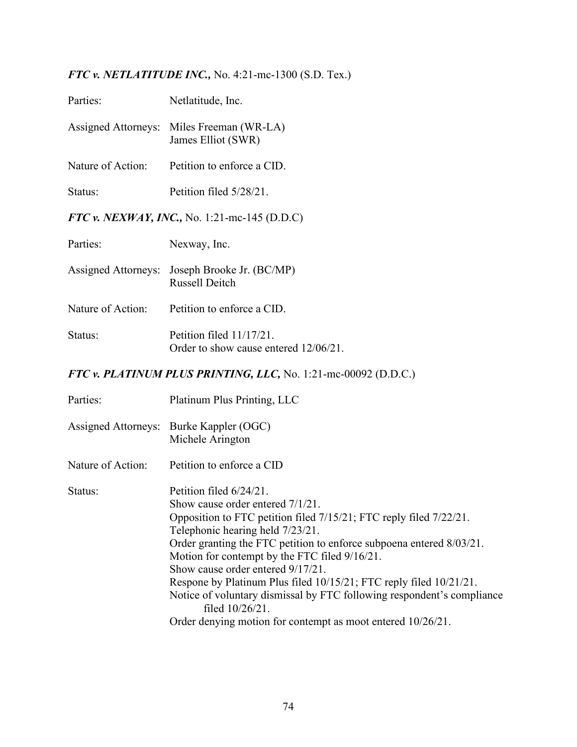***FTC v. NETLATITUDE INC.,*** No. 4:21-mc-1300 (S.D. Tex.)

Parties: Netlatitude, Inc.

Assigned Attorneys: Miles Freeman (WR-LA)
James Elliot (SWR)

Nature of Action: Petition to enforce a CID.

Status: Petition filed 5/28/21.

***FTC v. NEXWAY, INC.,*** No. 1:21-mc-145 (D.D.C)

Parties: Nexway, Inc.

Assigned Attorneys: Joseph Brooke Jr. (BC/MP)
Russell Deitch

Nature of Action: Petition to enforce a CID.

Status: Petition filed 11/17/21.
Order to show cause entered 12/06/21.

***FTC v. PLATINUM PLUS PRINTING, LLC,*** No. 1:21-mc-00092 (D.D.C.)

Parties: Platinum Plus Printing, LLC

Assigned Attorneys: Burke Kappler (OGC)
Michele Arington

Nature of Action: Petition to enforce a CID

Status: Petition filed 6/24/21.
Show cause order entered 7/1/21.
Opposition to FTC petition filed 7/15/21; FTC reply filed 7/22/21.
Telephonic hearing held 7/23/21.
Order granting the FTC petition to enforce subpoena entered 8/03/21.
Motion for contempt by the FTC filed 9/16/21.
Show cause order entered 9/17/21.
Respone by Platinum Plus filed 10/15/21; FTC reply filed 10/21/21.
Notice of voluntary dismissal by FTC following respondent's compliance filed 10/26/21.
Order denying motion for contempt as moot entered 10/26/21.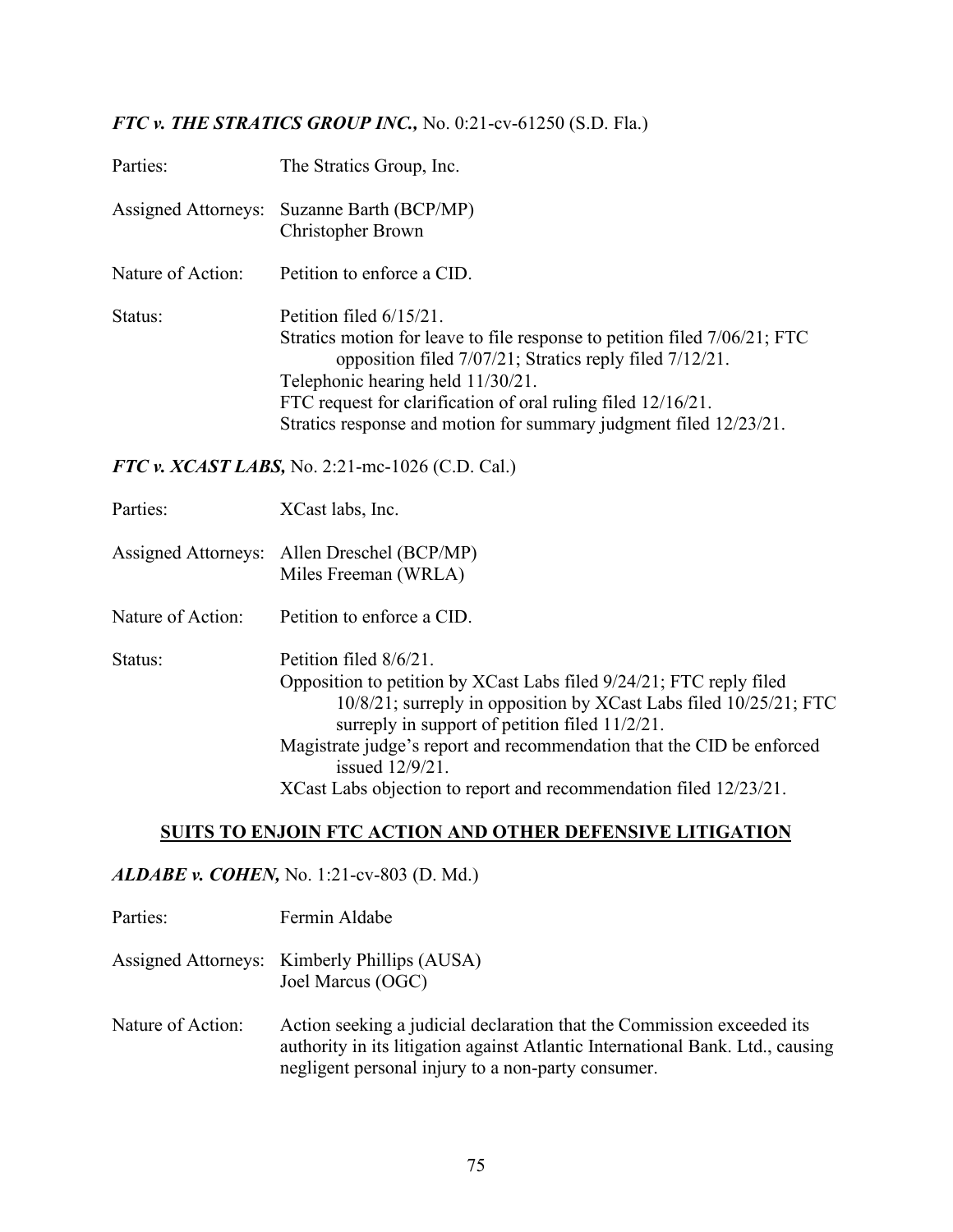***FTC v. THE STRATICS GROUP INC.,*** No. 0:21-cv-61250 (S.D. Fla.)

| | |
|---|---|
| Parties: | The Stratics Group, Inc. |
| Assigned Attorneys: | Suzanne Barth (BCP/MP)<br>Christopher Brown |
| Nature of Action: | Petition to enforce a CID. |
| Status: | Petition filed 6/15/21.<br>Stratics motion for leave to file response to petition filed 7/06/21; FTC opposition filed 7/07/21; Stratics reply filed 7/12/21.<br>Telephonic hearing held 11/30/21.<br>FTC request for clarification of oral ruling filed 12/16/21.<br>Stratics response and motion for summary judgment filed 12/23/21. |

***FTC v. XCAST LABS,*** No. 2:21-mc-1026 (C.D. Cal.)

| | |
|---|---|
| Parties: | XCast labs, Inc. |
| Assigned Attorneys: | Allen Dreschel (BCP/MP)<br>Miles Freeman (WRLA) |
| Nature of Action: | Petition to enforce a CID. |
| Status: | Petition filed 8/6/21.<br>Opposition to petition by XCast Labs filed 9/24/21; FTC reply filed 10/8/21; surreply in opposition by XCast Labs filed 10/25/21; FTC surreply in support of petition filed 11/2/21.<br>Magistrate judge's report and recommendation that the CID be enforced issued 12/9/21.<br>XCast Labs objection to report and recommendation filed 12/23/21. |

## SUITS TO ENJOIN FTC ACTION AND OTHER DEFENSIVE LITIGATION

***ALDABE v. COHEN,*** No. 1:21-cv-803 (D. Md.)

| | |
|---|---|
| Parties: | Fermin Aldabe |
| Assigned Attorneys: | Kimberly Phillips (AUSA)<br>Joel Marcus (OGC) |
| Nature of Action: | Action seeking a judicial declaration that the Commission exceeded its authority in its litigation against Atlantic International Bank. Ltd., causing negligent personal injury to a non-party consumer. |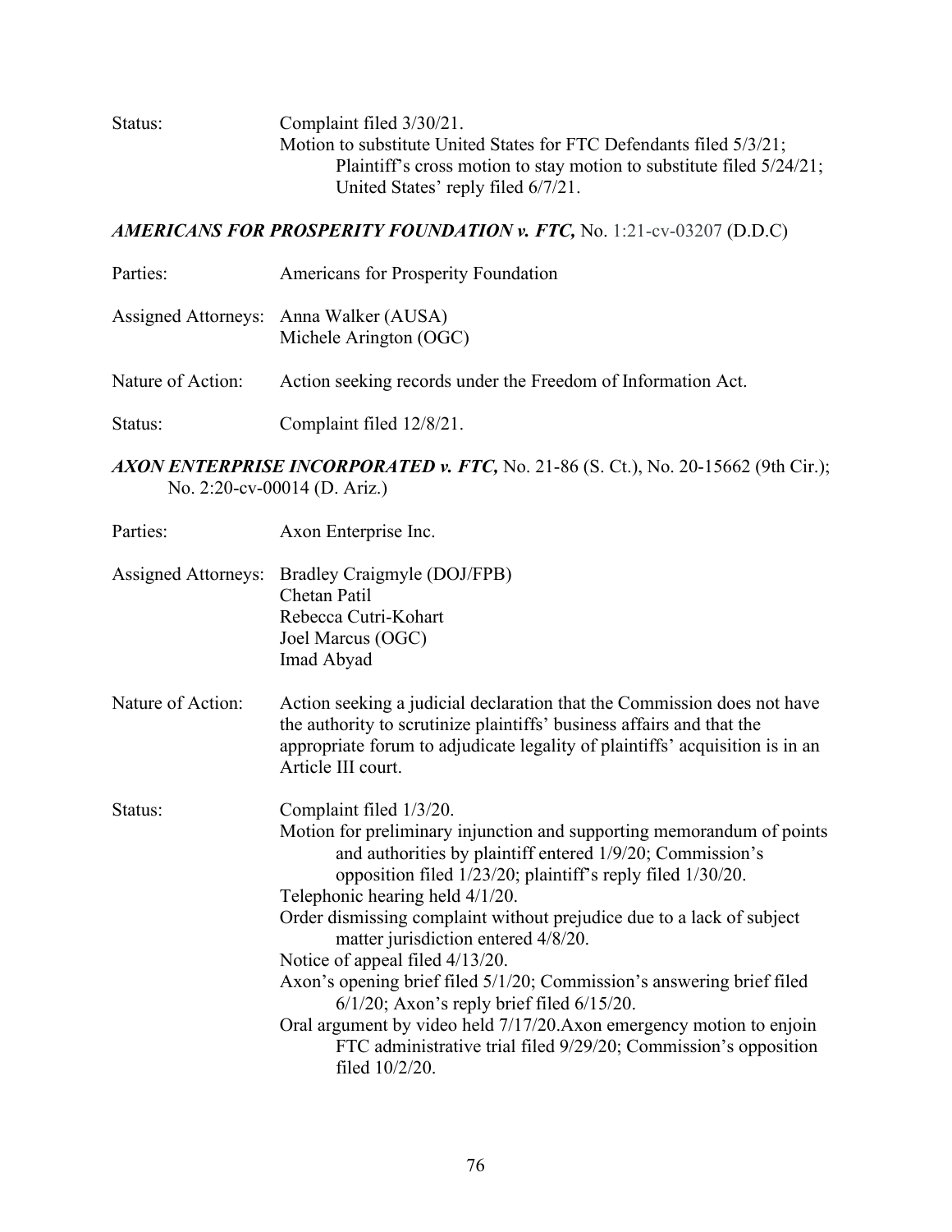Status: Complaint filed 3/30/21.
Motion to substitute United States for FTC Defendants filed 5/3/21; Plaintiff's cross motion to stay motion to substitute filed 5/24/21; United States' reply filed 6/7/21.

***AMERICANS FOR PROSPERITY FOUNDATION v. FTC,*** No. 1:21-cv-03207 (D.D.C)

Parties: Americans for Prosperity Foundation

Assigned Attorneys: Anna Walker (AUSA)
Michele Arington (OGC)

Nature of Action: Action seeking records under the Freedom of Information Act.

Status: Complaint filed 12/8/21.

***AXON ENTERPRISE INCORPORATED v. FTC,*** No. 21-86 (S. Ct.), No. 20-15662 (9th Cir.); No. 2:20-cv-00014 (D. Ariz.)

Parties: Axon Enterprise Inc.

Assigned Attorneys: Bradley Craigmyle (DOJ/FPB)
Chetan Patil
Rebecca Cutri-Kohart
Joel Marcus (OGC)
Imad Abyad

Nature of Action: Action seeking a judicial declaration that the Commission does not have the authority to scrutinize plaintiffs' business affairs and that the appropriate forum to adjudicate legality of plaintiffs' acquisition is in an Article III court.

Status: Complaint filed 1/3/20.
Motion for preliminary injunction and supporting memorandum of points and authorities by plaintiff entered 1/9/20; Commission's opposition filed 1/23/20; plaintiff's reply filed 1/30/20.
Telephonic hearing held 4/1/20.
Order dismissing complaint without prejudice due to a lack of subject matter jurisdiction entered 4/8/20.
Notice of appeal filed 4/13/20.
Axon's opening brief filed 5/1/20; Commission's answering brief filed 6/1/20; Axon's reply brief filed 6/15/20.
Oral argument by video held 7/17/20.Axon emergency motion to enjoin FTC administrative trial filed 9/29/20; Commission's opposition filed 10/2/20.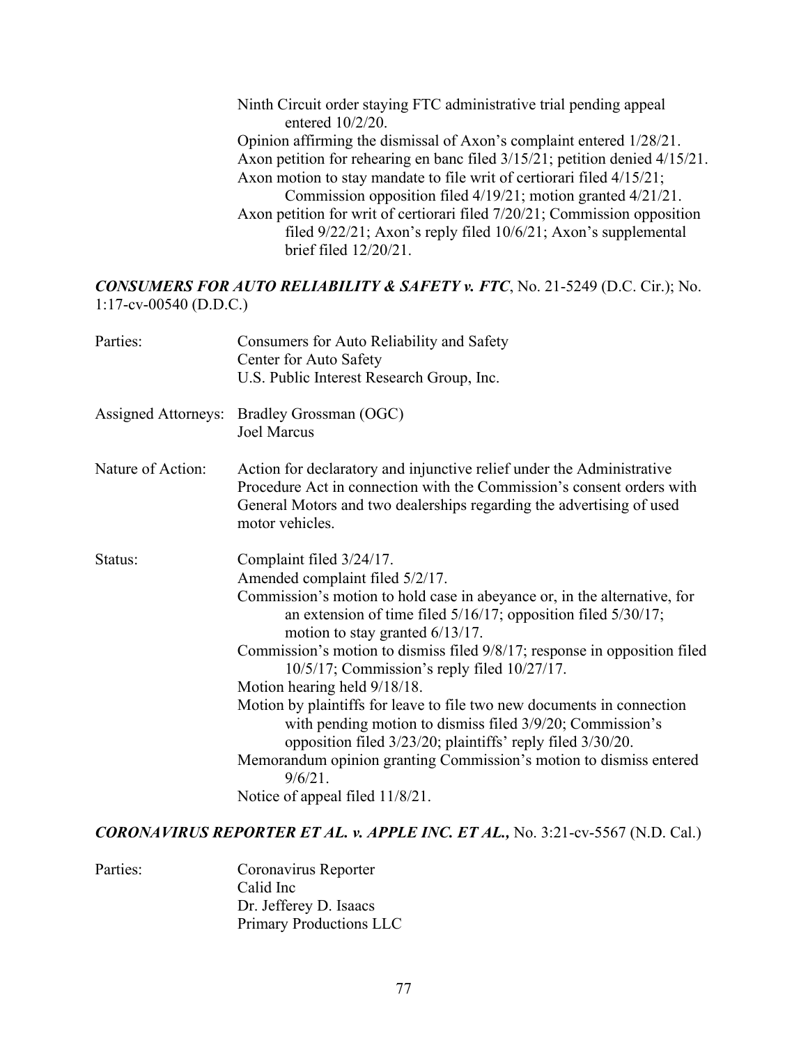Ninth Circuit order staying FTC administrative trial pending appeal entered 10/2/20.
Opinion affirming the dismissal of Axon's complaint entered 1/28/21.
Axon petition for rehearing en banc filed 3/15/21; petition denied 4/15/21.
Axon motion to stay mandate to file writ of certiorari filed 4/15/21; Commission opposition filed 4/19/21; motion granted 4/21/21.
Axon petition for writ of certiorari filed 7/20/21; Commission opposition filed 9/22/21; Axon's reply filed 10/6/21; Axon's supplemental brief filed 12/20/21.

***CONSUMERS FOR AUTO RELIABILITY & SAFETY v. FTC***, No. 21-5249 (D.C. Cir.); No. 1:17-cv-00540 (D.D.C.)

| | |
|---|---|
| Parties: | Consumers for Auto Reliability and Safety<br>Center for Auto Safety<br>U.S. Public Interest Research Group, Inc. |
| Assigned Attorneys: | Bradley Grossman (OGC)<br>Joel Marcus |
| Nature of Action: | Action for declaratory and injunctive relief under the Administrative Procedure Act in connection with the Commission's consent orders with General Motors and two dealerships regarding the advertising of used motor vehicles. |
| Status: | Complaint filed 3/24/17.<br>Amended complaint filed 5/2/17.<br>Commission's motion to hold case in abeyance or, in the alternative, for an extension of time filed 5/16/17; opposition filed 5/30/17; motion to stay granted 6/13/17.<br>Commission's motion to dismiss filed 9/8/17; response in opposition filed 10/5/17; Commission's reply filed 10/27/17.<br>Motion hearing held 9/18/18.<br>Motion by plaintiffs for leave to file two new documents in connection with pending motion to dismiss filed 3/9/20; Commission's opposition filed 3/23/20; plaintiffs' reply filed 3/30/20.<br>Memorandum opinion granting Commission's motion to dismiss entered 9/6/21.<br>Notice of appeal filed 11/8/21. |

***CORONAVIRUS REPORTER ET AL. v. APPLE INC. ET AL.,*** No. 3:21-cv-5567 (N.D. Cal.)

| | |
|---|---|
| Parties: | Coronavirus Reporter<br>Calid Inc<br>Dr. Jefferey D. Isaacs<br>Primary Productions LLC |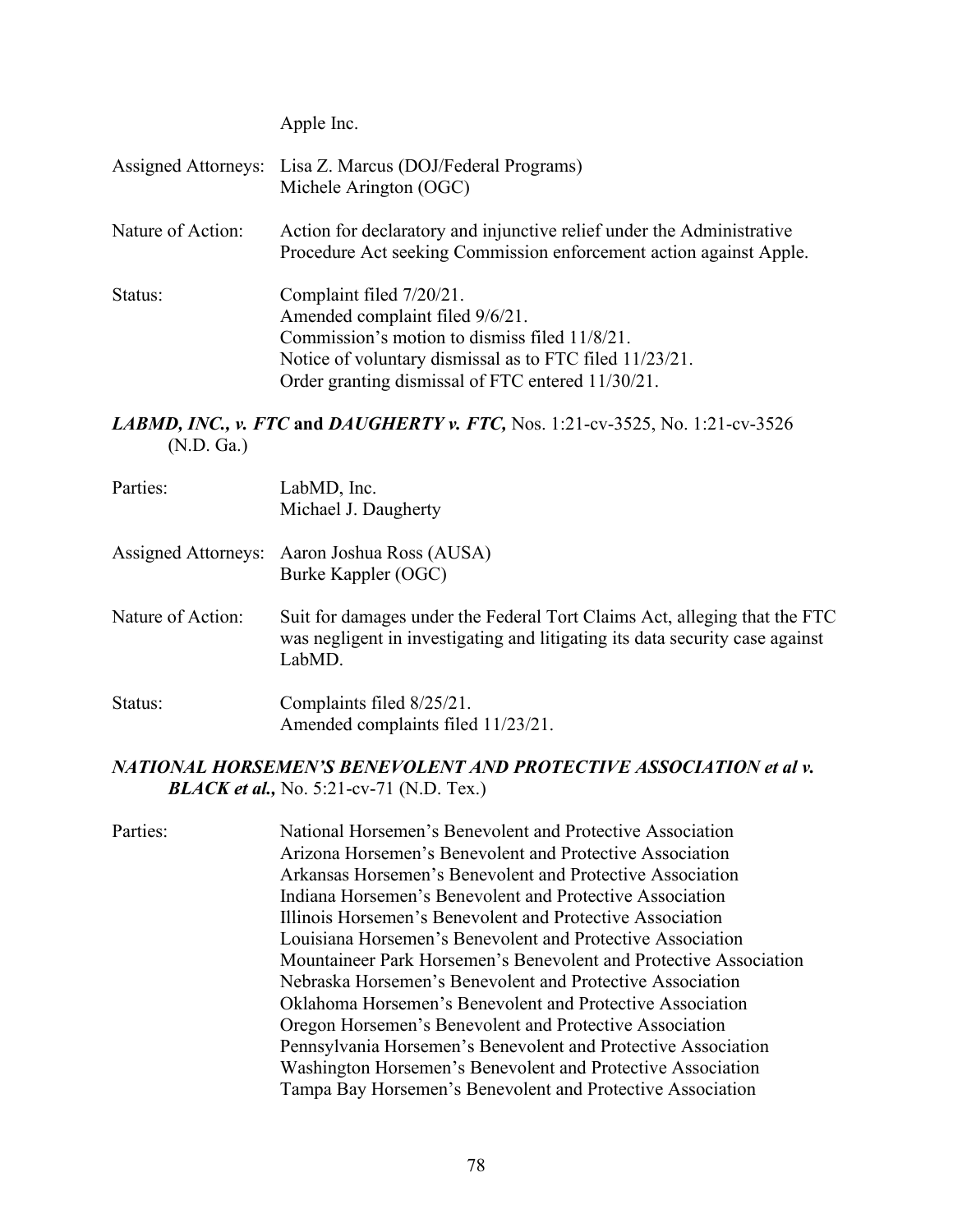Apple Inc.

Assigned Attorneys: Lisa Z. Marcus (DOJ/Federal Programs)
Michele Arington (OGC)

Nature of Action: Action for declaratory and injunctive relief under the Administrative Procedure Act seeking Commission enforcement action against Apple.

Status: Complaint filed 7/20/21.
Amended complaint filed 9/6/21.
Commission's motion to dismiss filed 11/8/21.
Notice of voluntary dismissal as to FTC filed 11/23/21.
Order granting dismissal of FTC entered 11/30/21.

***LABMD, INC., v. FTC* and *DAUGHERTY v. FTC,*** Nos. 1:21-cv-3525, No. 1:21-cv-3526 (N.D. Ga.)

Parties: LabMD, Inc.
Michael J. Daugherty

Assigned Attorneys: Aaron Joshua Ross (AUSA)
Burke Kappler (OGC)

Nature of Action: Suit for damages under the Federal Tort Claims Act, alleging that the FTC was negligent in investigating and litigating its data security case against LabMD.

Status: Complaints filed 8/25/21.
Amended complaints filed 11/23/21.

***NATIONAL HORSEMEN'S BENEVOLENT AND PROTECTIVE ASSOCIATION et al v. BLACK et al.,*** No. 5:21-cv-71 (N.D. Tex.)

Parties: National Horsemen's Benevolent and Protective Association
Arizona Horsemen's Benevolent and Protective Association
Arkansas Horsemen's Benevolent and Protective Association
Indiana Horsemen's Benevolent and Protective Association
Illinois Horsemen's Benevolent and Protective Association
Louisiana Horsemen's Benevolent and Protective Association
Mountaineer Park Horsemen's Benevolent and Protective Association
Nebraska Horsemen's Benevolent and Protective Association
Oklahoma Horsemen's Benevolent and Protective Association
Oregon Horsemen's Benevolent and Protective Association
Pennsylvania Horsemen's Benevolent and Protective Association
Washington Horsemen's Benevolent and Protective Association
Tampa Bay Horsemen's Benevolent and Protective Association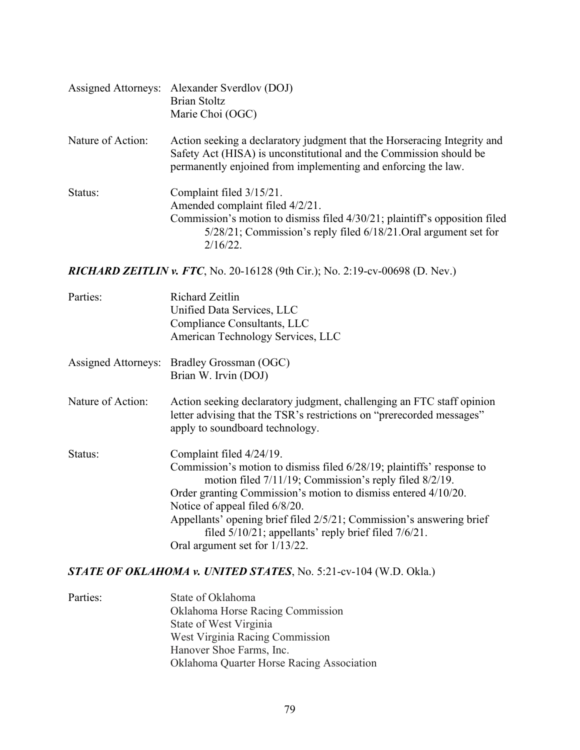Assigned Attorneys: Alexander Sverdlov (DOJ)
Brian Stoltz
Marie Choi (OGC)

Nature of Action: Action seeking a declaratory judgment that the Horseracing Integrity and Safety Act (HISA) is unconstitutional and the Commission should be permanently enjoined from implementing and enforcing the law.

Status: Complaint filed 3/15/21.
Amended complaint filed 4/2/21.
Commission's motion to dismiss filed 4/30/21; plaintiff's opposition filed 5/28/21; Commission's reply filed 6/18/21.Oral argument set for 2/16/22.

***RICHARD ZEITLIN v. FTC***, No. 20-16128 (9th Cir.); No. 2:19-cv-00698 (D. Nev.)

Parties: Richard Zeitlin
Unified Data Services, LLC
Compliance Consultants, LLC
American Technology Services, LLC

Assigned Attorneys: Bradley Grossman (OGC)
Brian W. Irvin (DOJ)

Nature of Action: Action seeking declaratory judgment, challenging an FTC staff opinion letter advising that the TSR's restrictions on "prerecorded messages" apply to soundboard technology.

Status: Complaint filed 4/24/19.
Commission's motion to dismiss filed 6/28/19; plaintiffs' response to motion filed 7/11/19; Commission's reply filed 8/2/19.
Order granting Commission's motion to dismiss entered 4/10/20.
Notice of appeal filed 6/8/20.
Appellants' opening brief filed 2/5/21; Commission's answering brief filed 5/10/21; appellants' reply brief filed 7/6/21.
Oral argument set for 1/13/22.

***STATE OF OKLAHOMA v. UNITED STATES***, No. 5:21-cv-104 (W.D. Okla.)

Parties: State of Oklahoma
Oklahoma Horse Racing Commission
State of West Virginia
West Virginia Racing Commission
Hanover Shoe Farms, Inc.
Oklahoma Quarter Horse Racing Association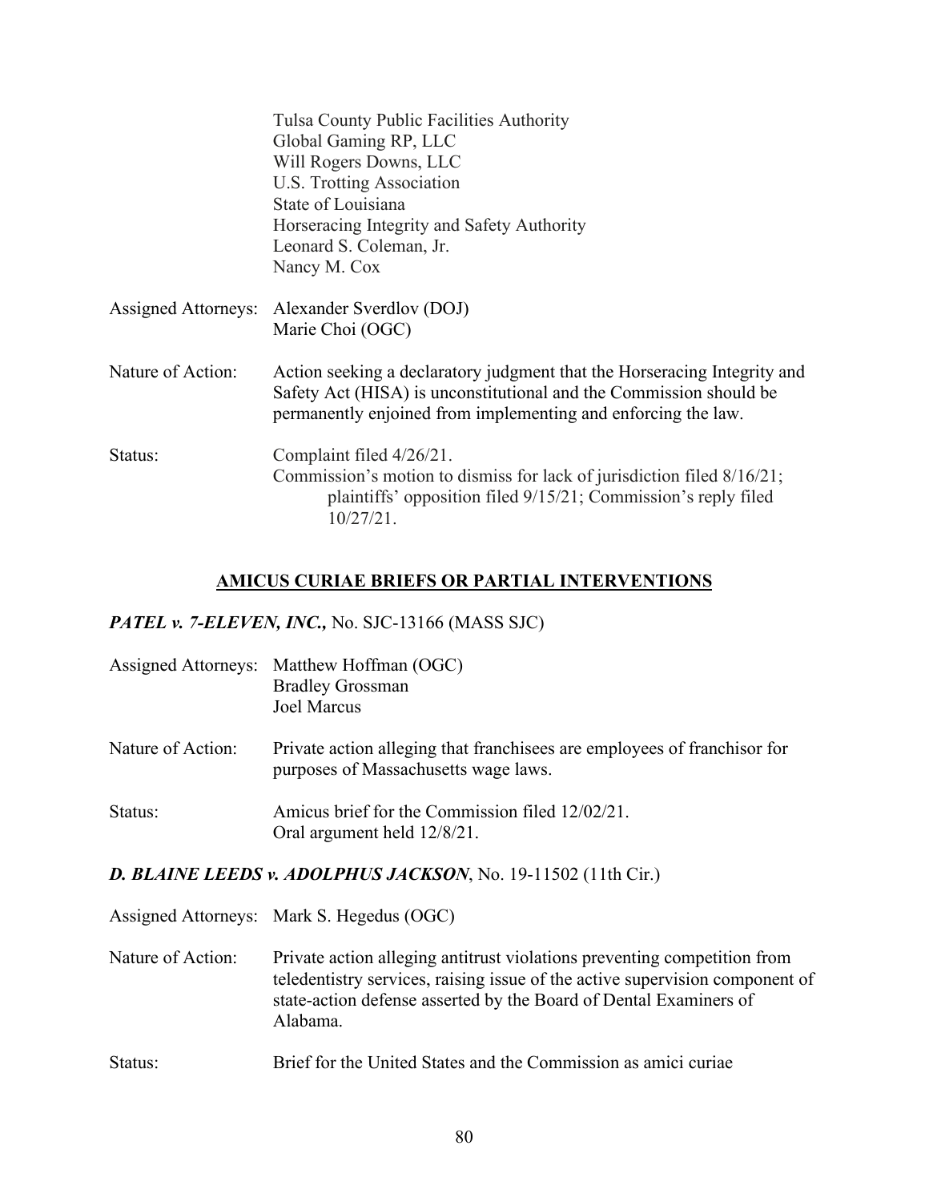Tulsa County Public Facilities Authority
Global Gaming RP, LLC
Will Rogers Downs, LLC
U.S. Trotting Association
State of Louisiana
Horseracing Integrity and Safety Authority
Leonard S. Coleman, Jr.
Nancy M. Cox

Assigned Attorneys: Alexander Sverdlov (DOJ)
Marie Choi (OGC)

Nature of Action: Action seeking a declaratory judgment that the Horseracing Integrity and Safety Act (HISA) is unconstitutional and the Commission should be permanently enjoined from implementing and enforcing the law.

Status: Complaint filed 4/26/21.
Commission's motion to dismiss for lack of jurisdiction filed 8/16/21; plaintiffs' opposition filed 9/15/21; Commission's reply filed 10/27/21.

## AMICUS CURIAE BRIEFS OR PARTIAL INTERVENTIONS

***PATEL v. 7-ELEVEN, INC.,*** No. SJC-13166 (MASS SJC)

Assigned Attorneys: Matthew Hoffman (OGC)
Bradley Grossman
Joel Marcus

Nature of Action: Private action alleging that franchisees are employees of franchisor for purposes of Massachusetts wage laws.

Status: Amicus brief for the Commission filed 12/02/21.
Oral argument held 12/8/21.

***D. BLAINE LEEDS v. ADOLPHUS JACKSON***, No. 19-11502 (11th Cir.)

Assigned Attorneys: Mark S. Hegedus (OGC)

Nature of Action: Private action alleging antitrust violations preventing competition from teledentistry services, raising issue of the active supervision component of state-action defense asserted by the Board of Dental Examiners of Alabama.

Status: Brief for the United States and the Commission as amici curiae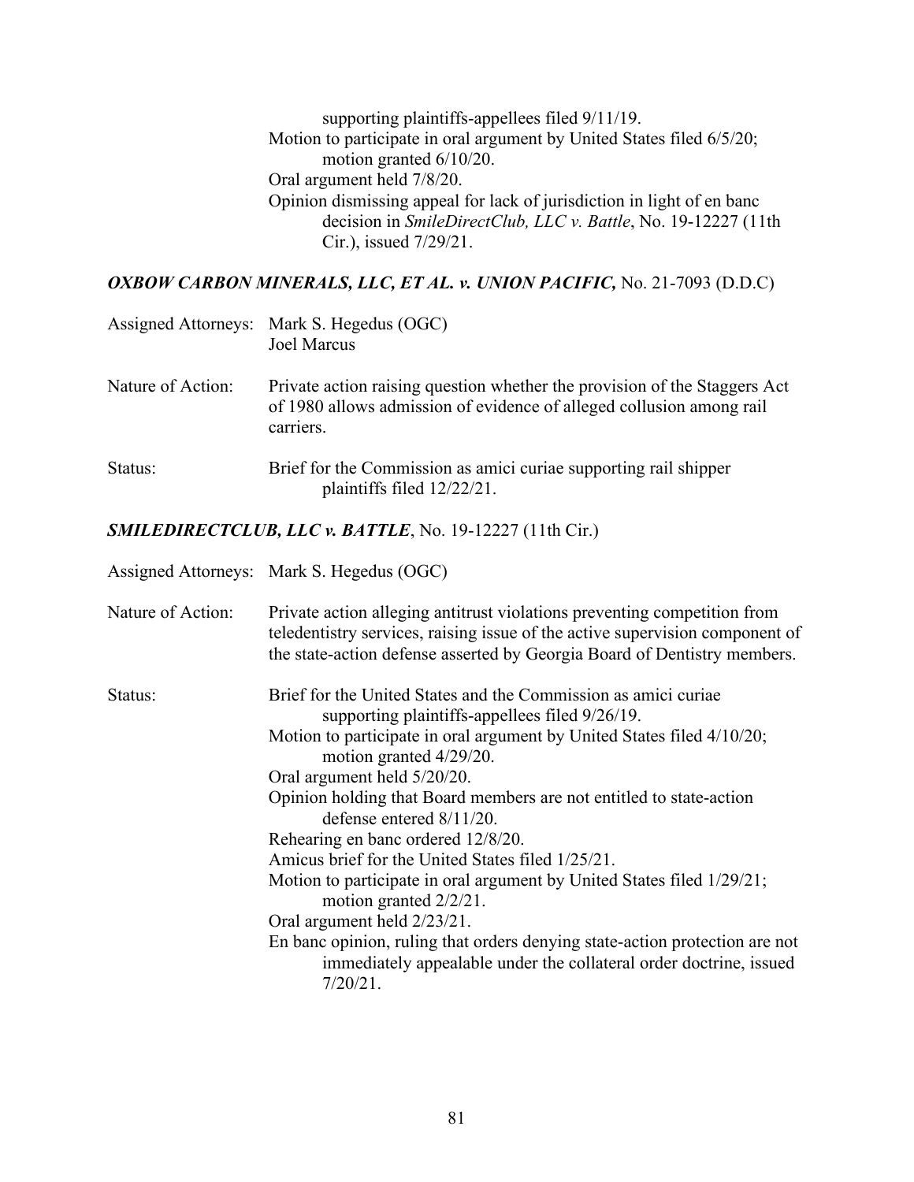supporting plaintiffs-appellees filed 9/11/19.
Motion to participate in oral argument by United States filed 6/5/20; motion granted 6/10/20.
Oral argument held 7/8/20.
Opinion dismissing appeal for lack of jurisdiction in light of en banc decision in *SmileDirectClub, LLC v. Battle*, No. 19-12227 (11th Cir.), issued 7/29/21.

### ***OXBOW CARBON MINERALS, LLC, ET AL. v. UNION PACIFIC,*** No. 21-7093 (D.D.C)

Assigned Attorneys: Mark S. Hegedus (OGC)
Joel Marcus

Nature of Action: Private action raising question whether the provision of the Staggers Act of 1980 allows admission of evidence of alleged collusion among rail carriers.

Status: Brief for the Commission as amici curiae supporting rail shipper plaintiffs filed 12/22/21.

### ***SMILEDIRECTCLUB, LLC v. BATTLE***, No. 19-12227 (11th Cir.)

Assigned Attorneys: Mark S. Hegedus (OGC)

Nature of Action: Private action alleging antitrust violations preventing competition from teledentistry services, raising issue of the active supervision component of the state-action defense asserted by Georgia Board of Dentistry members.

Status: Brief for the United States and the Commission as amici curiae supporting plaintiffs-appellees filed 9/26/19.
Motion to participate in oral argument by United States filed 4/10/20; motion granted 4/29/20.
Oral argument held 5/20/20.
Opinion holding that Board members are not entitled to state-action defense entered 8/11/20.
Rehearing en banc ordered 12/8/20.
Amicus brief for the United States filed 1/25/21.
Motion to participate in oral argument by United States filed 1/29/21; motion granted 2/2/21.
Oral argument held 2/23/21.
En banc opinion, ruling that orders denying state-action protection are not immediately appealable under the collateral order doctrine, issued 7/20/21.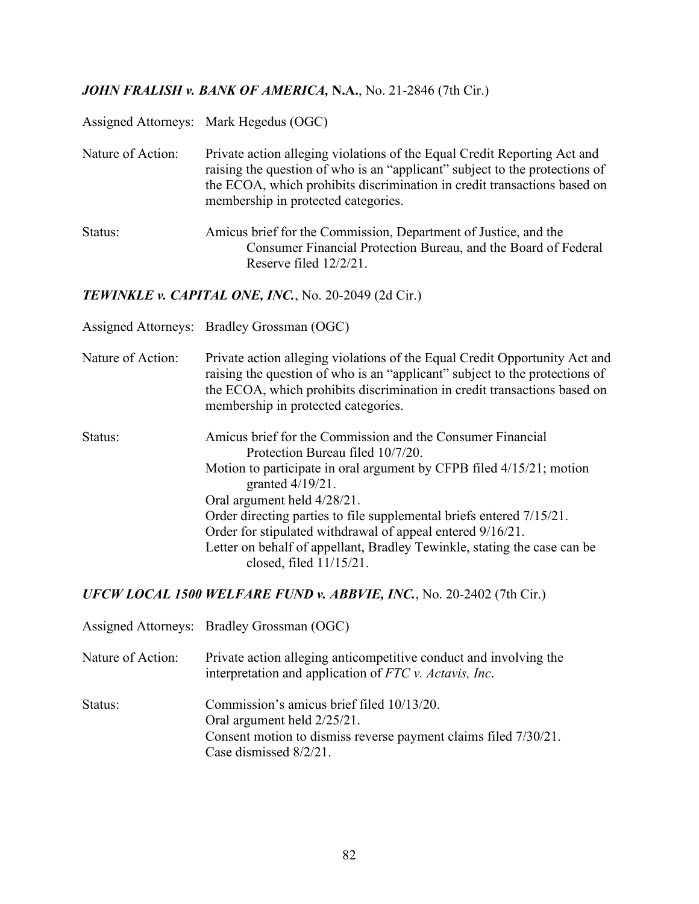***JOHN FRALISH v. BANK OF AMERICA,* N.A.**, No. 21-2846 (7th Cir.)

Assigned Attorneys: Mark Hegedus (OGC)

Nature of Action: Private action alleging violations of the Equal Credit Reporting Act and raising the question of who is an "applicant" subject to the protections of the ECOA, which prohibits discrimination in credit transactions based on membership in protected categories.

Status: Amicus brief for the Commission, Department of Justice, and the Consumer Financial Protection Bureau, and the Board of Federal Reserve filed 12/2/21.

***TEWINKLE v. CAPITAL ONE, INC.***, No. 20-2049 (2d Cir.)

Assigned Attorneys: Bradley Grossman (OGC)

Nature of Action: Private action alleging violations of the Equal Credit Opportunity Act and raising the question of who is an "applicant" subject to the protections of the ECOA, which prohibits discrimination in credit transactions based on membership in protected categories.

Status: Amicus brief for the Commission and the Consumer Financial Protection Bureau filed 10/7/20.
Motion to participate in oral argument by CFPB filed 4/15/21; motion granted 4/19/21.
Oral argument held 4/28/21.
Order directing parties to file supplemental briefs entered 7/15/21.
Order for stipulated withdrawal of appeal entered 9/16/21.
Letter on behalf of appellant, Bradley Tewinkle, stating the case can be closed, filed 11/15/21.

***UFCW LOCAL 1500 WELFARE FUND v. ABBVIE, INC.***, No. 20-2402 (7th Cir.)

Assigned Attorneys: Bradley Grossman (OGC)

Nature of Action: Private action alleging anticompetitive conduct and involving the interpretation and application of *FTC v. Actavis, Inc*.

Status: Commission's amicus brief filed 10/13/20.
Oral argument held 2/25/21.
Consent motion to dismiss reverse payment claims filed 7/30/21.
Case dismissed 8/2/21.